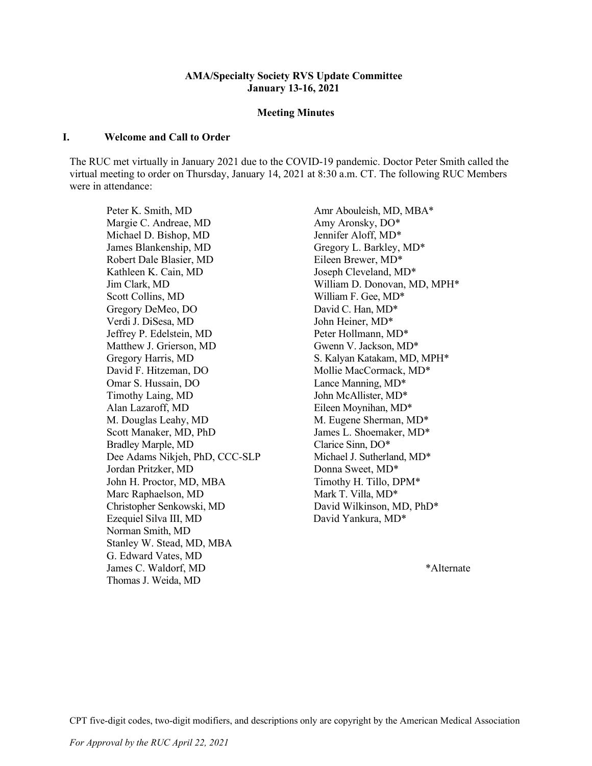**AMA/Specialty Society RVS Update Committee**
**January 13-16, 2021**

**Meeting Minutes**

## I. Welcome and Call to Order

The RUC met virtually in January 2021 due to the COVID-19 pandemic. Doctor Peter Smith called the virtual meeting to order on Thursday, January 14, 2021 at 8:30 a.m. CT. The following RUC Members were in attendance:

Peter K. Smith, MD
Margie C. Andreae, MD
Michael D. Bishop, MD
James Blankenship, MD
Robert Dale Blasier, MD
Kathleen K. Cain, MD
Jim Clark, MD
Scott Collins, MD
Gregory DeMeo, DO
Verdi J. DiSesa, MD
Jeffrey P. Edelstein, MD
Matthew J. Grierson, MD
Gregory Harris, MD
David F. Hitzeman, DO
Omar S. Hussain, DO
Timothy Laing, MD
Alan Lazaroff, MD
M. Douglas Leahy, MD
Scott Manaker, MD, PhD
Bradley Marple, MD
Dee Adams Nikjeh, PhD, CCC-SLP
Jordan Pritzker, MD
John H. Proctor, MD, MBA
Marc Raphaelson, MD
Christopher Senkowski, MD
Ezequiel Silva III, MD
Norman Smith, MD
Stanley W. Stead, MD, MBA
G. Edward Vates, MD
James C. Waldorf, MD
Thomas J. Weida, MD

Amr Abouleish, MD, MBA*
Amy Aronsky, DO*
Jennifer Aloff, MD*
Gregory L. Barkley, MD*
Eileen Brewer, MD*
Joseph Cleveland, MD*
William D. Donovan, MD, MPH*
William F. Gee, MD*
David C. Han, MD*
John Heiner, MD*
Peter Hollmann, MD*
Gwenn V. Jackson, MD*
S. Kalyan Katakam, MD, MPH*
Mollie MacCormack, MD*
Lance Manning, MD*
John McAllister, MD*
Eileen Moynihan, MD*
M. Eugene Sherman, MD*
James L. Shoemaker, MD*
Clarice Sinn, DO*
Michael J. Sutherland, MD*
Donna Sweet, MD*
Timothy H. Tillo, DPM*
Mark T. Villa, MD*
David Wilkinson, MD, PhD*
David Yankura, MD*

*Alternate

CPT five-digit codes, two-digit modifiers, and descriptions only are copyright by the American Medical Association

*For Approval by the RUC April 22, 2021*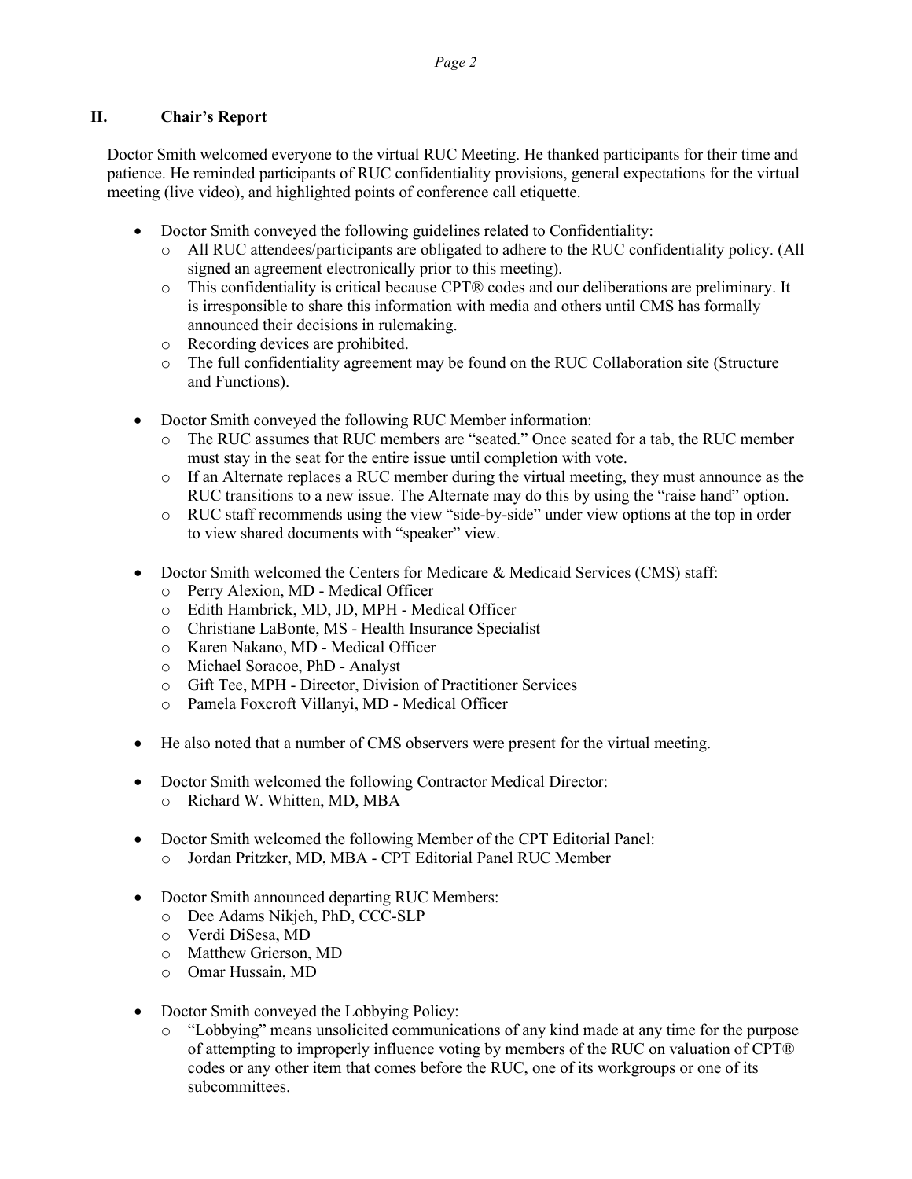## II. Chair's Report

Doctor Smith welcomed everyone to the virtual RUC Meeting. He thanked participants for their time and patience. He reminded participants of RUC confidentiality provisions, general expectations for the virtual meeting (live video), and highlighted points of conference call etiquette.

- Doctor Smith conveyed the following guidelines related to Confidentiality:
  - All RUC attendees/participants are obligated to adhere to the RUC confidentiality policy. (All signed an agreement electronically prior to this meeting).
  - This confidentiality is critical because CPT® codes and our deliberations are preliminary. It is irresponsible to share this information with media and others until CMS has formally announced their decisions in rulemaking.
  - Recording devices are prohibited.
  - The full confidentiality agreement may be found on the RUC Collaboration site (Structure and Functions).

- Doctor Smith conveyed the following RUC Member information:
  - The RUC assumes that RUC members are "seated." Once seated for a tab, the RUC member must stay in the seat for the entire issue until completion with vote.
  - If an Alternate replaces a RUC member during the virtual meeting, they must announce as the RUC transitions to a new issue. The Alternate may do this by using the "raise hand" option.
  - RUC staff recommends using the view "side-by-side" under view options at the top in order to view shared documents with "speaker" view.

- Doctor Smith welcomed the Centers for Medicare & Medicaid Services (CMS) staff:
  - Perry Alexion, MD - Medical Officer
  - Edith Hambrick, MD, JD, MPH - Medical Officer
  - Christiane LaBonte, MS - Health Insurance Specialist
  - Karen Nakano, MD - Medical Officer
  - Michael Soracoe, PhD - Analyst
  - Gift Tee, MPH - Director, Division of Practitioner Services
  - Pamela Foxcroft Villanyi, MD - Medical Officer

- He also noted that a number of CMS observers were present for the virtual meeting.

- Doctor Smith welcomed the following Contractor Medical Director:
  - Richard W. Whitten, MD, MBA

- Doctor Smith welcomed the following Member of the CPT Editorial Panel:
  - Jordan Pritzker, MD, MBA - CPT Editorial Panel RUC Member

- Doctor Smith announced departing RUC Members:
  - Dee Adams Nikjeh, PhD, CCC-SLP
  - Verdi DiSesa, MD
  - Matthew Grierson, MD
  - Omar Hussain, MD

- Doctor Smith conveyed the Lobbying Policy:
  - "Lobbying" means unsolicited communications of any kind made at any time for the purpose of attempting to improperly influence voting by members of the RUC on valuation of CPT® codes or any other item that comes before the RUC, one of its workgroups or one of its subcommittees.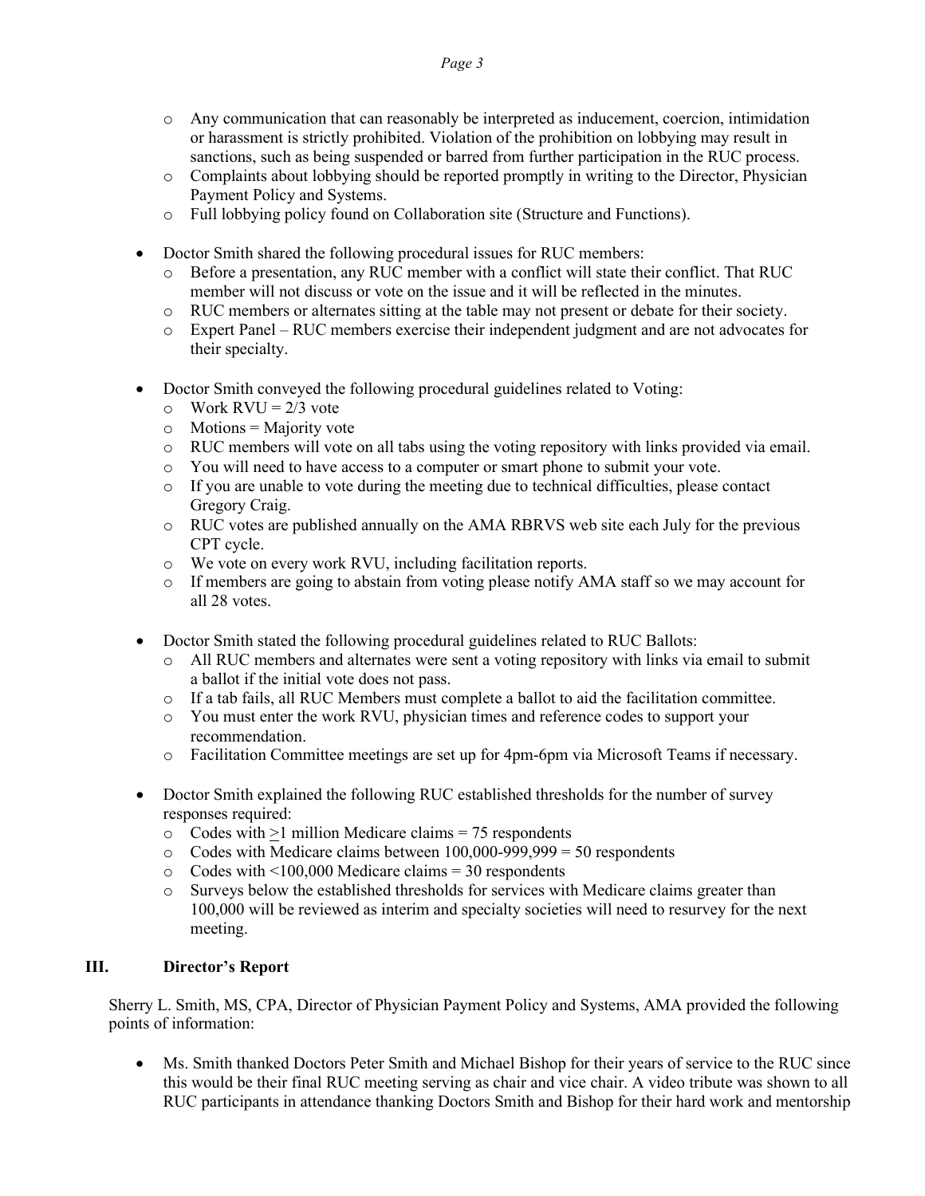- Any communication that can reasonably be interpreted as inducement, coercion, intimidation or harassment is strictly prohibited. Violation of the prohibition on lobbying may result in sanctions, such as being suspended or barred from further participation in the RUC process.
  - Complaints about lobbying should be reported promptly in writing to the Director, Physician Payment Policy and Systems.
  - Full lobbying policy found on Collaboration site (Structure and Functions).

- Doctor Smith shared the following procedural issues for RUC members:
  - Before a presentation, any RUC member with a conflict will state their conflict. That RUC member will not discuss or vote on the issue and it will be reflected in the minutes.
  - RUC members or alternates sitting at the table may not present or debate for their society.
  - Expert Panel – RUC members exercise their independent judgment and are not advocates for their specialty.

- Doctor Smith conveyed the following procedural guidelines related to Voting:
  - Work RVU = 2/3 vote
  - Motions = Majority vote
  - RUC members will vote on all tabs using the voting repository with links provided via email.
  - You will need to have access to a computer or smart phone to submit your vote.
  - If you are unable to vote during the meeting due to technical difficulties, please contact Gregory Craig.
  - RUC votes are published annually on the AMA RBRVS web site each July for the previous CPT cycle.
  - We vote on every work RVU, including facilitation reports.
  - If members are going to abstain from voting please notify AMA staff so we may account for all 28 votes.

- Doctor Smith stated the following procedural guidelines related to RUC Ballots:
  - All RUC members and alternates were sent a voting repository with links via email to submit a ballot if the initial vote does not pass.
  - If a tab fails, all RUC Members must complete a ballot to aid the facilitation committee.
  - You must enter the work RVU, physician times and reference codes to support your recommendation.
  - Facilitation Committee meetings are set up for 4pm-6pm via Microsoft Teams if necessary.

- Doctor Smith explained the following RUC established thresholds for the number of survey responses required:
  - Codes with ≥1 million Medicare claims = 75 respondents
  - Codes with Medicare claims between 100,000-999,999 = 50 respondents
  - Codes with <100,000 Medicare claims = 30 respondents
  - Surveys below the established thresholds for services with Medicare claims greater than 100,000 will be reviewed as interim and specialty societies will need to resurvey for the next meeting.

## III. Director's Report

Sherry L. Smith, MS, CPA, Director of Physician Payment Policy and Systems, AMA provided the following points of information:

- Ms. Smith thanked Doctors Peter Smith and Michael Bishop for their years of service to the RUC since this would be their final RUC meeting serving as chair and vice chair. A video tribute was shown to all RUC participants in attendance thanking Doctors Smith and Bishop for their hard work and mentorship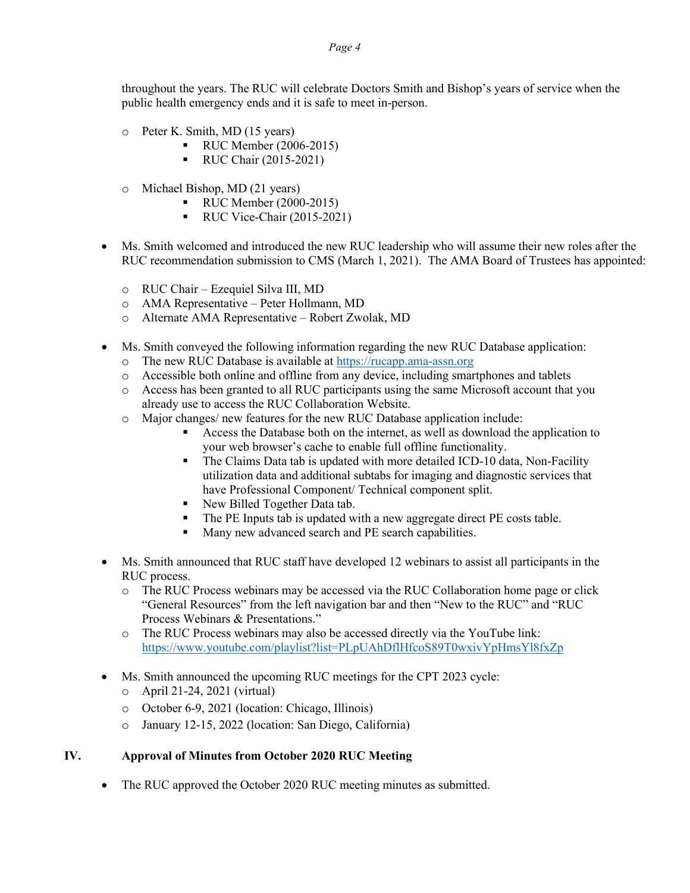throughout the years. The RUC will celebrate Doctors Smith and Bishop's years of service when the public health emergency ends and it is safe to meet in-person.

- Peter K. Smith, MD (15 years)
  - RUC Member (2006-2015)
  - RUC Chair (2015-2021)

- Michael Bishop, MD (21 years)
  - RUC Member (2000-2015)
  - RUC Vice-Chair (2015-2021)

- Ms. Smith welcomed and introduced the new RUC leadership who will assume their new roles after the RUC recommendation submission to CMS (March 1, 2021). The AMA Board of Trustees has appointed:
  - RUC Chair – Ezequiel Silva III, MD
  - AMA Representative – Peter Hollmann, MD
  - Alternate AMA Representative – Robert Zwolak, MD

- Ms. Smith conveyed the following information regarding the new RUC Database application:
  - The new RUC Database is available at https://rucapp.ama-assn.org
  - Accessible both online and offline from any device, including smartphones and tablets
  - Access has been granted to all RUC participants using the same Microsoft account that you already use to access the RUC Collaboration Website.
  - Major changes/ new features for the new RUC Database application include:
    - Access the Database both on the internet, as well as download the application to your web browser's cache to enable full offline functionality.
    - The Claims Data tab is updated with more detailed ICD-10 data, Non-Facility utilization data and additional subtabs for imaging and diagnostic services that have Professional Component/ Technical component split.
    - New Billed Together Data tab.
    - The PE Inputs tab is updated with a new aggregate direct PE costs table.
    - Many new advanced search and PE search capabilities.

- Ms. Smith announced that RUC staff have developed 12 webinars to assist all participants in the RUC process.
  - The RUC Process webinars may be accessed via the RUC Collaboration home page or click "General Resources" from the left navigation bar and then "New to the RUC" and "RUC Process Webinars & Presentations."
  - The RUC Process webinars may also be accessed directly via the YouTube link: https://www.youtube.com/playlist?list=PLpUAhDflHfcoS89T0wxivYpHmsYl8fxZp

- Ms. Smith announced the upcoming RUC meetings for the CPT 2023 cycle:
  - April 21-24, 2021 (virtual)
  - October 6-9, 2021 (location: Chicago, Illinois)
  - January 12-15, 2022 (location: San Diego, California)

## IV. Approval of Minutes from October 2020 RUC Meeting

- The RUC approved the October 2020 RUC meeting minutes as submitted.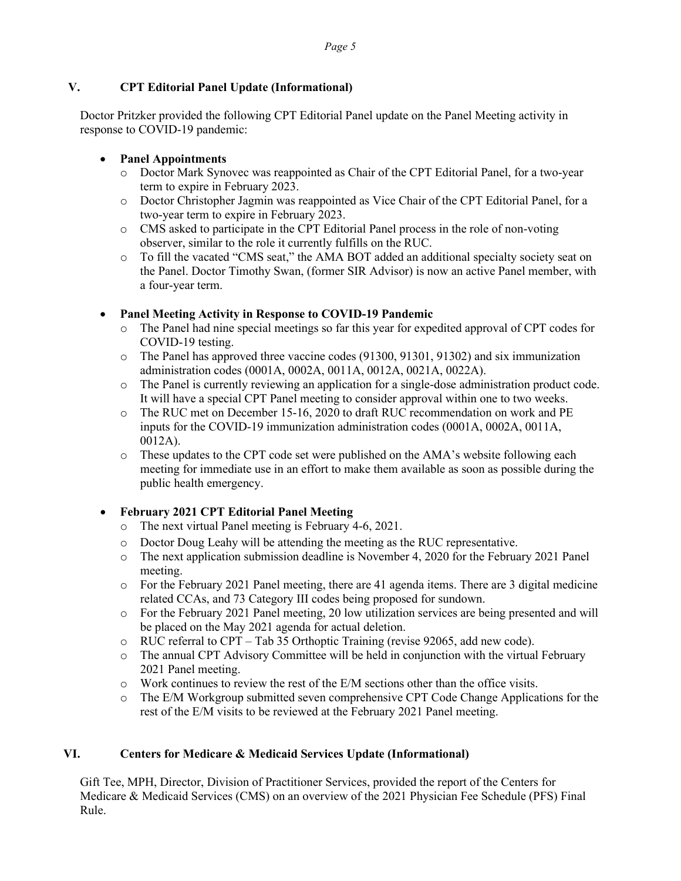## V. CPT Editorial Panel Update (Informational)

Doctor Pritzker provided the following CPT Editorial Panel update on the Panel Meeting activity in response to COVID-19 pandemic:

- **Panel Appointments**
  - Doctor Mark Synovec was reappointed as Chair of the CPT Editorial Panel, for a two-year term to expire in February 2023.
  - Doctor Christopher Jagmin was reappointed as Vice Chair of the CPT Editorial Panel, for a two-year term to expire in February 2023.
  - CMS asked to participate in the CPT Editorial Panel process in the role of non-voting observer, similar to the role it currently fulfills on the RUC.
  - To fill the vacated "CMS seat," the AMA BOT added an additional specialty society seat on the Panel. Doctor Timothy Swan, (former SIR Advisor) is now an active Panel member, with a four-year term.

- **Panel Meeting Activity in Response to COVID-19 Pandemic**
  - The Panel had nine special meetings so far this year for expedited approval of CPT codes for COVID-19 testing.
  - The Panel has approved three vaccine codes (91300, 91301, 91302) and six immunization administration codes (0001A, 0002A, 0011A, 0012A, 0021A, 0022A).
  - The Panel is currently reviewing an application for a single-dose administration product code. It will have a special CPT Panel meeting to consider approval within one to two weeks.
  - The RUC met on December 15-16, 2020 to draft RUC recommendation on work and PE inputs for the COVID-19 immunization administration codes (0001A, 0002A, 0011A, 0012A).
  - These updates to the CPT code set were published on the AMA's website following each meeting for immediate use in an effort to make them available as soon as possible during the public health emergency.

- **February 2021 CPT Editorial Panel Meeting**
  - The next virtual Panel meeting is February 4-6, 2021.
  - Doctor Doug Leahy will be attending the meeting as the RUC representative.
  - The next application submission deadline is November 4, 2020 for the February 2021 Panel meeting.
  - For the February 2021 Panel meeting, there are 41 agenda items. There are 3 digital medicine related CCAs, and 73 Category III codes being proposed for sundown.
  - For the February 2021 Panel meeting, 20 low utilization services are being presented and will be placed on the May 2021 agenda for actual deletion.
  - RUC referral to CPT – Tab 35 Orthoptic Training (revise 92065, add new code).
  - The annual CPT Advisory Committee will be held in conjunction with the virtual February 2021 Panel meeting.
  - Work continues to review the rest of the E/M sections other than the office visits.
  - The E/M Workgroup submitted seven comprehensive CPT Code Change Applications for the rest of the E/M visits to be reviewed at the February 2021 Panel meeting.

## VI. Centers for Medicare & Medicaid Services Update (Informational)

Gift Tee, MPH, Director, Division of Practitioner Services, provided the report of the Centers for Medicare & Medicaid Services (CMS) on an overview of the 2021 Physician Fee Schedule (PFS) Final Rule.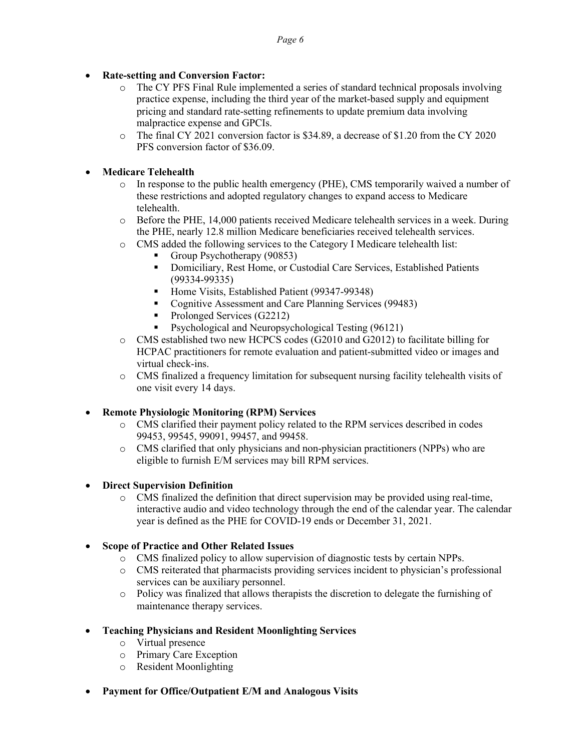- **Rate-setting and Conversion Factor:**
    - The CY PFS Final Rule implemented a series of standard technical proposals involving practice expense, including the third year of the market-based supply and equipment pricing and standard rate-setting refinements to update premium data involving malpractice expense and GPCIs.
    - The final CY 2021 conversion factor is $34.89, a decrease of $1.20 from the CY 2020 PFS conversion factor of $36.09.

- **Medicare Telehealth**
    - In response to the public health emergency (PHE), CMS temporarily waived a number of these restrictions and adopted regulatory changes to expand access to Medicare telehealth.
    - Before the PHE, 14,000 patients received Medicare telehealth services in a week. During the PHE, nearly 12.8 million Medicare beneficiaries received telehealth services.
    - CMS added the following services to the Category I Medicare telehealth list:
        - Group Psychotherapy (90853)
        - Domiciliary, Rest Home, or Custodial Care Services, Established Patients (99334-99335)
        - Home Visits, Established Patient (99347-99348)
        - Cognitive Assessment and Care Planning Services (99483)
        - Prolonged Services (G2212)
        - Psychological and Neuropsychological Testing (96121)
    - CMS established two new HCPCS codes (G2010 and G2012) to facilitate billing for HCPAC practitioners for remote evaluation and patient-submitted video or images and virtual check-ins.
    - CMS finalized a frequency limitation for subsequent nursing facility telehealth visits of one visit every 14 days.

- **Remote Physiologic Monitoring (RPM) Services**
    - CMS clarified their payment policy related to the RPM services described in codes 99453, 99545, 99091, 99457, and 99458.
    - CMS clarified that only physicians and non-physician practitioners (NPPs) who are eligible to furnish E/M services may bill RPM services.

- **Direct Supervision Definition**
    - CMS finalized the definition that direct supervision may be provided using real-time, interactive audio and video technology through the end of the calendar year. The calendar year is defined as the PHE for COVID-19 ends or December 31, 2021.

- **Scope of Practice and Other Related Issues**
    - CMS finalized policy to allow supervision of diagnostic tests by certain NPPs.
    - CMS reiterated that pharmacists providing services incident to physician's professional services can be auxiliary personnel.
    - Policy was finalized that allows therapists the discretion to delegate the furnishing of maintenance therapy services.

- **Teaching Physicians and Resident Moonlighting Services**
    - Virtual presence
    - Primary Care Exception
    - Resident Moonlighting

- **Payment for Office/Outpatient E/M and Analogous Visits**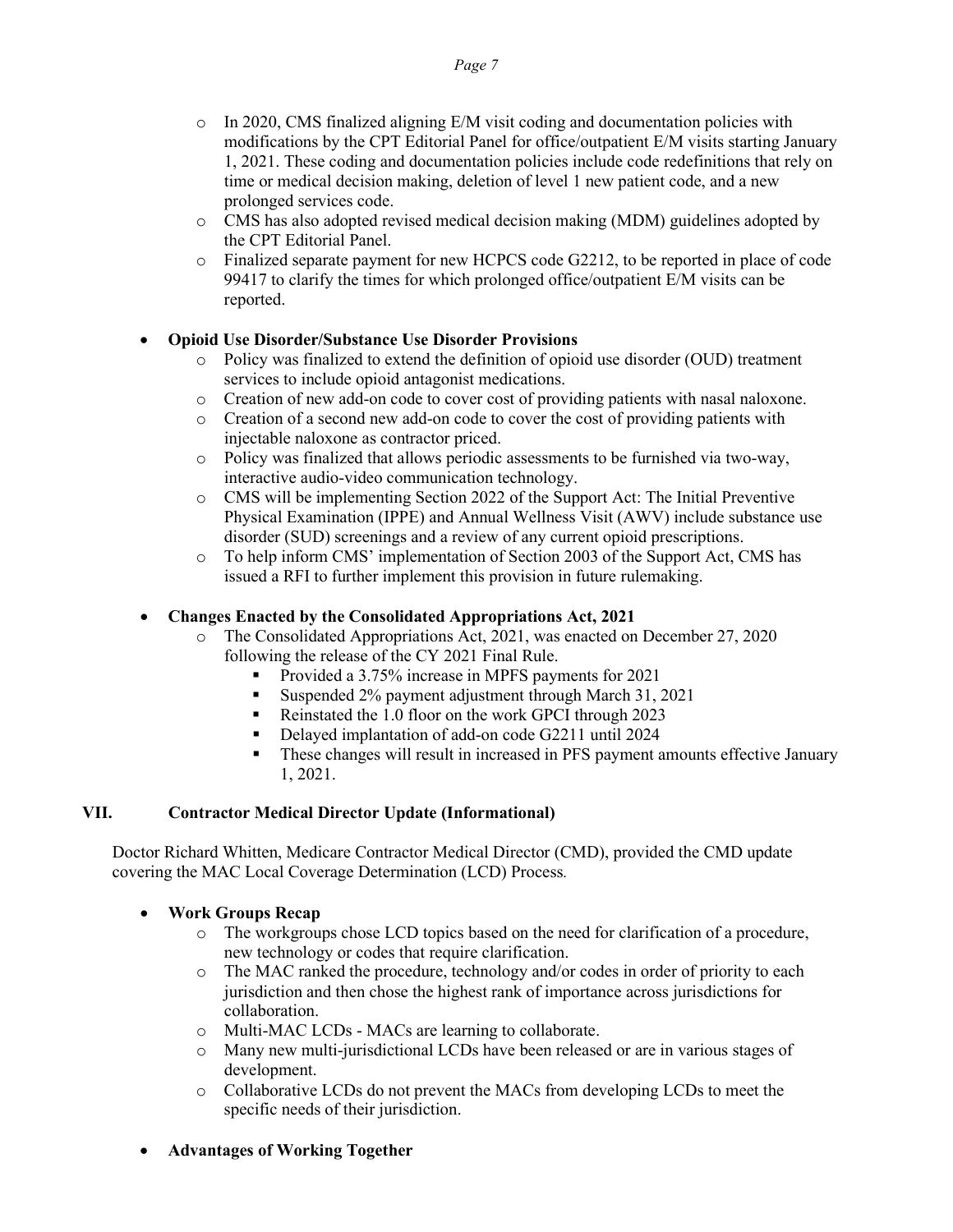- In 2020, CMS finalized aligning E/M visit coding and documentation policies with modifications by the CPT Editorial Panel for office/outpatient E/M visits starting January 1, 2021. These coding and documentation policies include code redefinitions that rely on time or medical decision making, deletion of level 1 new patient code, and a new prolonged services code.
- CMS has also adopted revised medical decision making (MDM) guidelines adopted by the CPT Editorial Panel.
- Finalized separate payment for new HCPCS code G2212, to be reported in place of code 99417 to clarify the times for which prolonged office/outpatient E/M visits can be reported.

- **Opioid Use Disorder/Substance Use Disorder Provisions**
  - Policy was finalized to extend the definition of opioid use disorder (OUD) treatment services to include opioid antagonist medications.
  - Creation of new add-on code to cover cost of providing patients with nasal naloxone.
  - Creation of a second new add-on code to cover the cost of providing patients with injectable naloxone as contractor priced.
  - Policy was finalized that allows periodic assessments to be furnished via two-way, interactive audio-video communication technology.
  - CMS will be implementing Section 2022 of the Support Act: The Initial Preventive Physical Examination (IPPE) and Annual Wellness Visit (AWV) include substance use disorder (SUD) screenings and a review of any current opioid prescriptions.
  - To help inform CMS' implementation of Section 2003 of the Support Act, CMS has issued a RFI to further implement this provision in future rulemaking.

- **Changes Enacted by the Consolidated Appropriations Act, 2021**
  - The Consolidated Appropriations Act, 2021, was enacted on December 27, 2020 following the release of the CY 2021 Final Rule.
    - Provided a 3.75% increase in MPFS payments for 2021
    - Suspended 2% payment adjustment through March 31, 2021
    - Reinstated the 1.0 floor on the work GPCI through 2023
    - Delayed implantation of add-on code G2211 until 2024
    - These changes will result in increased in PFS payment amounts effective January 1, 2021.

## VII. Contractor Medical Director Update (Informational)

Doctor Richard Whitten, Medicare Contractor Medical Director (CMD), provided the CMD update covering the MAC Local Coverage Determination (LCD) Process.

- **Work Groups Recap**
  - The workgroups chose LCD topics based on the need for clarification of a procedure, new technology or codes that require clarification.
  - The MAC ranked the procedure, technology and/or codes in order of priority to each jurisdiction and then chose the highest rank of importance across jurisdictions for collaboration.
  - Multi-MAC LCDs - MACs are learning to collaborate.
  - Many new multi-jurisdictional LCDs have been released or are in various stages of development.
  - Collaborative LCDs do not prevent the MACs from developing LCDs to meet the specific needs of their jurisdiction.

- **Advantages of Working Together**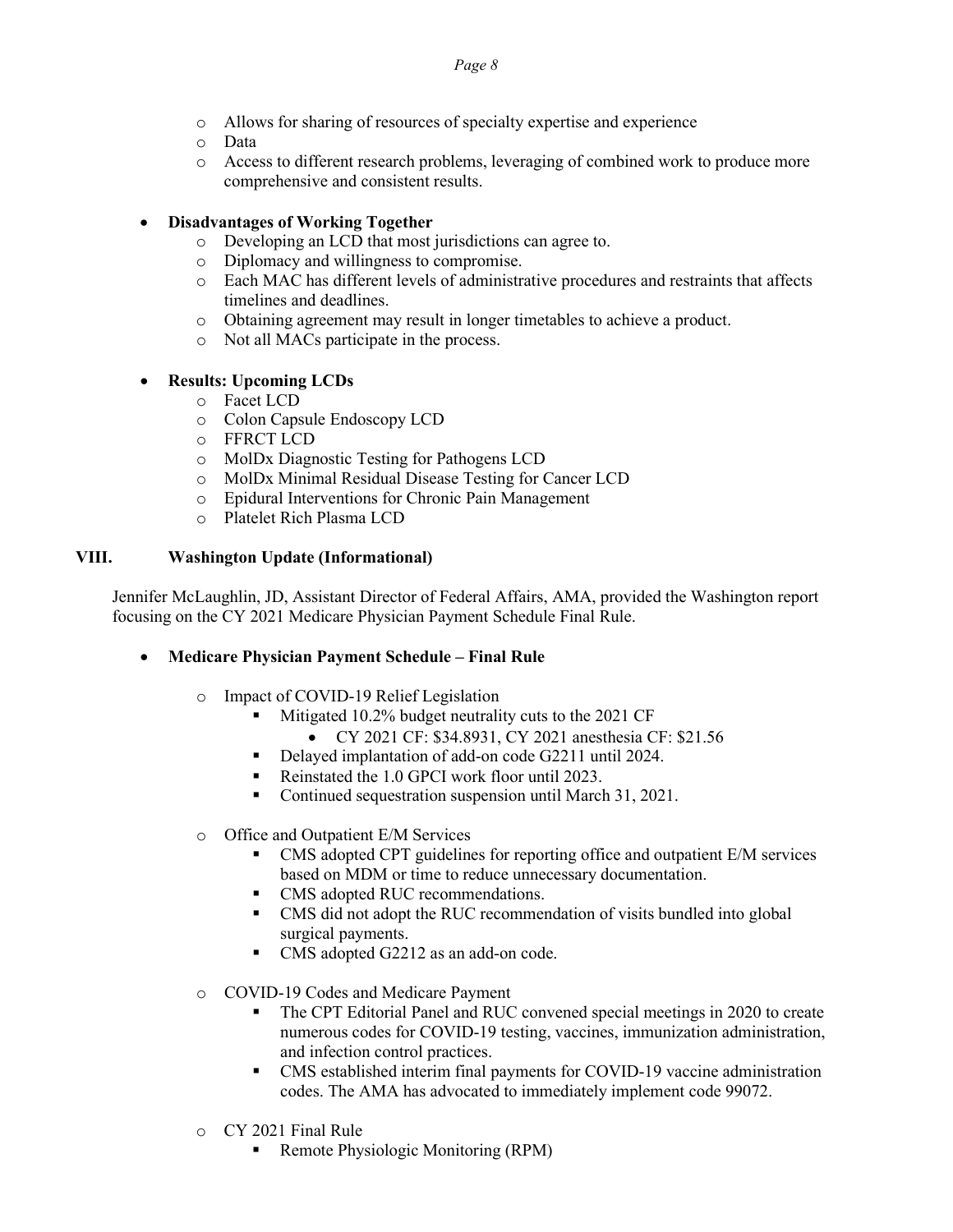- Allows for sharing of resources of specialty expertise and experience
  - Data
  - Access to different research problems, leveraging of combined work to produce more comprehensive and consistent results.

- **Disadvantages of Working Together**
  - Developing an LCD that most jurisdictions can agree to.
  - Diplomacy and willingness to compromise.
  - Each MAC has different levels of administrative procedures and restraints that affects timelines and deadlines.
  - Obtaining agreement may result in longer timetables to achieve a product.
  - Not all MACs participate in the process.

- **Results: Upcoming LCDs**
  - Facet LCD
  - Colon Capsule Endoscopy LCD
  - FFRCT LCD
  - MolDx Diagnostic Testing for Pathogens LCD
  - MolDx Minimal Residual Disease Testing for Cancer LCD
  - Epidural Interventions for Chronic Pain Management
  - Platelet Rich Plasma LCD

## VIII. Washington Update (Informational)

Jennifer McLaughlin, JD, Assistant Director of Federal Affairs, AMA, provided the Washington report focusing on the CY 2021 Medicare Physician Payment Schedule Final Rule.

- **Medicare Physician Payment Schedule – Final Rule**
  - Impact of COVID-19 Relief Legislation
    - Mitigated 10.2% budget neutrality cuts to the 2021 CF
      - CY 2021 CF: $34.8931, CY 2021 anesthesia CF: $21.56
    - Delayed implantation of add-on code G2211 until 2024.
    - Reinstated the 1.0 GPCI work floor until 2023.
    - Continued sequestration suspension until March 31, 2021.
  - Office and Outpatient E/M Services
    - CMS adopted CPT guidelines for reporting office and outpatient E/M services based on MDM or time to reduce unnecessary documentation.
    - CMS adopted RUC recommendations.
    - CMS did not adopt the RUC recommendation of visits bundled into global surgical payments.
    - CMS adopted G2212 as an add-on code.
  - COVID-19 Codes and Medicare Payment
    - The CPT Editorial Panel and RUC convened special meetings in 2020 to create numerous codes for COVID-19 testing, vaccines, immunization administration, and infection control practices.
    - CMS established interim final payments for COVID-19 vaccine administration codes. The AMA has advocated to immediately implement code 99072.
  - CY 2021 Final Rule
    - Remote Physiologic Monitoring (RPM)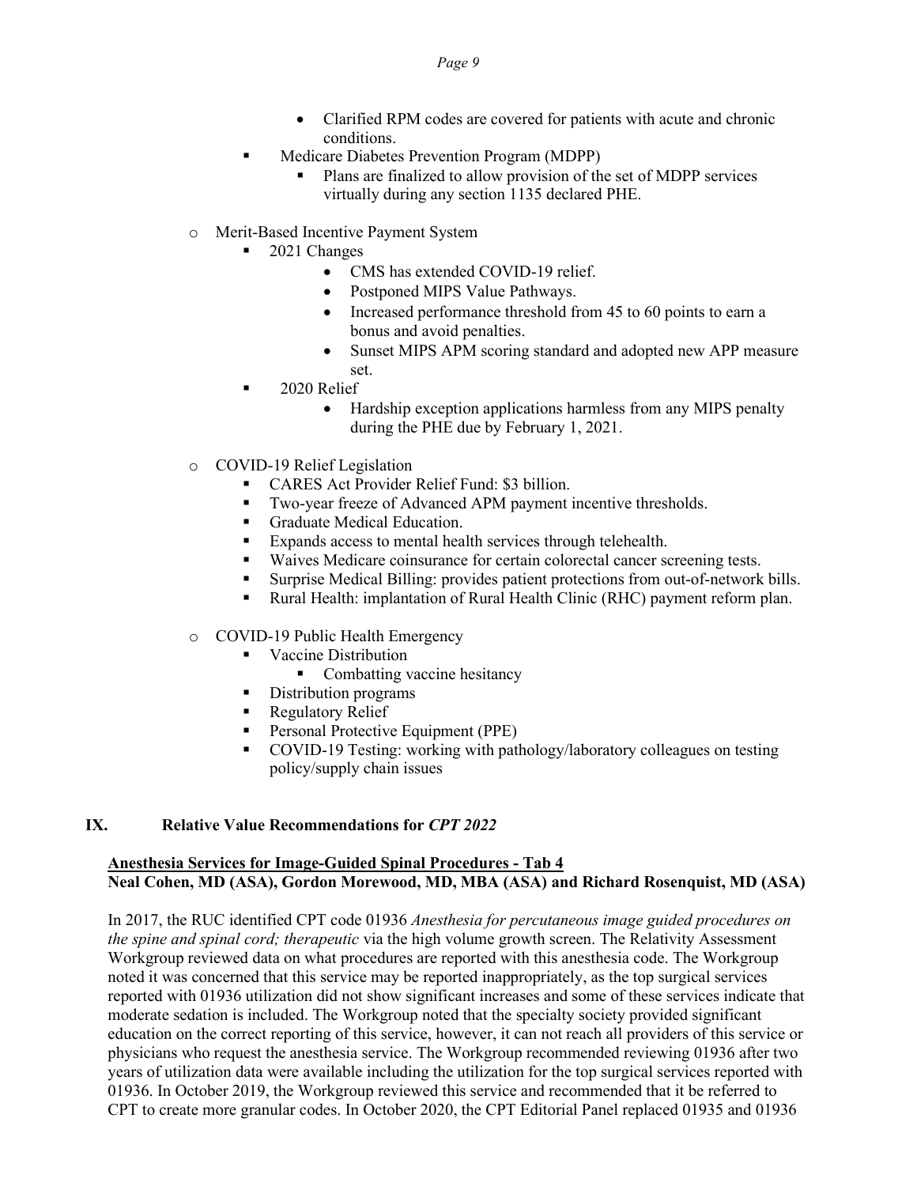- Clarified RPM codes are covered for patients with acute and chronic conditions.
  - Medicare Diabetes Prevention Program (MDPP)
    - Plans are finalized to allow provision of the set of MDPP services virtually during any section 1135 declared PHE.

- Merit-Based Incentive Payment System
  - 2021 Changes
    - CMS has extended COVID-19 relief.
    - Postponed MIPS Value Pathways.
    - Increased performance threshold from 45 to 60 points to earn a bonus and avoid penalties.
    - Sunset MIPS APM scoring standard and adopted new APP measure set.
  - 2020 Relief
    - Hardship exception applications harmless from any MIPS penalty during the PHE due by February 1, 2021.

- COVID-19 Relief Legislation
  - CARES Act Provider Relief Fund: $3 billion.
  - Two-year freeze of Advanced APM payment incentive thresholds.
  - Graduate Medical Education.
  - Expands access to mental health services through telehealth.
  - Waives Medicare coinsurance for certain colorectal cancer screening tests.
  - Surprise Medical Billing: provides patient protections from out-of-network bills.
  - Rural Health: implantation of Rural Health Clinic (RHC) payment reform plan.

- COVID-19 Public Health Emergency
  - Vaccine Distribution
    - Combatting vaccine hesitancy
  - Distribution programs
  - Regulatory Relief
  - Personal Protective Equipment (PPE)
  - COVID-19 Testing: working with pathology/laboratory colleagues on testing policy/supply chain issues

## IX. Relative Value Recommendations for *CPT 2022*

**Anesthesia Services for Image-Guided Spinal Procedures - Tab 4**
**Neal Cohen, MD (ASA), Gordon Morewood, MD, MBA (ASA) and Richard Rosenquist, MD (ASA)**

In 2017, the RUC identified CPT code 01936 *Anesthesia for percutaneous image guided procedures on the spine and spinal cord; therapeutic* via the high volume growth screen. The Relativity Assessment Workgroup reviewed data on what procedures are reported with this anesthesia code. The Workgroup noted it was concerned that this service may be reported inappropriately, as the top surgical services reported with 01936 utilization did not show significant increases and some of these services indicate that moderate sedation is included. The Workgroup noted that the specialty society provided significant education on the correct reporting of this service, however, it can not reach all providers of this service or physicians who request the anesthesia service. The Workgroup recommended reviewing 01936 after two years of utilization data were available including the utilization for the top surgical services reported with 01936. In October 2019, the Workgroup reviewed this service and recommended that it be referred to CPT to create more granular codes. In October 2020, the CPT Editorial Panel replaced 01935 and 01936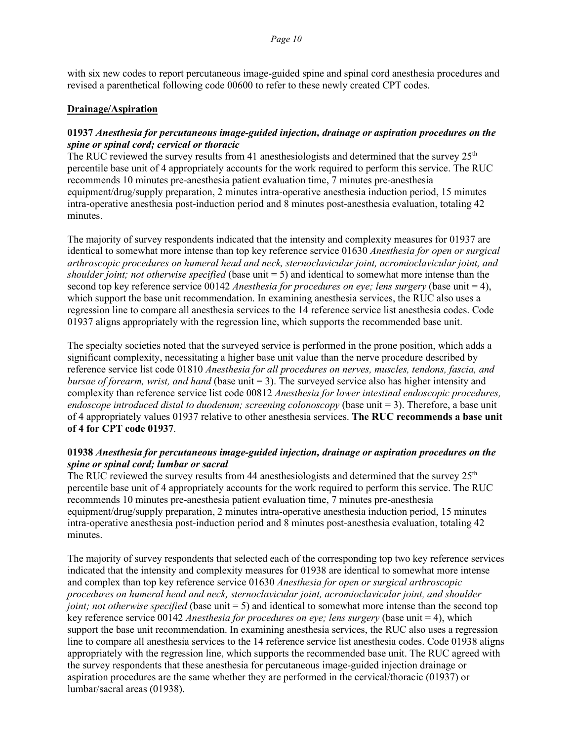with six new codes to report percutaneous image-guided spine and spinal cord anesthesia procedures and revised a parenthetical following code 00600 to refer to these newly created CPT codes.

**Drainage/Aspiration**

**01937** ***Anesthesia for percutaneous image-guided injection, drainage or aspiration procedures on the spine or spinal cord; cervical or thoracic***

The RUC reviewed the survey results from 41 anesthesiologists and determined that the survey 25th percentile base unit of 4 appropriately accounts for the work required to perform this service. The RUC recommends 10 minutes pre-anesthesia patient evaluation time, 7 minutes pre-anesthesia equipment/drug/supply preparation, 2 minutes intra-operative anesthesia induction period, 15 minutes intra-operative anesthesia post-induction period and 8 minutes post-anesthesia evaluation, totaling 42 minutes.

The majority of survey respondents indicated that the intensity and complexity measures for 01937 are identical to somewhat more intense than top key reference service 01630 *Anesthesia for open or surgical arthroscopic procedures on humeral head and neck, sternoclavicular joint, acromioclavicular joint, and shoulder joint; not otherwise specified* (base unit = 5) and identical to somewhat more intense than the second top key reference service 00142 *Anesthesia for procedures on eye; lens surgery* (base unit = 4), which support the base unit recommendation. In examining anesthesia services, the RUC also uses a regression line to compare all anesthesia services to the 14 reference service list anesthesia codes. Code 01937 aligns appropriately with the regression line, which supports the recommended base unit.

The specialty societies noted that the surveyed service is performed in the prone position, which adds a significant complexity, necessitating a higher base unit value than the nerve procedure described by reference service list code 01810 *Anesthesia for all procedures on nerves, muscles, tendons, fascia, and bursae of forearm, wrist, and hand* (base unit = 3). The surveyed service also has higher intensity and complexity than reference service list code 00812 *Anesthesia for lower intestinal endoscopic procedures, endoscope introduced distal to duodenum; screening colonoscopy* (base unit = 3). Therefore, a base unit of 4 appropriately values 01937 relative to other anesthesia services. **The RUC recommends a base unit of 4 for CPT code 01937**.

**01938** ***Anesthesia for percutaneous image-guided injection, drainage or aspiration procedures on the spine or spinal cord; lumbar or sacral***

The RUC reviewed the survey results from 44 anesthesiologists and determined that the survey 25th percentile base unit of 4 appropriately accounts for the work required to perform this service. The RUC recommends 10 minutes pre-anesthesia patient evaluation time, 7 minutes pre-anesthesia equipment/drug/supply preparation, 2 minutes intra-operative anesthesia induction period, 15 minutes intra-operative anesthesia post-induction period and 8 minutes post-anesthesia evaluation, totaling 42 minutes.

The majority of survey respondents that selected each of the corresponding top two key reference services indicated that the intensity and complexity measures for 01938 are identical to somewhat more intense and complex than top key reference service 01630 *Anesthesia for open or surgical arthroscopic procedures on humeral head and neck, sternoclavicular joint, acromioclavicular joint, and shoulder joint; not otherwise specified* (base unit = 5) and identical to somewhat more intense than the second top key reference service 00142 *Anesthesia for procedures on eye; lens surgery* (base unit = 4), which support the base unit recommendation. In examining anesthesia services, the RUC also uses a regression line to compare all anesthesia services to the 14 reference service list anesthesia codes. Code 01938 aligns appropriately with the regression line, which supports the recommended base unit. The RUC agreed with the survey respondents that these anesthesia for percutaneous image-guided injection drainage or aspiration procedures are the same whether they are performed in the cervical/thoracic (01937) or lumbar/sacral areas (01938).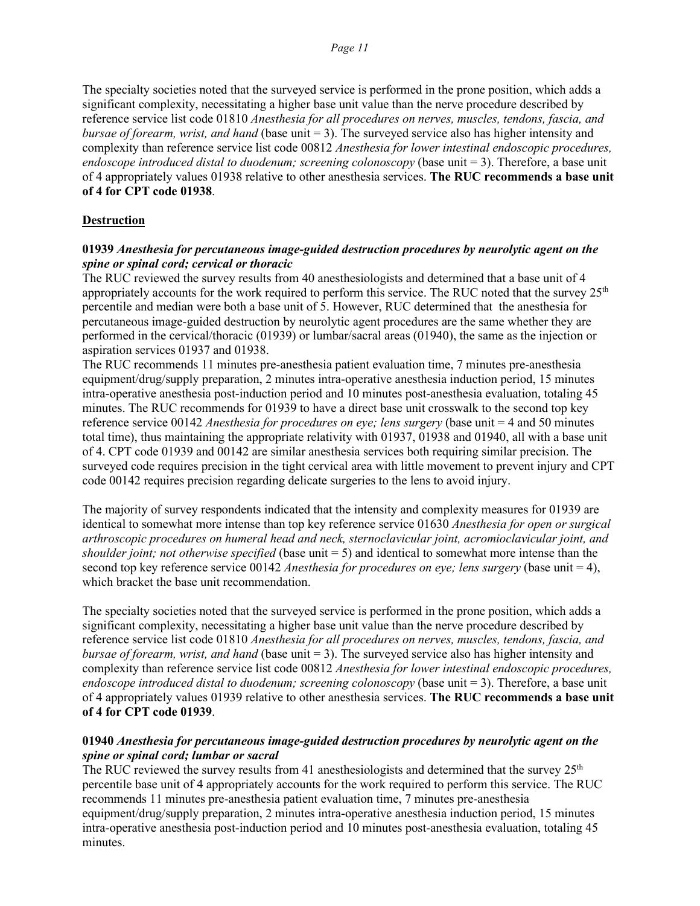The specialty societies noted that the surveyed service is performed in the prone position, which adds a significant complexity, necessitating a higher base unit value than the nerve procedure described by reference service list code 01810 *Anesthesia for all procedures on nerves, muscles, tendons, fascia, and bursae of forearm, wrist, and hand* (base unit = 3). The surveyed service also has higher intensity and complexity than reference service list code 00812 *Anesthesia for lower intestinal endoscopic procedures, endoscope introduced distal to duodenum; screening colonoscopy* (base unit = 3). Therefore, a base unit of 4 appropriately values 01938 relative to other anesthesia services. **The RUC recommends a base unit of 4 for CPT code 01938**.

## Destruction

**01939** ***Anesthesia for percutaneous image-guided destruction procedures by neurolytic agent on the spine or spinal cord; cervical or thoracic***

The RUC reviewed the survey results from 40 anesthesiologists and determined that a base unit of 4 appropriately accounts for the work required to perform this service. The RUC noted that the survey 25th percentile and median were both a base unit of 5. However, RUC determined that the anesthesia for percutaneous image-guided destruction by neurolytic agent procedures are the same whether they are performed in the cervical/thoracic (01939) or lumbar/sacral areas (01940), the same as the injection or aspiration services 01937 and 01938.

The RUC recommends 11 minutes pre-anesthesia patient evaluation time, 7 minutes pre-anesthesia equipment/drug/supply preparation, 2 minutes intra-operative anesthesia induction period, 15 minutes intra-operative anesthesia post-induction period and 10 minutes post-anesthesia evaluation, totaling 45 minutes. The RUC recommends for 01939 to have a direct base unit crosswalk to the second top key reference service 00142 *Anesthesia for procedures on eye; lens surgery* (base unit = 4 and 50 minutes total time), thus maintaining the appropriate relativity with 01937, 01938 and 01940, all with a base unit of 4. CPT code 01939 and 00142 are similar anesthesia services both requiring similar precision. The surveyed code requires precision in the tight cervical area with little movement to prevent injury and CPT code 00142 requires precision regarding delicate surgeries to the lens to avoid injury.

The majority of survey respondents indicated that the intensity and complexity measures for 01939 are identical to somewhat more intense than top key reference service 01630 *Anesthesia for open or surgical arthroscopic procedures on humeral head and neck, sternoclavicular joint, acromioclavicular joint, and shoulder joint; not otherwise specified* (base unit = 5) and identical to somewhat more intense than the second top key reference service 00142 *Anesthesia for procedures on eye; lens surgery* (base unit = 4), which bracket the base unit recommendation.

The specialty societies noted that the surveyed service is performed in the prone position, which adds a significant complexity, necessitating a higher base unit value than the nerve procedure described by reference service list code 01810 *Anesthesia for all procedures on nerves, muscles, tendons, fascia, and bursae of forearm, wrist, and hand* (base unit = 3). The surveyed service also has higher intensity and complexity than reference service list code 00812 *Anesthesia for lower intestinal endoscopic procedures, endoscope introduced distal to duodenum; screening colonoscopy* (base unit = 3). Therefore, a base unit of 4 appropriately values 01939 relative to other anesthesia services. **The RUC recommends a base unit of 4 for CPT code 01939**.

**01940** ***Anesthesia for percutaneous image-guided destruction procedures by neurolytic agent on the spine or spinal cord; lumbar or sacral***

The RUC reviewed the survey results from 41 anesthesiologists and determined that the survey 25th percentile base unit of 4 appropriately accounts for the work required to perform this service. The RUC recommends 11 minutes pre-anesthesia patient evaluation time, 7 minutes pre-anesthesia equipment/drug/supply preparation, 2 minutes intra-operative anesthesia induction period, 15 minutes intra-operative anesthesia post-induction period and 10 minutes post-anesthesia evaluation, totaling 45 minutes.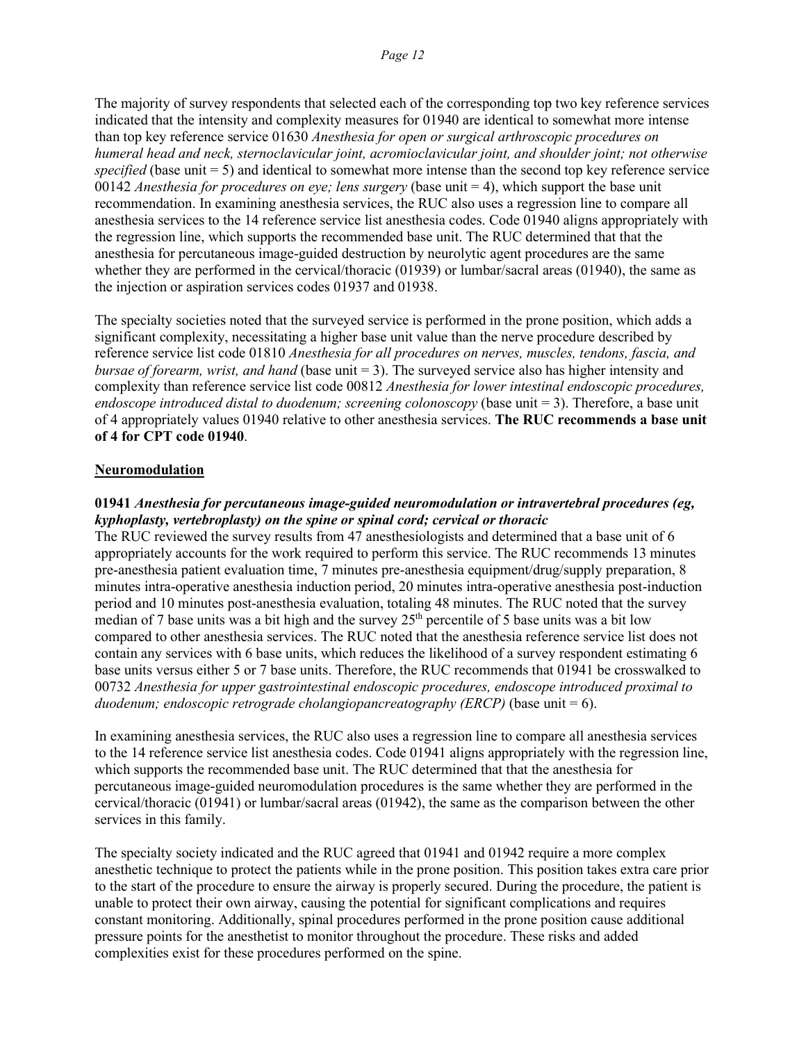The majority of survey respondents that selected each of the corresponding top two key reference services indicated that the intensity and complexity measures for 01940 are identical to somewhat more intense than top key reference service 01630 *Anesthesia for open or surgical arthroscopic procedures on humeral head and neck, sternoclavicular joint, acromioclavicular joint, and shoulder joint; not otherwise specified* (base unit = 5) and identical to somewhat more intense than the second top key reference service 00142 *Anesthesia for procedures on eye; lens surgery* (base unit = 4), which support the base unit recommendation. In examining anesthesia services, the RUC also uses a regression line to compare all anesthesia services to the 14 reference service list anesthesia codes. Code 01940 aligns appropriately with the regression line, which supports the recommended base unit. The RUC determined that that the anesthesia for percutaneous image-guided destruction by neurolytic agent procedures are the same whether they are performed in the cervical/thoracic (01939) or lumbar/sacral areas (01940), the same as the injection or aspiration services codes 01937 and 01938.

The specialty societies noted that the surveyed service is performed in the prone position, which adds a significant complexity, necessitating a higher base unit value than the nerve procedure described by reference service list code 01810 *Anesthesia for all procedures on nerves, muscles, tendons, fascia, and bursae of forearm, wrist, and hand* (base unit = 3). The surveyed service also has higher intensity and complexity than reference service list code 00812 *Anesthesia for lower intestinal endoscopic procedures, endoscope introduced distal to duodenum; screening colonoscopy* (base unit = 3). Therefore, a base unit of 4 appropriately values 01940 relative to other anesthesia services. **The RUC recommends a base unit of 4 for CPT code 01940**.

## Neuromodulation

**01941** ***Anesthesia for percutaneous image-guided neuromodulation or intravertebral procedures (eg, kyphoplasty, vertebroplasty) on the spine or spinal cord; cervical or thoracic***

The RUC reviewed the survey results from 47 anesthesiologists and determined that a base unit of 6 appropriately accounts for the work required to perform this service. The RUC recommends 13 minutes pre-anesthesia patient evaluation time, 7 minutes pre-anesthesia equipment/drug/supply preparation, 8 minutes intra-operative anesthesia induction period, 20 minutes intra-operative anesthesia post-induction period and 10 minutes post-anesthesia evaluation, totaling 48 minutes. The RUC noted that the survey median of 7 base units was a bit high and the survey 25th percentile of 5 base units was a bit low compared to other anesthesia services. The RUC noted that the anesthesia reference service list does not contain any services with 6 base units, which reduces the likelihood of a survey respondent estimating 6 base units versus either 5 or 7 base units. Therefore, the RUC recommends that 01941 be crosswalked to 00732 *Anesthesia for upper gastrointestinal endoscopic procedures, endoscope introduced proximal to duodenum; endoscopic retrograde cholangiopancreatography (ERCP)* (base unit = 6).

In examining anesthesia services, the RUC also uses a regression line to compare all anesthesia services to the 14 reference service list anesthesia codes. Code 01941 aligns appropriately with the regression line, which supports the recommended base unit. The RUC determined that that the anesthesia for percutaneous image-guided neuromodulation procedures is the same whether they are performed in the cervical/thoracic (01941) or lumbar/sacral areas (01942), the same as the comparison between the other services in this family.

The specialty society indicated and the RUC agreed that 01941 and 01942 require a more complex anesthetic technique to protect the patients while in the prone position. This position takes extra care prior to the start of the procedure to ensure the airway is properly secured. During the procedure, the patient is unable to protect their own airway, causing the potential for significant complications and requires constant monitoring. Additionally, spinal procedures performed in the prone position cause additional pressure points for the anesthetist to monitor throughout the procedure. These risks and added complexities exist for these procedures performed on the spine.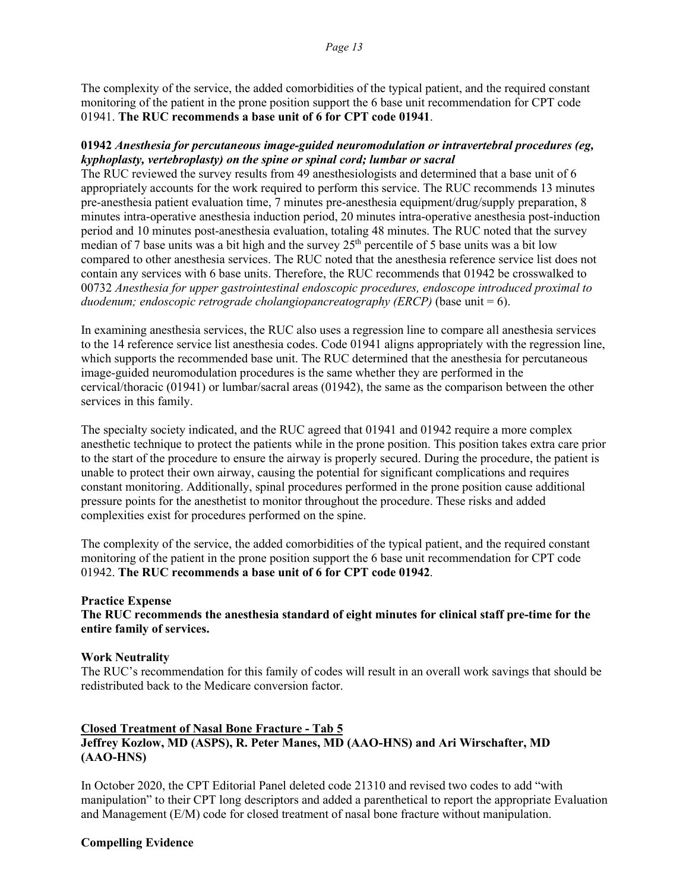The complexity of the service, the added comorbidities of the typical patient, and the required constant monitoring of the patient in the prone position support the 6 base unit recommendation for CPT code 01941. **The RUC recommends a base unit of 6 for CPT code 01941**.

**01942** ***Anesthesia for percutaneous image-guided neuromodulation or intravertebral procedures (eg, kyphoplasty, vertebroplasty) on the spine or spinal cord; lumbar or sacral***

The RUC reviewed the survey results from 49 anesthesiologists and determined that a base unit of 6 appropriately accounts for the work required to perform this service. The RUC recommends 13 minutes pre-anesthesia patient evaluation time, 7 minutes pre-anesthesia equipment/drug/supply preparation, 8 minutes intra-operative anesthesia induction period, 20 minutes intra-operative anesthesia post-induction period and 10 minutes post-anesthesia evaluation, totaling 48 minutes. The RUC noted that the survey median of 7 base units was a bit high and the survey 25th percentile of 5 base units was a bit low compared to other anesthesia services. The RUC noted that the anesthesia reference service list does not contain any services with 6 base units. Therefore, the RUC recommends that 01942 be crosswalked to 00732 *Anesthesia for upper gastrointestinal endoscopic procedures, endoscope introduced proximal to duodenum; endoscopic retrograde cholangiopancreatography (ERCP)* (base unit = 6).

In examining anesthesia services, the RUC also uses a regression line to compare all anesthesia services to the 14 reference service list anesthesia codes. Code 01941 aligns appropriately with the regression line, which supports the recommended base unit. The RUC determined that the anesthesia for percutaneous image-guided neuromodulation procedures is the same whether they are performed in the cervical/thoracic (01941) or lumbar/sacral areas (01942), the same as the comparison between the other services in this family.

The specialty society indicated, and the RUC agreed that 01941 and 01942 require a more complex anesthetic technique to protect the patients while in the prone position. This position takes extra care prior to the start of the procedure to ensure the airway is properly secured. During the procedure, the patient is unable to protect their own airway, causing the potential for significant complications and requires constant monitoring. Additionally, spinal procedures performed in the prone position cause additional pressure points for the anesthetist to monitor throughout the procedure. These risks and added complexities exist for procedures performed on the spine.

The complexity of the service, the added comorbidities of the typical patient, and the required constant monitoring of the patient in the prone position support the 6 base unit recommendation for CPT code 01942. **The RUC recommends a base unit of 6 for CPT code 01942**.

**Practice Expense**

**The RUC recommends the anesthesia standard of eight minutes for clinical staff pre-time for the entire family of services.**

**Work Neutrality**

The RUC's recommendation for this family of codes will result in an overall work savings that should be redistributed back to the Medicare conversion factor.

## Closed Treatment of Nasal Bone Fracture - Tab 5

**Jeffrey Kozlow, MD (ASPS), R. Peter Manes, MD (AAO-HNS) and Ari Wirschafter, MD (AAO-HNS)**

In October 2020, the CPT Editorial Panel deleted code 21310 and revised two codes to add "with manipulation" to their CPT long descriptors and added a parenthetical to report the appropriate Evaluation and Management (E/M) code for closed treatment of nasal bone fracture without manipulation.

**Compelling Evidence**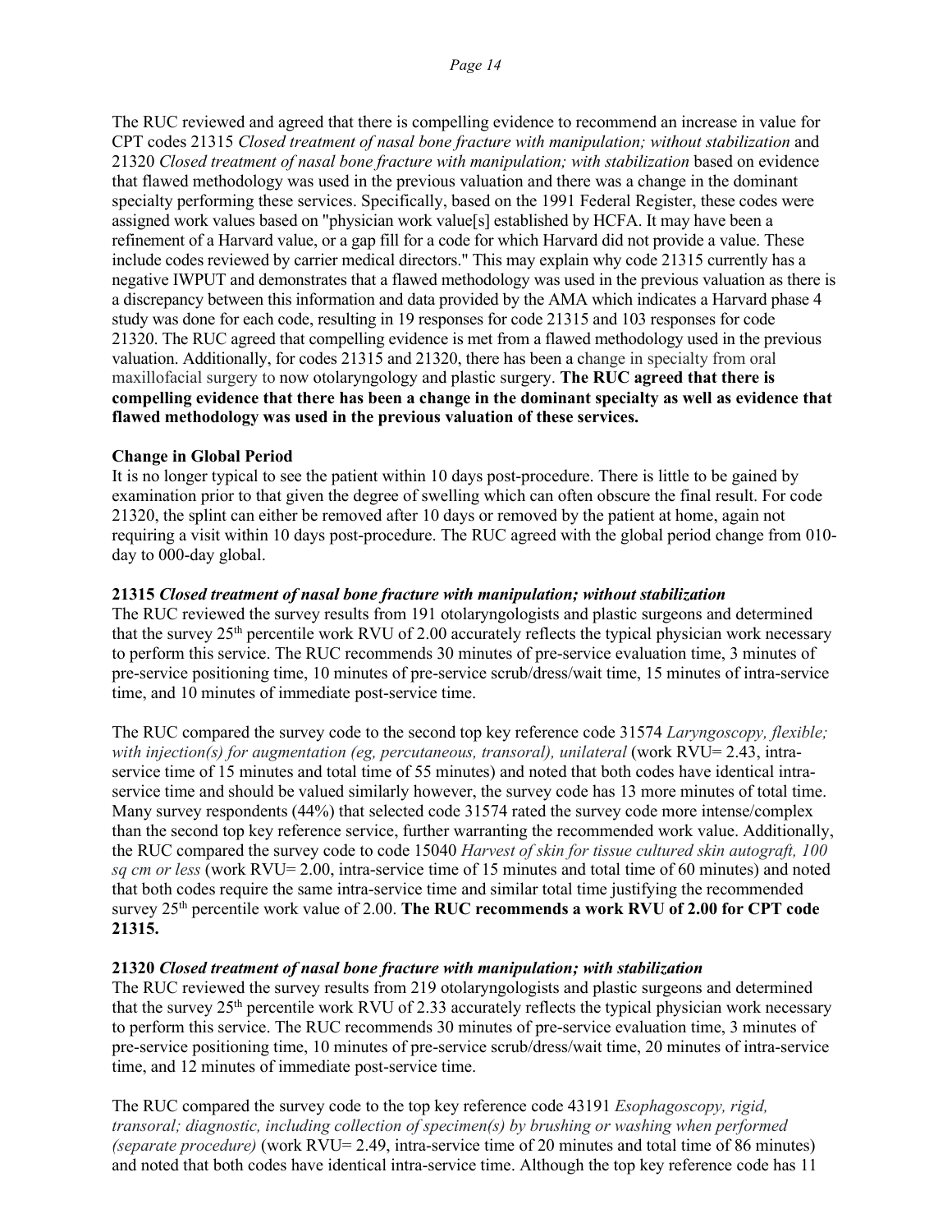The RUC reviewed and agreed that there is compelling evidence to recommend an increase in value for CPT codes 21315 *Closed treatment of nasal bone fracture with manipulation; without stabilization* and 21320 *Closed treatment of nasal bone fracture with manipulation; with stabilization* based on evidence that flawed methodology was used in the previous valuation and there was a change in the dominant specialty performing these services. Specifically, based on the 1991 Federal Register, these codes were assigned work values based on "physician work value[s] established by HCFA. It may have been a refinement of a Harvard value, or a gap fill for a code for which Harvard did not provide a value. These include codes reviewed by carrier medical directors." This may explain why code 21315 currently has a negative IWPUT and demonstrates that a flawed methodology was used in the previous valuation as there is a discrepancy between this information and data provided by the AMA which indicates a Harvard phase 4 study was done for each code, resulting in 19 responses for code 21315 and 103 responses for code 21320. The RUC agreed that compelling evidence is met from a flawed methodology used in the previous valuation. Additionally, for codes 21315 and 21320, there has been a change in specialty from oral maxillofacial surgery to now otolaryngology and plastic surgery. **The RUC agreed that there is compelling evidence that there has been a change in the dominant specialty as well as evidence that flawed methodology was used in the previous valuation of these services.**

**Change in Global Period**

It is no longer typical to see the patient within 10 days post-procedure. There is little to be gained by examination prior to that given the degree of swelling which can often obscure the final result. For code 21320, the splint can either be removed after 10 days or removed by the patient at home, again not requiring a visit within 10 days post-procedure. The RUC agreed with the global period change from 010-day to 000-day global.

**21315** ***Closed treatment of nasal bone fracture with manipulation; without stabilization***

The RUC reviewed the survey results from 191 otolaryngologists and plastic surgeons and determined that the survey 25th percentile work RVU of 2.00 accurately reflects the typical physician work necessary to perform this service. The RUC recommends 30 minutes of pre-service evaluation time, 3 minutes of pre-service positioning time, 10 minutes of pre-service scrub/dress/wait time, 15 minutes of intra-service time, and 10 minutes of immediate post-service time.

The RUC compared the survey code to the second top key reference code 31574 *Laryngoscopy, flexible; with injection(s) for augmentation (eg, percutaneous, transoral), unilateral* (work RVU= 2.43, intra-service time of 15 minutes and total time of 55 minutes) and noted that both codes have identical intra-service time and should be valued similarly however, the survey code has 13 more minutes of total time. Many survey respondents (44%) that selected code 31574 rated the survey code more intense/complex than the second top key reference service, further warranting the recommended work value. Additionally, the RUC compared the survey code to code 15040 *Harvest of skin for tissue cultured skin autograft, 100 sq cm or less* (work RVU= 2.00, intra-service time of 15 minutes and total time of 60 minutes) and noted that both codes require the same intra-service time and similar total time justifying the recommended survey 25th percentile work value of 2.00. **The RUC recommends a work RVU of 2.00 for CPT code 21315.**

**21320** ***Closed treatment of nasal bone fracture with manipulation; with stabilization***

The RUC reviewed the survey results from 219 otolaryngologists and plastic surgeons and determined that the survey 25th percentile work RVU of 2.33 accurately reflects the typical physician work necessary to perform this service. The RUC recommends 30 minutes of pre-service evaluation time, 3 minutes of pre-service positioning time, 10 minutes of pre-service scrub/dress/wait time, 20 minutes of intra-service time, and 12 minutes of immediate post-service time.

The RUC compared the survey code to the top key reference code 43191 *Esophagoscopy, rigid, transoral; diagnostic, including collection of specimen(s) by brushing or washing when performed (separate procedure)* (work RVU= 2.49, intra-service time of 20 minutes and total time of 86 minutes) and noted that both codes have identical intra-service time. Although the top key reference code has 11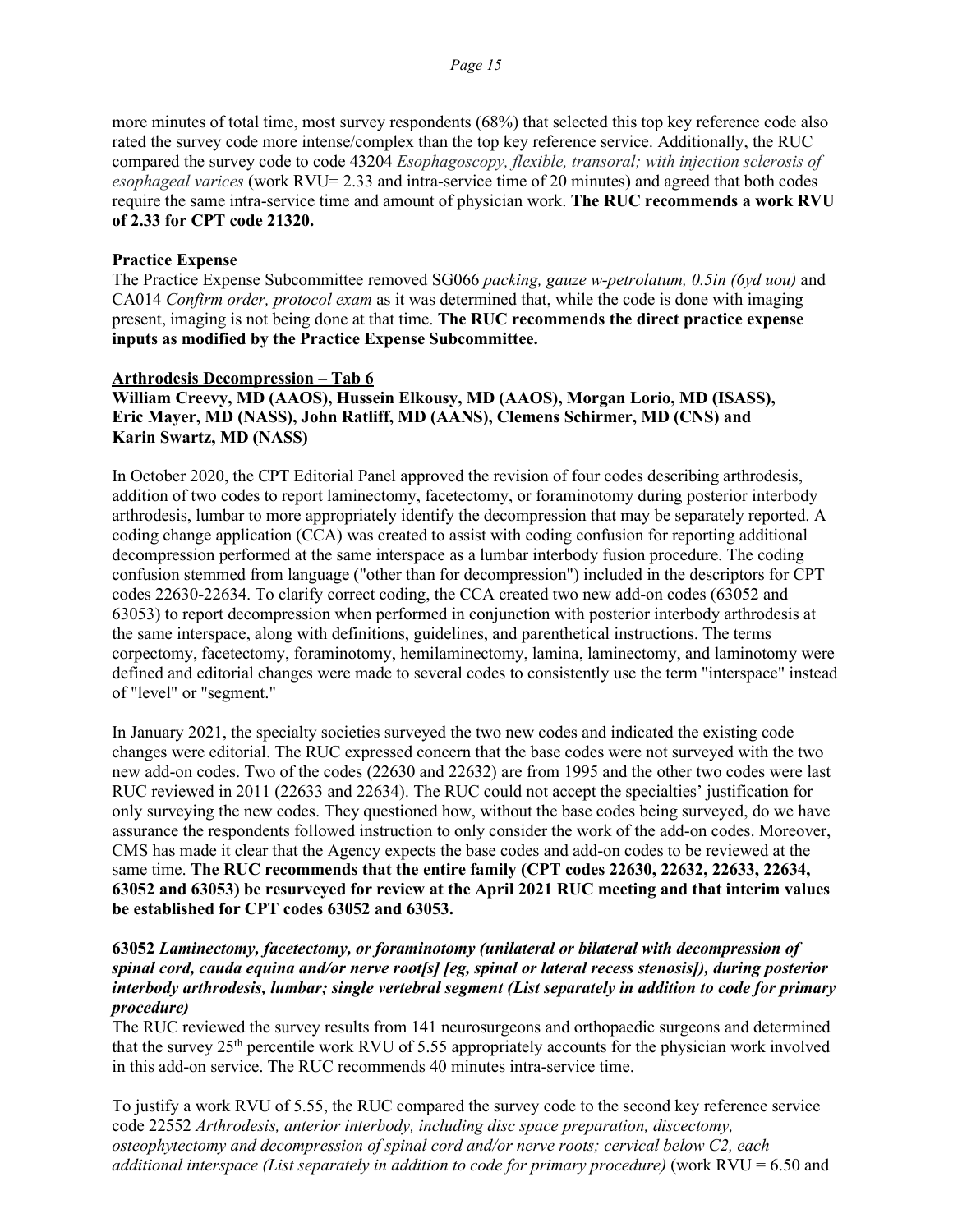more minutes of total time, most survey respondents (68%) that selected this top key reference code also rated the survey code more intense/complex than the top key reference service. Additionally, the RUC compared the survey code to code 43204 *Esophagoscopy, flexible, transoral; with injection sclerosis of esophageal varices* (work RVU= 2.33 and intra-service time of 20 minutes) and agreed that both codes require the same intra-service time and amount of physician work. **The RUC recommends a work RVU of 2.33 for CPT code 21320.**

**Practice Expense**

The Practice Expense Subcommittee removed SG066 *packing, gauze w-petrolatum, 0.5in (6yd uou)* and CA014 *Confirm order, protocol exam* as it was determined that, while the code is done with imaging present, imaging is not being done at that time. **The RUC recommends the direct practice expense inputs as modified by the Practice Expense Subcommittee.**

**Arthrodesis Decompression – Tab 6**

**William Creevy, MD (AAOS), Hussein Elkousy, MD (AAOS), Morgan Lorio, MD (ISASS), Eric Mayer, MD (NASS), John Ratliff, MD (AANS), Clemens Schirmer, MD (CNS) and Karin Swartz, MD (NASS)**

In October 2020, the CPT Editorial Panel approved the revision of four codes describing arthrodesis, addition of two codes to report laminectomy, facetectomy, or foraminotomy during posterior interbody arthrodesis, lumbar to more appropriately identify the decompression that may be separately reported. A coding change application (CCA) was created to assist with coding confusion for reporting additional decompression performed at the same interspace as a lumbar interbody fusion procedure. The coding confusion stemmed from language ("other than for decompression") included in the descriptors for CPT codes 22630-22634. To clarify correct coding, the CCA created two new add-on codes (63052 and 63053) to report decompression when performed in conjunction with posterior interbody arthrodesis at the same interspace, along with definitions, guidelines, and parenthetical instructions. The terms corpectomy, facetectomy, foraminotomy, hemilaminectomy, lamina, laminectomy, and laminotomy were defined and editorial changes were made to several codes to consistently use the term "interspace" instead of "level" or "segment."

In January 2021, the specialty societies surveyed the two new codes and indicated the existing code changes were editorial. The RUC expressed concern that the base codes were not surveyed with the two new add-on codes. Two of the codes (22630 and 22632) are from 1995 and the other two codes were last RUC reviewed in 2011 (22633 and 22634). The RUC could not accept the specialties' justification for only surveying the new codes. They questioned how, without the base codes being surveyed, do we have assurance the respondents followed instruction to only consider the work of the add-on codes. Moreover, CMS has made it clear that the Agency expects the base codes and add-on codes to be reviewed at the same time. **The RUC recommends that the entire family (CPT codes 22630, 22632, 22633, 22634, 63052 and 63053) be resurveyed for review at the April 2021 RUC meeting and that interim values be established for CPT codes 63052 and 63053.**

**63052** ***Laminectomy, facetectomy, or foraminotomy (unilateral or bilateral with decompression of spinal cord, cauda equina and/or nerve root[s] [eg, spinal or lateral recess stenosis]), during posterior interbody arthrodesis, lumbar; single vertebral segment (List separately in addition to code for primary procedure)***

The RUC reviewed the survey results from 141 neurosurgeons and orthopaedic surgeons and determined that the survey 25th percentile work RVU of 5.55 appropriately accounts for the physician work involved in this add-on service. The RUC recommends 40 minutes intra-service time.

To justify a work RVU of 5.55, the RUC compared the survey code to the second key reference service code 22552 *Arthrodesis, anterior interbody, including disc space preparation, discectomy, osteophytectomy and decompression of spinal cord and/or nerve roots; cervical below C2, each additional interspace (List separately in addition to code for primary procedure)* (work RVU = 6.50 and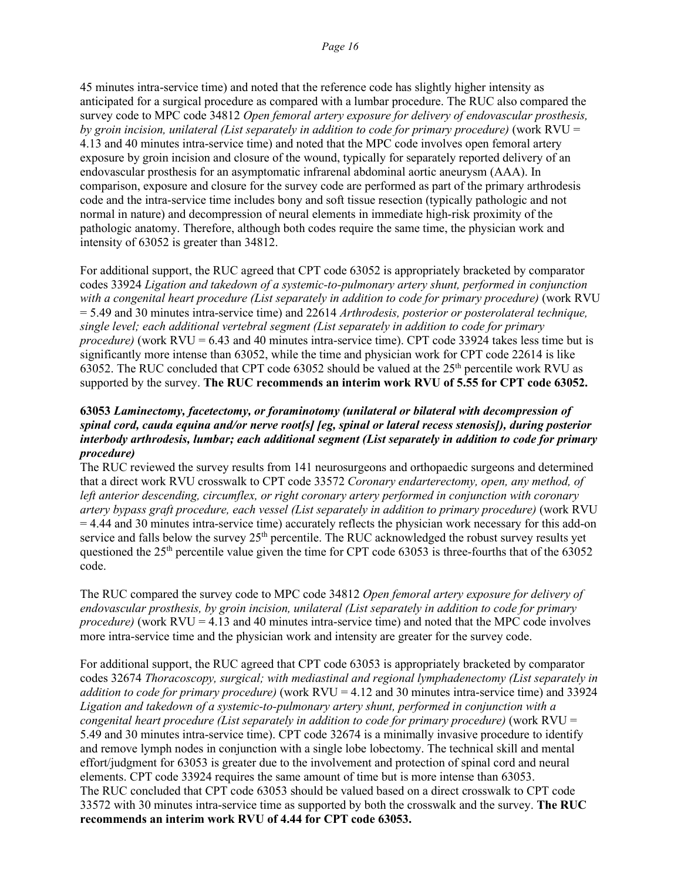45 minutes intra-service time) and noted that the reference code has slightly higher intensity as anticipated for a surgical procedure as compared with a lumbar procedure. The RUC also compared the survey code to MPC code 34812 *Open femoral artery exposure for delivery of endovascular prosthesis, by groin incision, unilateral (List separately in addition to code for primary procedure)* (work RVU = 4.13 and 40 minutes intra-service time) and noted that the MPC code involves open femoral artery exposure by groin incision and closure of the wound, typically for separately reported delivery of an endovascular prosthesis for an asymptomatic infrarenal abdominal aortic aneurysm (AAA). In comparison, exposure and closure for the survey code are performed as part of the primary arthrodesis code and the intra-service time includes bony and soft tissue resection (typically pathologic and not normal in nature) and decompression of neural elements in immediate high-risk proximity of the pathologic anatomy. Therefore, although both codes require the same time, the physician work and intensity of 63052 is greater than 34812.

For additional support, the RUC agreed that CPT code 63052 is appropriately bracketed by comparator codes 33924 *Ligation and takedown of a systemic-to-pulmonary artery shunt, performed in conjunction with a congenital heart procedure (List separately in addition to code for primary procedure)* (work RVU = 5.49 and 30 minutes intra-service time) and 22614 *Arthrodesis, posterior or posterolateral technique, single level; each additional vertebral segment (List separately in addition to code for primary procedure)* (work RVU = 6.43 and 40 minutes intra-service time). CPT code 33924 takes less time but is significantly more intense than 63052, while the time and physician work for CPT code 22614 is like 63052. The RUC concluded that CPT code 63052 should be valued at the 25th percentile work RVU as supported by the survey. **The RUC recommends an interim work RVU of 5.55 for CPT code 63052.**

**63053** ***Laminectomy, facetectomy, or foraminotomy (unilateral or bilateral with decompression of spinal cord, cauda equina and/or nerve root[s] [eg, spinal or lateral recess stenosis]), during posterior interbody arthrodesis, lumbar; each additional segment (List separately in addition to code for primary procedure)***

The RUC reviewed the survey results from 141 neurosurgeons and orthopaedic surgeons and determined that a direct work RVU crosswalk to CPT code 33572 *Coronary endarterectomy, open, any method, of left anterior descending, circumflex, or right coronary artery performed in conjunction with coronary artery bypass graft procedure, each vessel (List separately in addition to primary procedure)* (work RVU = 4.44 and 30 minutes intra-service time) accurately reflects the physician work necessary for this add-on service and falls below the survey 25th percentile. The RUC acknowledged the robust survey results yet questioned the 25th percentile value given the time for CPT code 63053 is three-fourths that of the 63052 code.

The RUC compared the survey code to MPC code 34812 *Open femoral artery exposure for delivery of endovascular prosthesis, by groin incision, unilateral (List separately in addition to code for primary procedure)* (work RVU = 4.13 and 40 minutes intra-service time) and noted that the MPC code involves more intra-service time and the physician work and intensity are greater for the survey code.

For additional support, the RUC agreed that CPT code 63053 is appropriately bracketed by comparator codes 32674 *Thoracoscopy, surgical; with mediastinal and regional lymphadenectomy (List separately in addition to code for primary procedure)* (work RVU = 4.12 and 30 minutes intra-service time) and 33924 *Ligation and takedown of a systemic-to-pulmonary artery shunt, performed in conjunction with a congenital heart procedure (List separately in addition to code for primary procedure)* (work RVU = 5.49 and 30 minutes intra-service time). CPT code 32674 is a minimally invasive procedure to identify and remove lymph nodes in conjunction with a single lobe lobectomy. The technical skill and mental effort/judgment for 63053 is greater due to the involvement and protection of spinal cord and neural elements. CPT code 33924 requires the same amount of time but is more intense than 63053.
The RUC concluded that CPT code 63053 should be valued based on a direct crosswalk to CPT code 33572 with 30 minutes intra-service time as supported by both the crosswalk and the survey. **The RUC recommends an interim work RVU of 4.44 for CPT code 63053.**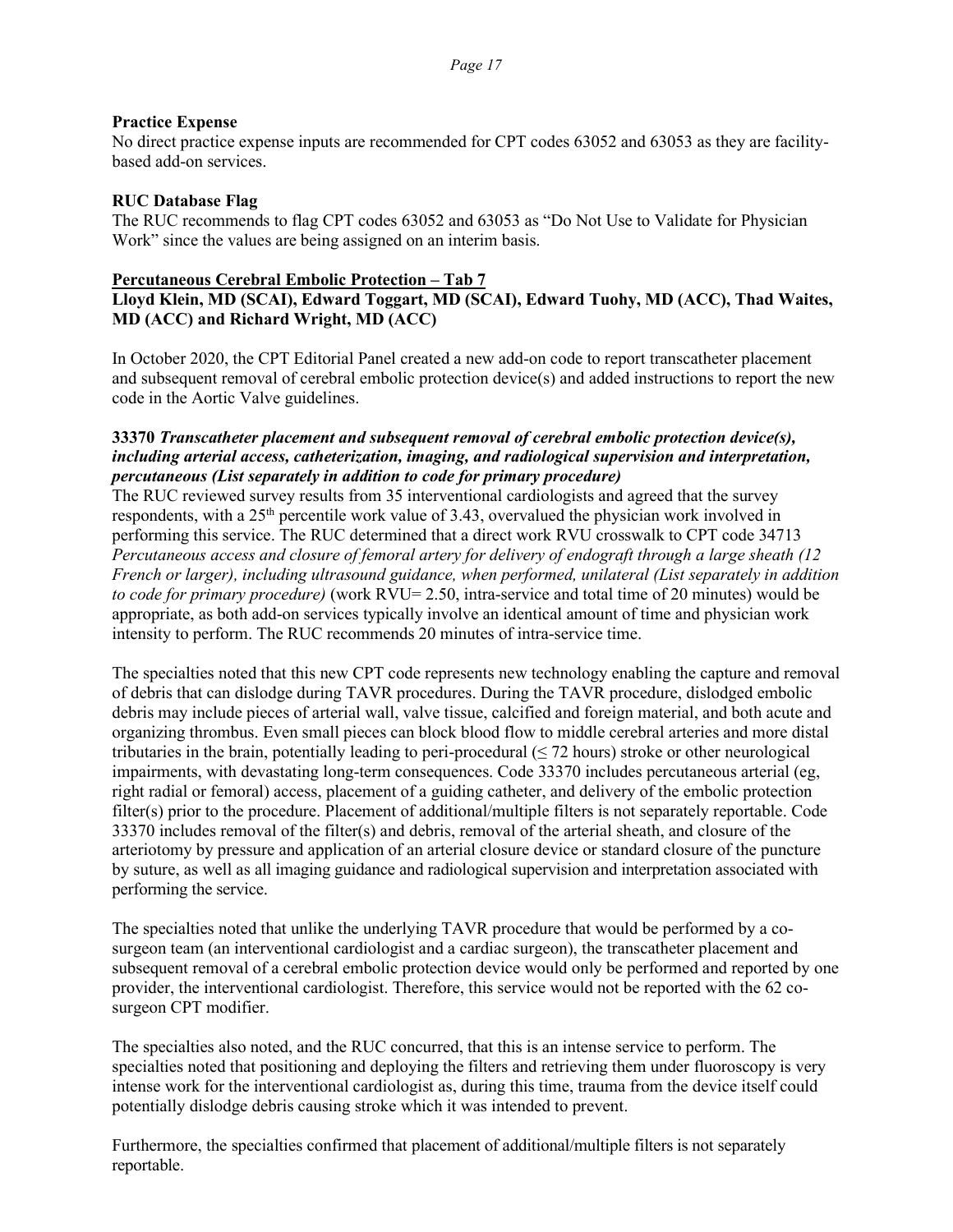**Practice Expense**

No direct practice expense inputs are recommended for CPT codes 63052 and 63053 as they are facility-based add-on services.

**RUC Database Flag**

The RUC recommends to flag CPT codes 63052 and 63053 as "Do Not Use to Validate for Physician Work" since the values are being assigned on an interim basis.

**Percutaneous Cerebral Embolic Protection – Tab 7**

**Lloyd Klein, MD (SCAI), Edward Toggart, MD (SCAI), Edward Tuohy, MD (ACC), Thad Waites, MD (ACC) and Richard Wright, MD (ACC)**

In October 2020, the CPT Editorial Panel created a new add-on code to report transcatheter placement and subsequent removal of cerebral embolic protection device(s) and added instructions to report the new code in the Aortic Valve guidelines.

**33370 *Transcatheter placement and subsequent removal of cerebral embolic protection device(s), including arterial access, catheterization, imaging, and radiological supervision and interpretation, percutaneous (List separately in addition to code for primary procedure)***

The RUC reviewed survey results from 35 interventional cardiologists and agreed that the survey respondents, with a 25th percentile work value of 3.43, overvalued the physician work involved in performing this service. The RUC determined that a direct work RVU crosswalk to CPT code 34713 *Percutaneous access and closure of femoral artery for delivery of endograft through a large sheath (12 French or larger), including ultrasound guidance, when performed, unilateral (List separately in addition to code for primary procedure)* (work RVU= 2.50, intra-service and total time of 20 minutes) would be appropriate, as both add-on services typically involve an identical amount of time and physician work intensity to perform. The RUC recommends 20 minutes of intra-service time.

The specialties noted that this new CPT code represents new technology enabling the capture and removal of debris that can dislodge during TAVR procedures. During the TAVR procedure, dislodged embolic debris may include pieces of arterial wall, valve tissue, calcified and foreign material, and both acute and organizing thrombus. Even small pieces can block blood flow to middle cerebral arteries and more distal tributaries in the brain, potentially leading to peri-procedural (≤ 72 hours) stroke or other neurological impairments, with devastating long-term consequences. Code 33370 includes percutaneous arterial (eg, right radial or femoral) access, placement of a guiding catheter, and delivery of the embolic protection filter(s) prior to the procedure. Placement of additional/multiple filters is not separately reportable. Code 33370 includes removal of the filter(s) and debris, removal of the arterial sheath, and closure of the arteriotomy by pressure and application of an arterial closure device or standard closure of the puncture by suture, as well as all imaging guidance and radiological supervision and interpretation associated with performing the service.

The specialties noted that unlike the underlying TAVR procedure that would be performed by a co-surgeon team (an interventional cardiologist and a cardiac surgeon), the transcatheter placement and subsequent removal of a cerebral embolic protection device would only be performed and reported by one provider, the interventional cardiologist. Therefore, this service would not be reported with the 62 co-surgeon CPT modifier.

The specialties also noted, and the RUC concurred, that this is an intense service to perform. The specialties noted that positioning and deploying the filters and retrieving them under fluoroscopy is very intense work for the interventional cardiologist as, during this time, trauma from the device itself could potentially dislodge debris causing stroke which it was intended to prevent.

Furthermore, the specialties confirmed that placement of additional/multiple filters is not separately reportable.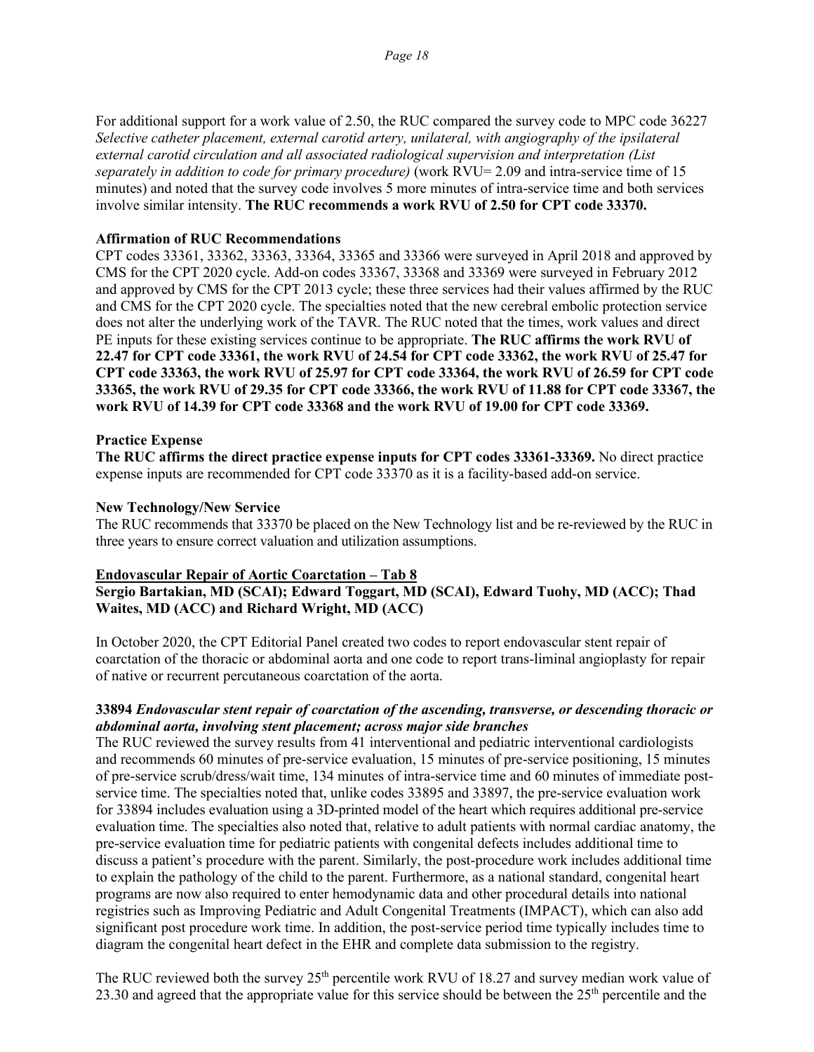For additional support for a work value of 2.50, the RUC compared the survey code to MPC code 36227 *Selective catheter placement, external carotid artery, unilateral, with angiography of the ipsilateral external carotid circulation and all associated radiological supervision and interpretation (List separately in addition to code for primary procedure)* (work RVU= 2.09 and intra-service time of 15 minutes) and noted that the survey code involves 5 more minutes of intra-service time and both services involve similar intensity. **The RUC recommends a work RVU of 2.50 for CPT code 33370.**

**Affirmation of RUC Recommendations**

CPT codes 33361, 33362, 33363, 33364, 33365 and 33366 were surveyed in April 2018 and approved by CMS for the CPT 2020 cycle. Add-on codes 33367, 33368 and 33369 were surveyed in February 2012 and approved by CMS for the CPT 2013 cycle; these three services had their values affirmed by the RUC and CMS for the CPT 2020 cycle. The specialties noted that the new cerebral embolic protection service does not alter the underlying work of the TAVR. The RUC noted that the times, work values and direct PE inputs for these existing services continue to be appropriate. **The RUC affirms the work RVU of 22.47 for CPT code 33361, the work RVU of 24.54 for CPT code 33362, the work RVU of 25.47 for CPT code 33363, the work RVU of 25.97 for CPT code 33364, the work RVU of 26.59 for CPT code 33365, the work RVU of 29.35 for CPT code 33366, the work RVU of 11.88 for CPT code 33367, the work RVU of 14.39 for CPT code 33368 and the work RVU of 19.00 for CPT code 33369.**

**Practice Expense**

**The RUC affirms the direct practice expense inputs for CPT codes 33361-33369.** No direct practice expense inputs are recommended for CPT code 33370 as it is a facility-based add-on service.

**New Technology/New Service**

The RUC recommends that 33370 be placed on the New Technology list and be re-reviewed by the RUC in three years to ensure correct valuation and utilization assumptions.

**<u>Endovascular Repair of Aortic Coarctation – Tab 8</u>**

**Sergio Bartakian, MD (SCAI); Edward Toggart, MD (SCAI), Edward Tuohy, MD (ACC); Thad Waites, MD (ACC) and Richard Wright, MD (ACC)**

In October 2020, the CPT Editorial Panel created two codes to report endovascular stent repair of coarctation of the thoracic or abdominal aorta and one code to report trans-liminal angioplasty for repair of native or recurrent percutaneous coarctation of the aorta.

**33894** ***Endovascular stent repair of coarctation of the ascending, transverse, or descending thoracic or abdominal aorta, involving stent placement; across major side branches***

The RUC reviewed the survey results from 41 interventional and pediatric interventional cardiologists and recommends 60 minutes of pre-service evaluation, 15 minutes of pre-service positioning, 15 minutes of pre-service scrub/dress/wait time, 134 minutes of intra-service time and 60 minutes of immediate post-service time. The specialties noted that, unlike codes 33895 and 33897, the pre-service evaluation work for 33894 includes evaluation using a 3D-printed model of the heart which requires additional pre-service evaluation time. The specialties also noted that, relative to adult patients with normal cardiac anatomy, the pre-service evaluation time for pediatric patients with congenital defects includes additional time to discuss a patient's procedure with the parent. Similarly, the post-procedure work includes additional time to explain the pathology of the child to the parent. Furthermore, as a national standard, congenital heart programs are now also required to enter hemodynamic data and other procedural details into national registries such as Improving Pediatric and Adult Congenital Treatments (IMPACT), which can also add significant post procedure work time. In addition, the post-service period time typically includes time to diagram the congenital heart defect in the EHR and complete data submission to the registry.

The RUC reviewed both the survey 25th percentile work RVU of 18.27 and survey median work value of 23.30 and agreed that the appropriate value for this service should be between the 25th percentile and the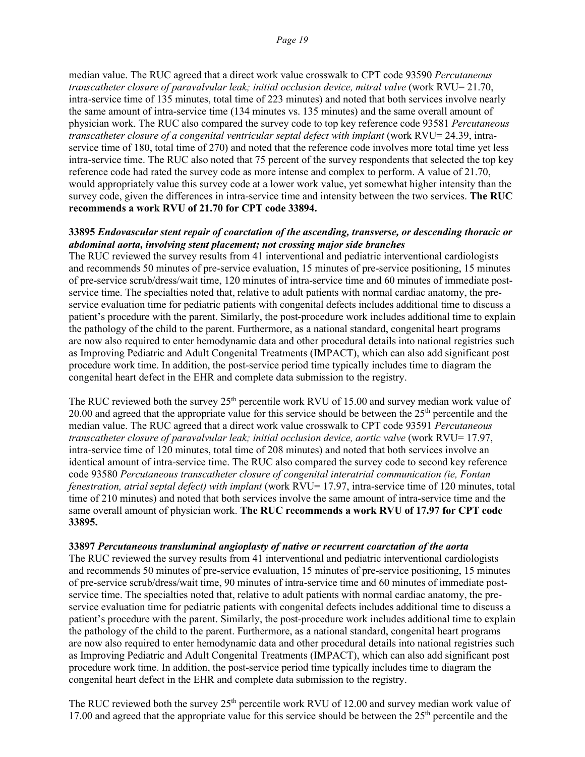median value. The RUC agreed that a direct work value crosswalk to CPT code 93590 *Percutaneous transcatheter closure of paravalvular leak; initial occlusion device, mitral valve* (work RVU= 21.70, intra-service time of 135 minutes, total time of 223 minutes) and noted that both services involve nearly the same amount of intra-service time (134 minutes vs. 135 minutes) and the same overall amount of physician work. The RUC also compared the survey code to top key reference code 93581 *Percutaneous transcatheter closure of a congenital ventricular septal defect with implant* (work RVU= 24.39, intra-service time of 180, total time of 270) and noted that the reference code involves more total time yet less intra-service time. The RUC also noted that 75 percent of the survey respondents that selected the top key reference code had rated the survey code as more intense and complex to perform. A value of 21.70, would appropriately value this survey code at a lower work value, yet somewhat higher intensity than the survey code, given the differences in intra-service time and intensity between the two services. **The RUC recommends a work RVU of 21.70 for CPT code 33894.**

**33895** ***Endovascular stent repair of coarctation of the ascending, transverse, or descending thoracic or abdominal aorta, involving stent placement; not crossing major side branches***

The RUC reviewed the survey results from 41 interventional and pediatric interventional cardiologists and recommends 50 minutes of pre-service evaluation, 15 minutes of pre-service positioning, 15 minutes of pre-service scrub/dress/wait time, 120 minutes of intra-service time and 60 minutes of immediate post-service time. The specialties noted that, relative to adult patients with normal cardiac anatomy, the pre-service evaluation time for pediatric patients with congenital defects includes additional time to discuss a patient's procedure with the parent. Similarly, the post-procedure work includes additional time to explain the pathology of the child to the parent. Furthermore, as a national standard, congenital heart programs are now also required to enter hemodynamic data and other procedural details into national registries such as Improving Pediatric and Adult Congenital Treatments (IMPACT), which can also add significant post procedure work time. In addition, the post-service period time typically includes time to diagram the congenital heart defect in the EHR and complete data submission to the registry.

The RUC reviewed both the survey 25th percentile work RVU of 15.00 and survey median work value of 20.00 and agreed that the appropriate value for this service should be between the 25th percentile and the median value. The RUC agreed that a direct work value crosswalk to CPT code 93591 *Percutaneous transcatheter closure of paravalvular leak; initial occlusion device, aortic valve* (work RVU= 17.97, intra-service time of 120 minutes, total time of 208 minutes) and noted that both services involve an identical amount of intra-service time. The RUC also compared the survey code to second key reference code 93580 *Percutaneous transcatheter closure of congenital interatrial communication (ie, Fontan fenestration, atrial septal defect) with implant* (work RVU= 17.97, intra-service time of 120 minutes, total time of 210 minutes) and noted that both services involve the same amount of intra-service time and the same overall amount of physician work. **The RUC recommends a work RVU of 17.97 for CPT code 33895.**

**33897** ***Percutaneous transluminal angioplasty of native or recurrent coarctation of the aorta***

The RUC reviewed the survey results from 41 interventional and pediatric interventional cardiologists and recommends 50 minutes of pre-service evaluation, 15 minutes of pre-service positioning, 15 minutes of pre-service scrub/dress/wait time, 90 minutes of intra-service time and 60 minutes of immediate post-service time. The specialties noted that, relative to adult patients with normal cardiac anatomy, the pre-service evaluation time for pediatric patients with congenital defects includes additional time to discuss a patient's procedure with the parent. Similarly, the post-procedure work includes additional time to explain the pathology of the child to the parent. Furthermore, as a national standard, congenital heart programs are now also required to enter hemodynamic data and other procedural details into national registries such as Improving Pediatric and Adult Congenital Treatments (IMPACT), which can also add significant post procedure work time. In addition, the post-service period time typically includes time to diagram the congenital heart defect in the EHR and complete data submission to the registry.

The RUC reviewed both the survey 25th percentile work RVU of 12.00 and survey median work value of 17.00 and agreed that the appropriate value for this service should be between the 25th percentile and the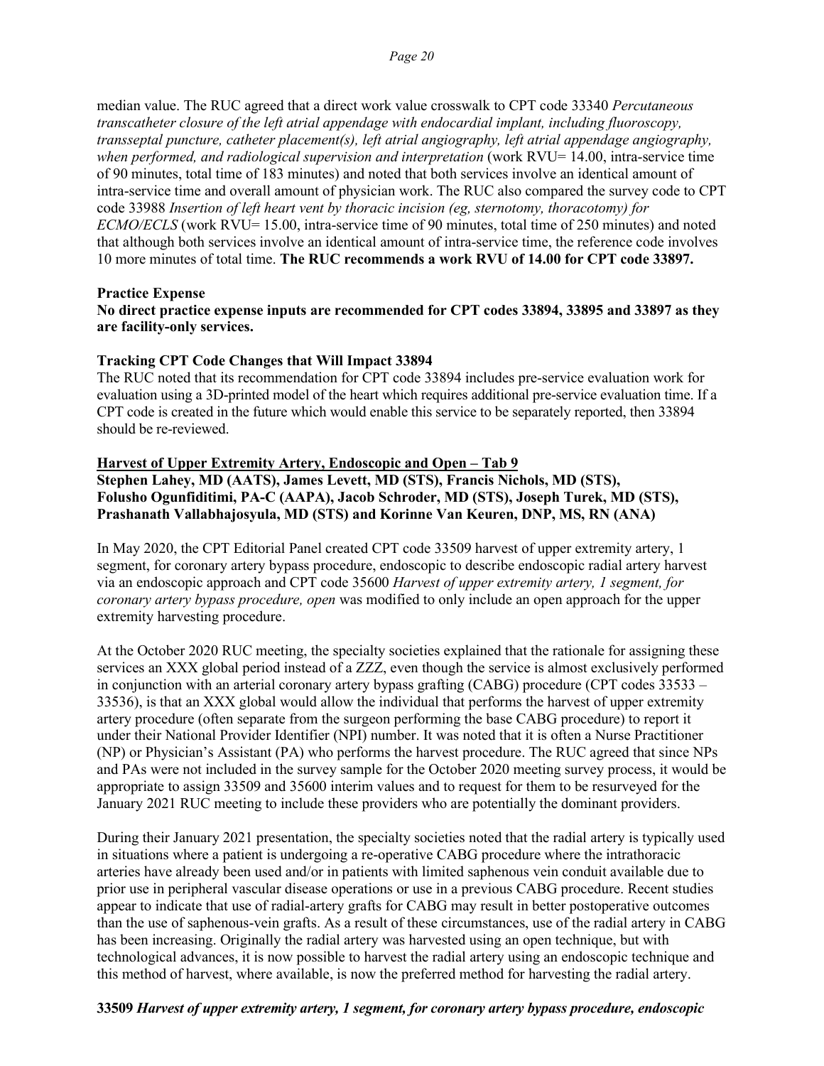median value. The RUC agreed that a direct work value crosswalk to CPT code 33340 *Percutaneous transcatheter closure of the left atrial appendage with endocardial implant, including fluoroscopy, transseptal puncture, catheter placement(s), left atrial angiography, left atrial appendage angiography, when performed, and radiological supervision and interpretation* (work RVU= 14.00, intra-service time of 90 minutes, total time of 183 minutes) and noted that both services involve an identical amount of intra-service time and overall amount of physician work. The RUC also compared the survey code to CPT code 33988 *Insertion of left heart vent by thoracic incision (eg, sternotomy, thoracotomy) for ECMO/ECLS* (work RVU= 15.00, intra-service time of 90 minutes, total time of 250 minutes) and noted that although both services involve an identical amount of intra-service time, the reference code involves 10 more minutes of total time. **The RUC recommends a work RVU of 14.00 for CPT code 33897.**

**Practice Expense**

**No direct practice expense inputs are recommended for CPT codes 33894, 33895 and 33897 as they are facility-only services.**

**Tracking CPT Code Changes that Will Impact 33894**

The RUC noted that its recommendation for CPT code 33894 includes pre-service evaluation work for evaluation using a 3D-printed model of the heart which requires additional pre-service evaluation time. If a CPT code is created in the future which would enable this service to be separately reported, then 33894 should be re-reviewed.

**Harvest of Upper Extremity Artery, Endoscopic and Open – Tab 9**

**Stephen Lahey, MD (AATS), James Levett, MD (STS), Francis Nichols, MD (STS), Folusho Ogunfiditimi, PA-C (AAPA), Jacob Schroder, MD (STS), Joseph Turek, MD (STS), Prashanath Vallabhajosyula, MD (STS) and Korinne Van Keuren, DNP, MS, RN (ANA)**

In May 2020, the CPT Editorial Panel created CPT code 33509 harvest of upper extremity artery, 1 segment, for coronary artery bypass procedure, endoscopic to describe endoscopic radial artery harvest via an endoscopic approach and CPT code 35600 *Harvest of upper extremity artery, 1 segment, for coronary artery bypass procedure, open* was modified to only include an open approach for the upper extremity harvesting procedure.

At the October 2020 RUC meeting, the specialty societies explained that the rationale for assigning these services an XXX global period instead of a ZZZ, even though the service is almost exclusively performed in conjunction with an arterial coronary artery bypass grafting (CABG) procedure (CPT codes 33533 – 33536), is that an XXX global would allow the individual that performs the harvest of upper extremity artery procedure (often separate from the surgeon performing the base CABG procedure) to report it under their National Provider Identifier (NPI) number. It was noted that it is often a Nurse Practitioner (NP) or Physician's Assistant (PA) who performs the harvest procedure. The RUC agreed that since NPs and PAs were not included in the survey sample for the October 2020 meeting survey process, it would be appropriate to assign 33509 and 35600 interim values and to request for them to be resurveyed for the January 2021 RUC meeting to include these providers who are potentially the dominant providers.

During their January 2021 presentation, the specialty societies noted that the radial artery is typically used in situations where a patient is undergoing a re-operative CABG procedure where the intrathoracic arteries have already been used and/or in patients with limited saphenous vein conduit available due to prior use in peripheral vascular disease operations or use in a previous CABG procedure. Recent studies appear to indicate that use of radial-artery grafts for CABG may result in better postoperative outcomes than the use of saphenous-vein grafts. As a result of these circumstances, use of the radial artery in CABG has been increasing. Originally the radial artery was harvested using an open technique, but with technological advances, it is now possible to harvest the radial artery using an endoscopic technique and this method of harvest, where available, is now the preferred method for harvesting the radial artery.

**33509 *Harvest of upper extremity artery, 1 segment, for coronary artery bypass procedure, endoscopic***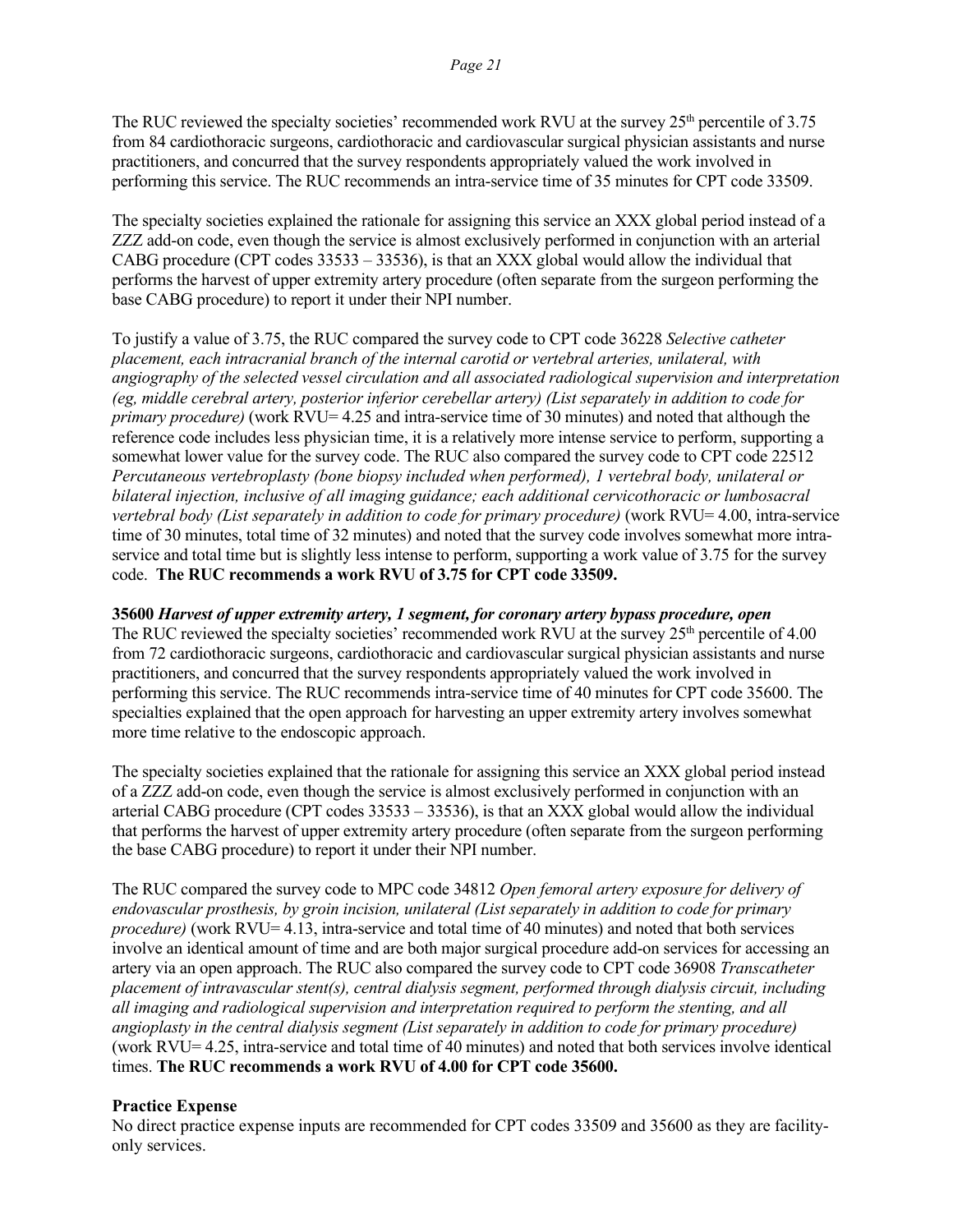The RUC reviewed the specialty societies' recommended work RVU at the survey 25th percentile of 3.75 from 84 cardiothoracic surgeons, cardiothoracic and cardiovascular surgical physician assistants and nurse practitioners, and concurred that the survey respondents appropriately valued the work involved in performing this service. The RUC recommends an intra-service time of 35 minutes for CPT code 33509.

The specialty societies explained the rationale for assigning this service an XXX global period instead of a ZZZ add-on code, even though the service is almost exclusively performed in conjunction with an arterial CABG procedure (CPT codes 33533 – 33536), is that an XXX global would allow the individual that performs the harvest of upper extremity artery procedure (often separate from the surgeon performing the base CABG procedure) to report it under their NPI number.

To justify a value of 3.75, the RUC compared the survey code to CPT code 36228 *Selective catheter placement, each intracranial branch of the internal carotid or vertebral arteries, unilateral, with angiography of the selected vessel circulation and all associated radiological supervision and interpretation (eg, middle cerebral artery, posterior inferior cerebellar artery) (List separately in addition to code for primary procedure)* (work RVU= 4.25 and intra-service time of 30 minutes) and noted that although the reference code includes less physician time, it is a relatively more intense service to perform, supporting a somewhat lower value for the survey code. The RUC also compared the survey code to CPT code 22512 *Percutaneous vertebroplasty (bone biopsy included when performed), 1 vertebral body, unilateral or bilateral injection, inclusive of all imaging guidance; each additional cervicothoracic or lumbosacral vertebral body (List separately in addition to code for primary procedure)* (work RVU= 4.00, intra-service time of 30 minutes, total time of 32 minutes) and noted that the survey code involves somewhat more intra-service and total time but is slightly less intense to perform, supporting a work value of 3.75 for the survey code. **The RUC recommends a work RVU of 3.75 for CPT code 33509.**

**35600** ***Harvest of upper extremity artery, 1 segment, for coronary artery bypass procedure, open***
The RUC reviewed the specialty societies' recommended work RVU at the survey 25th percentile of 4.00 from 72 cardiothoracic surgeons, cardiothoracic and cardiovascular surgical physician assistants and nurse practitioners, and concurred that the survey respondents appropriately valued the work involved in performing this service. The RUC recommends intra-service time of 40 minutes for CPT code 35600. The specialties explained that the open approach for harvesting an upper extremity artery involves somewhat more time relative to the endoscopic approach.

The specialty societies explained that the rationale for assigning this service an XXX global period instead of a ZZZ add-on code, even though the service is almost exclusively performed in conjunction with an arterial CABG procedure (CPT codes 33533 – 33536), is that an XXX global would allow the individual that performs the harvest of upper extremity artery procedure (often separate from the surgeon performing the base CABG procedure) to report it under their NPI number.

The RUC compared the survey code to MPC code 34812 *Open femoral artery exposure for delivery of endovascular prosthesis, by groin incision, unilateral (List separately in addition to code for primary procedure)* (work RVU= 4.13, intra-service and total time of 40 minutes) and noted that both services involve an identical amount of time and are both major surgical procedure add-on services for accessing an artery via an open approach. The RUC also compared the survey code to CPT code 36908 *Transcatheter placement of intravascular stent(s), central dialysis segment, performed through dialysis circuit, including all imaging and radiological supervision and interpretation required to perform the stenting, and all angioplasty in the central dialysis segment (List separately in addition to code for primary procedure)* (work RVU= 4.25, intra-service and total time of 40 minutes) and noted that both services involve identical times. **The RUC recommends a work RVU of 4.00 for CPT code 35600.**

**Practice Expense**
No direct practice expense inputs are recommended for CPT codes 33509 and 35600 as they are facility-only services.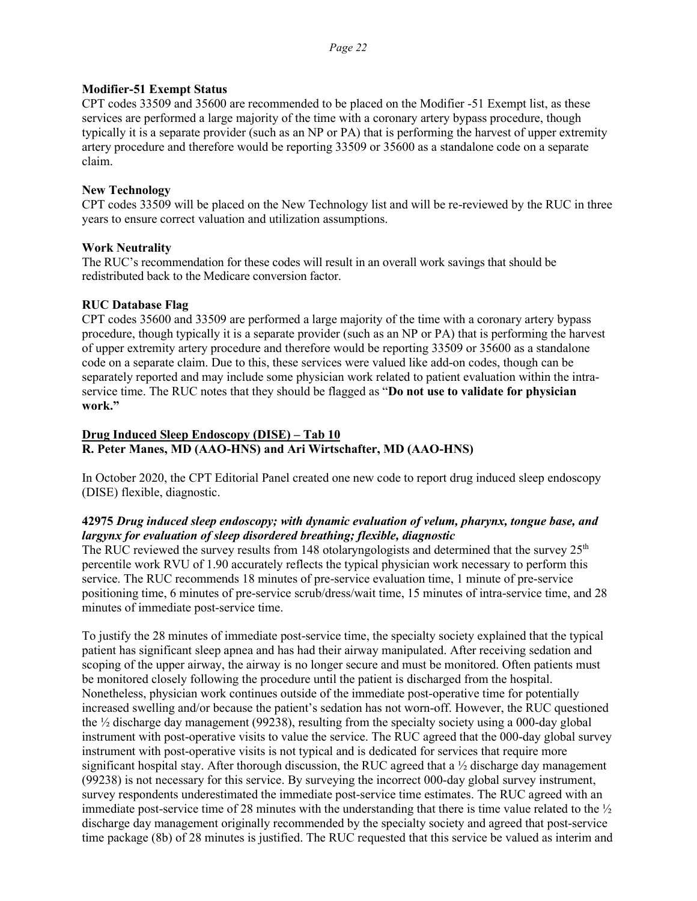**Modifier-51 Exempt Status**

CPT codes 33509 and 35600 are recommended to be placed on the Modifier -51 Exempt list, as these services are performed a large majority of the time with a coronary artery bypass procedure, though typically it is a separate provider (such as an NP or PA) that is performing the harvest of upper extremity artery procedure and therefore would be reporting 33509 or 35600 as a standalone code on a separate claim.

**New Technology**

CPT codes 33509 will be placed on the New Technology list and will be re-reviewed by the RUC in three years to ensure correct valuation and utilization assumptions.

**Work Neutrality**

The RUC's recommendation for these codes will result in an overall work savings that should be redistributed back to the Medicare conversion factor.

**RUC Database Flag**

CPT codes 35600 and 33509 are performed a large majority of the time with a coronary artery bypass procedure, though typically it is a separate provider (such as an NP or PA) that is performing the harvest of upper extremity artery procedure and therefore would be reporting 33509 or 35600 as a standalone code on a separate claim. Due to this, these services were valued like add-on codes, though can be separately reported and may include some physician work related to patient evaluation within the intra-service time. The RUC notes that they should be flagged as "**Do not use to validate for physician work.**"

## Drug Induced Sleep Endoscopy (DISE) – Tab 10

**R. Peter Manes, MD (AAO-HNS) and Ari Wirtschafter, MD (AAO-HNS)**

In October 2020, the CPT Editorial Panel created one new code to report drug induced sleep endoscopy (DISE) flexible, diagnostic.

***42975 Drug induced sleep endoscopy; with dynamic evaluation of velum, pharynx, tongue base, and largynx for evaluation of sleep disordered breathing; flexible, diagnostic***

The RUC reviewed the survey results from 148 otolaryngologists and determined that the survey 25th percentile work RVU of 1.90 accurately reflects the typical physician work necessary to perform this service. The RUC recommends 18 minutes of pre-service evaluation time, 1 minute of pre-service positioning time, 6 minutes of pre-service scrub/dress/wait time, 15 minutes of intra-service time, and 28 minutes of immediate post-service time.

To justify the 28 minutes of immediate post-service time, the specialty society explained that the typical patient has significant sleep apnea and has had their airway manipulated. After receiving sedation and scoping of the upper airway, the airway is no longer secure and must be monitored. Often patients must be monitored closely following the procedure until the patient is discharged from the hospital. Nonetheless, physician work continues outside of the immediate post-operative time for potentially increased swelling and/or because the patient's sedation has not worn-off. However, the RUC questioned the ½ discharge day management (99238), resulting from the specialty society using a 000-day global instrument with post-operative visits to value the service. The RUC agreed that the 000-day global survey instrument with post-operative visits is not typical and is dedicated for services that require more significant hospital stay. After thorough discussion, the RUC agreed that a ½ discharge day management (99238) is not necessary for this service. By surveying the incorrect 000-day global survey instrument, survey respondents underestimated the immediate post-service time estimates. The RUC agreed with an immediate post-service time of 28 minutes with the understanding that there is time value related to the ½ discharge day management originally recommended by the specialty society and agreed that post-service time package (8b) of 28 minutes is justified. The RUC requested that this service be valued as interim and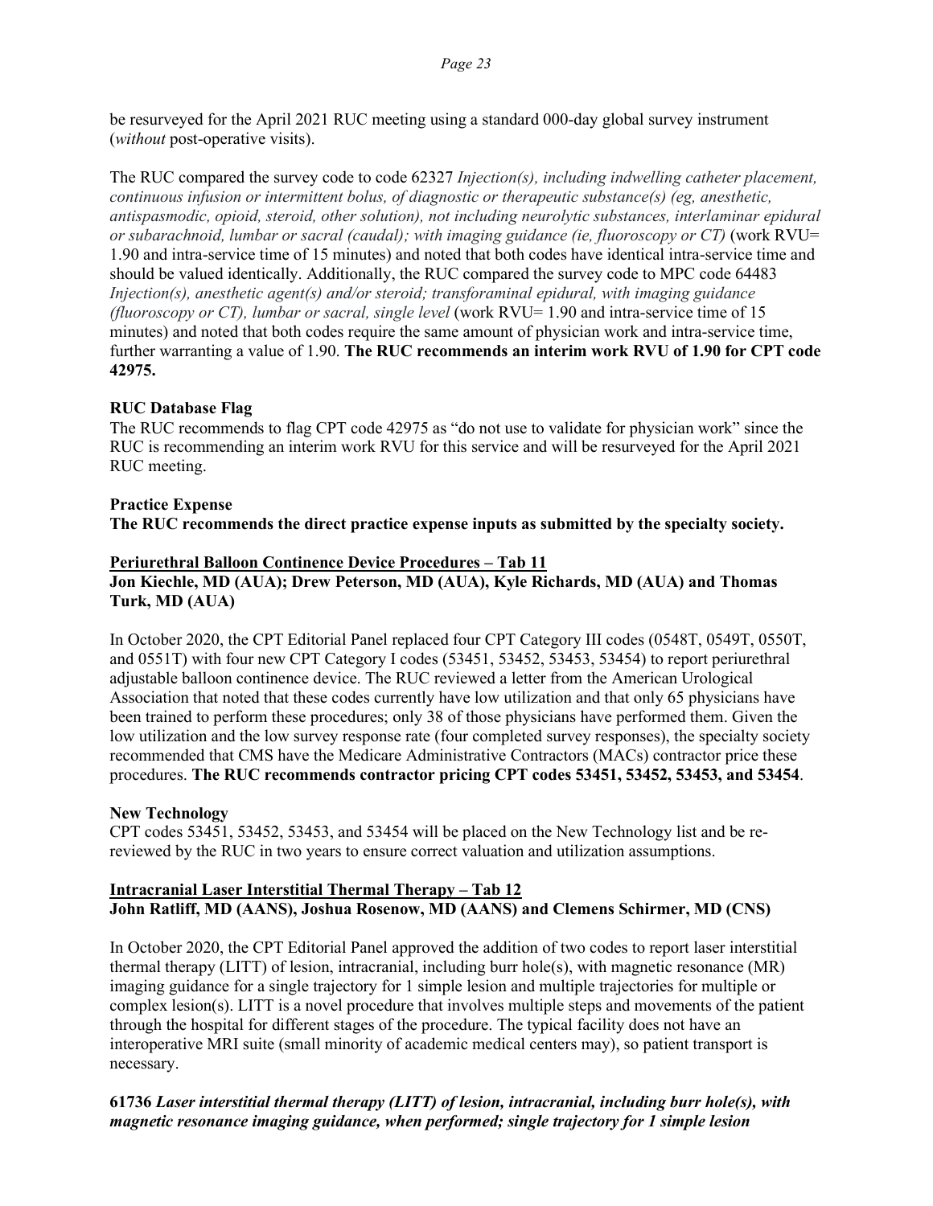be resurveyed for the April 2021 RUC meeting using a standard 000-day global survey instrument (*without* post-operative visits).

The RUC compared the survey code to code 62327 *Injection(s), including indwelling catheter placement, continuous infusion or intermittent bolus, of diagnostic or therapeutic substance(s) (eg, anesthetic, antispasmodic, opioid, steroid, other solution), not including neurolytic substances, interlaminar epidural or subarachnoid, lumbar or sacral (caudal); with imaging guidance (ie, fluoroscopy or CT)* (work RVU= 1.90 and intra-service time of 15 minutes) and noted that both codes have identical intra-service time and should be valued identically. Additionally, the RUC compared the survey code to MPC code 64483 *Injection(s), anesthetic agent(s) and/or steroid; transforaminal epidural, with imaging guidance (fluoroscopy or CT), lumbar or sacral, single level* (work RVU= 1.90 and intra-service time of 15 minutes) and noted that both codes require the same amount of physician work and intra-service time, further warranting a value of 1.90. **The RUC recommends an interim work RVU of 1.90 for CPT code 42975.**

**RUC Database Flag**

The RUC recommends to flag CPT code 42975 as "do not use to validate for physician work" since the RUC is recommending an interim work RVU for this service and will be resurveyed for the April 2021 RUC meeting.

**Practice Expense**

**The RUC recommends the direct practice expense inputs as submitted by the specialty society.**

**Periurethral Balloon Continence Device Procedures – Tab 11**

**Jon Kiechle, MD (AUA); Drew Peterson, MD (AUA), Kyle Richards, MD (AUA) and Thomas Turk, MD (AUA)**

In October 2020, the CPT Editorial Panel replaced four CPT Category III codes (0548T, 0549T, 0550T, and 0551T) with four new CPT Category I codes (53451, 53452, 53453, 53454) to report periurethral adjustable balloon continence device. The RUC reviewed a letter from the American Urological Association that noted that these codes currently have low utilization and that only 65 physicians have been trained to perform these procedures; only 38 of those physicians have performed them. Given the low utilization and the low survey response rate (four completed survey responses), the specialty society recommended that CMS have the Medicare Administrative Contractors (MACs) contractor price these procedures. **The RUC recommends contractor pricing CPT codes 53451, 53452, 53453, and 53454**.

**New Technology**

CPT codes 53451, 53452, 53453, and 53454 will be placed on the New Technology list and be re-reviewed by the RUC in two years to ensure correct valuation and utilization assumptions.

**Intracranial Laser Interstitial Thermal Therapy – Tab 12**

**John Ratliff, MD (AANS), Joshua Rosenow, MD (AANS) and Clemens Schirmer, MD (CNS)**

In October 2020, the CPT Editorial Panel approved the addition of two codes to report laser interstitial thermal therapy (LITT) of lesion, intracranial, including burr hole(s), with magnetic resonance (MR) imaging guidance for a single trajectory for 1 simple lesion and multiple trajectories for multiple or complex lesion(s). LITT is a novel procedure that involves multiple steps and movements of the patient through the hospital for different stages of the procedure. The typical facility does not have an interoperative MRI suite (small minority of academic medical centers may), so patient transport is necessary.

**61736** ***Laser interstitial thermal therapy (LITT) of lesion, intracranial, including burr hole(s), with magnetic resonance imaging guidance, when performed; single trajectory for 1 simple lesion***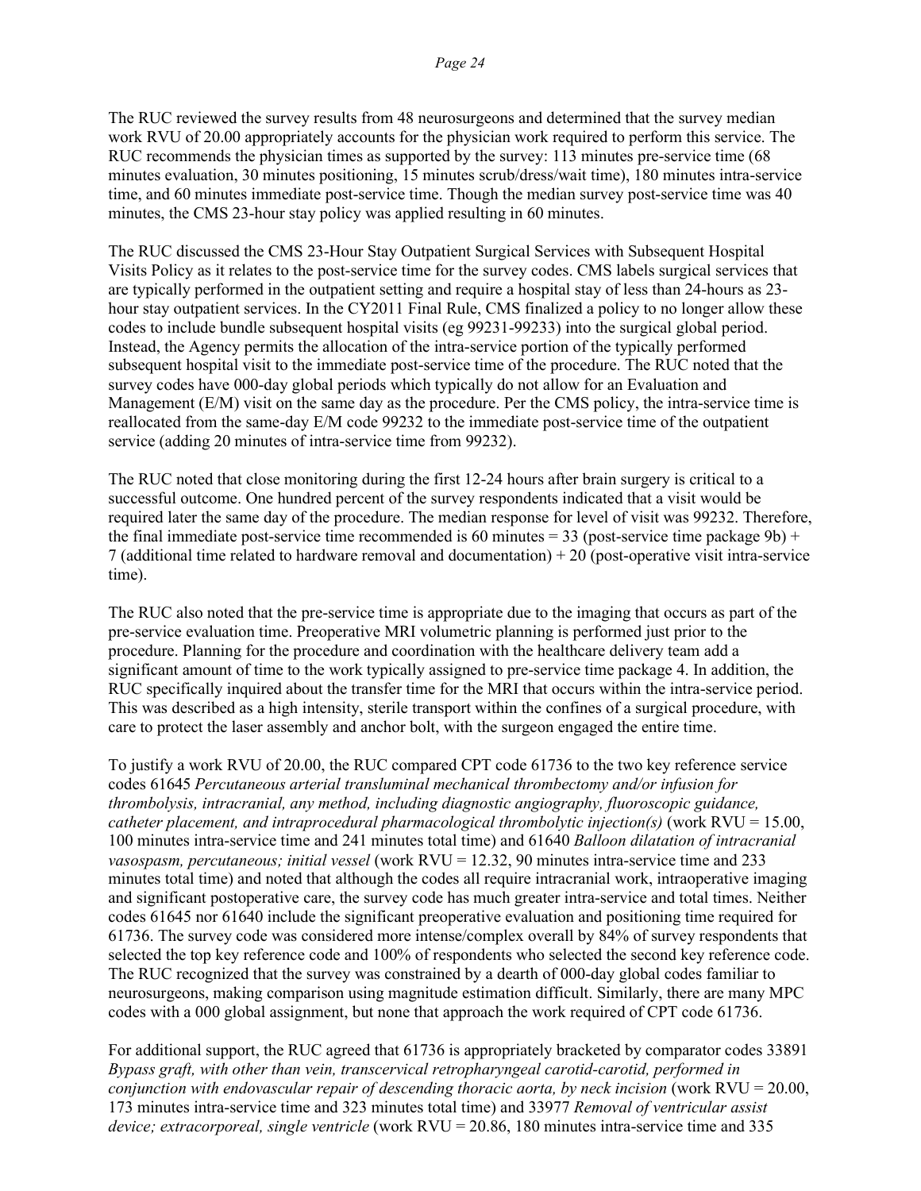The RUC reviewed the survey results from 48 neurosurgeons and determined that the survey median work RVU of 20.00 appropriately accounts for the physician work required to perform this service. The RUC recommends the physician times as supported by the survey: 113 minutes pre-service time (68 minutes evaluation, 30 minutes positioning, 15 minutes scrub/dress/wait time), 180 minutes intra-service time, and 60 minutes immediate post-service time. Though the median survey post-service time was 40 minutes, the CMS 23-hour stay policy was applied resulting in 60 minutes.

The RUC discussed the CMS 23-Hour Stay Outpatient Surgical Services with Subsequent Hospital Visits Policy as it relates to the post-service time for the survey codes. CMS labels surgical services that are typically performed in the outpatient setting and require a hospital stay of less than 24-hours as 23-hour stay outpatient services. In the CY2011 Final Rule, CMS finalized a policy to no longer allow these codes to include bundle subsequent hospital visits (eg 99231-99233) into the surgical global period. Instead, the Agency permits the allocation of the intra-service portion of the typically performed subsequent hospital visit to the immediate post-service time of the procedure. The RUC noted that the survey codes have 000-day global periods which typically do not allow for an Evaluation and Management (E/M) visit on the same day as the procedure. Per the CMS policy, the intra-service time is reallocated from the same-day E/M code 99232 to the immediate post-service time of the outpatient service (adding 20 minutes of intra-service time from 99232).

The RUC noted that close monitoring during the first 12-24 hours after brain surgery is critical to a successful outcome. One hundred percent of the survey respondents indicated that a visit would be required later the same day of the procedure. The median response for level of visit was 99232. Therefore, the final immediate post-service time recommended is 60 minutes = 33 (post-service time package 9b) + 7 (additional time related to hardware removal and documentation) + 20 (post-operative visit intra-service time).

The RUC also noted that the pre-service time is appropriate due to the imaging that occurs as part of the pre-service evaluation time. Preoperative MRI volumetric planning is performed just prior to the procedure. Planning for the procedure and coordination with the healthcare delivery team add a significant amount of time to the work typically assigned to pre-service time package 4. In addition, the RUC specifically inquired about the transfer time for the MRI that occurs within the intra-service period. This was described as a high intensity, sterile transport within the confines of a surgical procedure, with care to protect the laser assembly and anchor bolt, with the surgeon engaged the entire time.

To justify a work RVU of 20.00, the RUC compared CPT code 61736 to the two key reference service codes 61645 *Percutaneous arterial transluminal mechanical thrombectomy and/or infusion for thrombolysis, intracranial, any method, including diagnostic angiography, fluoroscopic guidance, catheter placement, and intraprocedural pharmacological thrombolytic injection(s)* (work RVU = 15.00, 100 minutes intra-service time and 241 minutes total time) and 61640 *Balloon dilatation of intracranial vasospasm, percutaneous; initial vessel* (work RVU = 12.32, 90 minutes intra-service time and 233 minutes total time) and noted that although the codes all require intracranial work, intraoperative imaging and significant postoperative care, the survey code has much greater intra-service and total times. Neither codes 61645 nor 61640 include the significant preoperative evaluation and positioning time required for 61736. The survey code was considered more intense/complex overall by 84% of survey respondents that selected the top key reference code and 100% of respondents who selected the second key reference code. The RUC recognized that the survey was constrained by a dearth of 000-day global codes familiar to neurosurgeons, making comparison using magnitude estimation difficult. Similarly, there are many MPC codes with a 000 global assignment, but none that approach the work required of CPT code 61736.

For additional support, the RUC agreed that 61736 is appropriately bracketed by comparator codes 33891 *Bypass graft, with other than vein, transcervical retropharyngeal carotid-carotid, performed in conjunction with endovascular repair of descending thoracic aorta, by neck incision* (work RVU = 20.00, 173 minutes intra-service time and 323 minutes total time) and 33977 *Removal of ventricular assist device; extracorporeal, single ventricle* (work RVU = 20.86, 180 minutes intra-service time and 335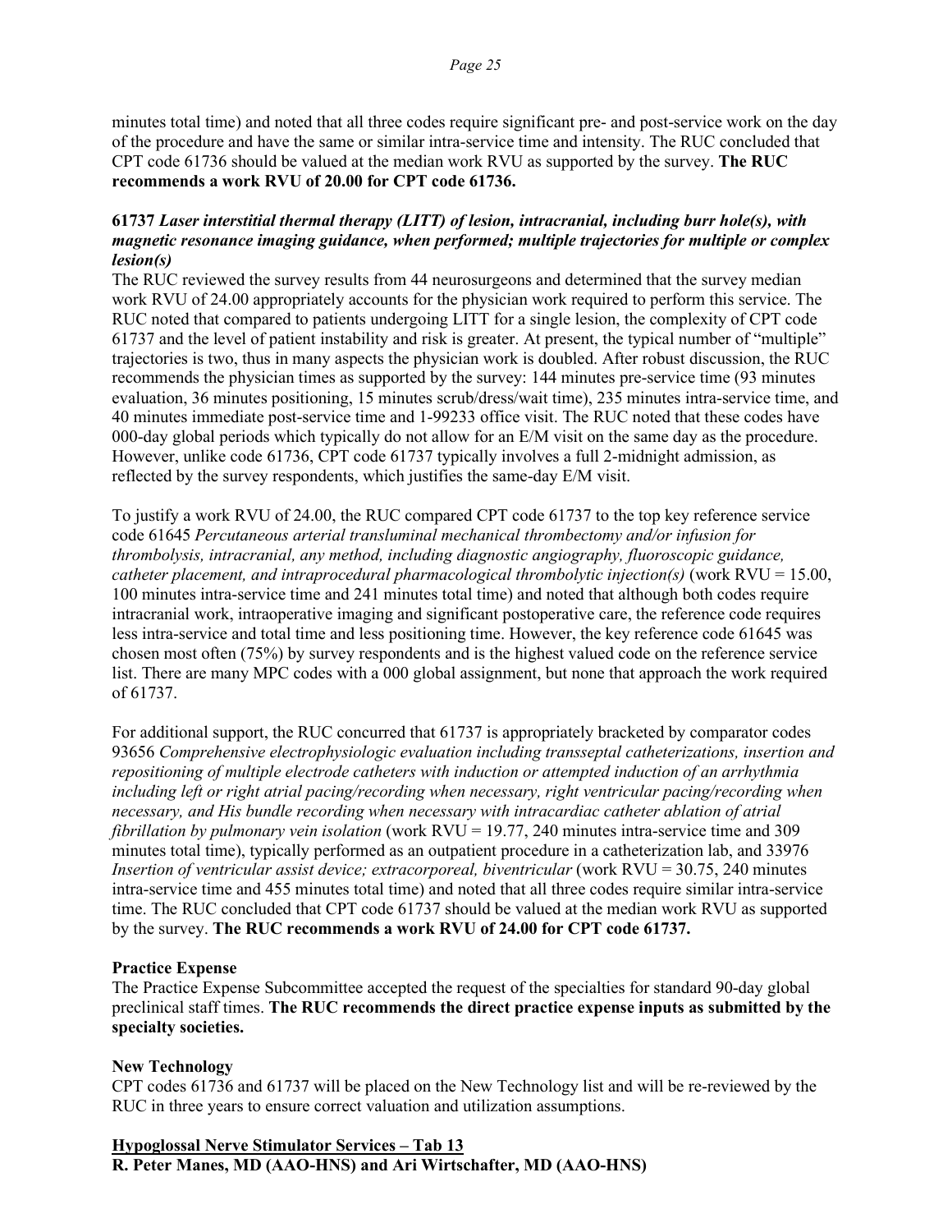minutes total time) and noted that all three codes require significant pre- and post-service work on the day of the procedure and have the same or similar intra-service time and intensity. The RUC concluded that CPT code 61736 should be valued at the median work RVU as supported by the survey. **The RUC recommends a work RVU of 20.00 for CPT code 61736.**

**61737** ***Laser interstitial thermal therapy (LITT) of lesion, intracranial, including burr hole(s), with magnetic resonance imaging guidance, when performed; multiple trajectories for multiple or complex lesion(s)***

The RUC reviewed the survey results from 44 neurosurgeons and determined that the survey median work RVU of 24.00 appropriately accounts for the physician work required to perform this service. The RUC noted that compared to patients undergoing LITT for a single lesion, the complexity of CPT code 61737 and the level of patient instability and risk is greater. At present, the typical number of "multiple" trajectories is two, thus in many aspects the physician work is doubled. After robust discussion, the RUC recommends the physician times as supported by the survey: 144 minutes pre-service time (93 minutes evaluation, 36 minutes positioning, 15 minutes scrub/dress/wait time), 235 minutes intra-service time, and 40 minutes immediate post-service time and 1-99233 office visit. The RUC noted that these codes have 000-day global periods which typically do not allow for an E/M visit on the same day as the procedure. However, unlike code 61736, CPT code 61737 typically involves a full 2-midnight admission, as reflected by the survey respondents, which justifies the same-day E/M visit.

To justify a work RVU of 24.00, the RUC compared CPT code 61737 to the top key reference service code 61645 *Percutaneous arterial transluminal mechanical thrombectomy and/or infusion for thrombolysis, intracranial, any method, including diagnostic angiography, fluoroscopic guidance, catheter placement, and intraprocedural pharmacological thrombolytic injection(s)* (work RVU = 15.00, 100 minutes intra-service time and 241 minutes total time) and noted that although both codes require intracranial work, intraoperative imaging and significant postoperative care, the reference code requires less intra-service and total time and less positioning time. However, the key reference code 61645 was chosen most often (75%) by survey respondents and is the highest valued code on the reference service list. There are many MPC codes with a 000 global assignment, but none that approach the work required of 61737.

For additional support, the RUC concurred that 61737 is appropriately bracketed by comparator codes 93656 *Comprehensive electrophysiologic evaluation including transseptal catheterizations, insertion and repositioning of multiple electrode catheters with induction or attempted induction of an arrhythmia including left or right atrial pacing/recording when necessary, right ventricular pacing/recording when necessary, and His bundle recording when necessary with intracardiac catheter ablation of atrial fibrillation by pulmonary vein isolation* (work RVU = 19.77, 240 minutes intra-service time and 309 minutes total time), typically performed as an outpatient procedure in a catheterization lab, and 33976 *Insertion of ventricular assist device; extracorporeal, biventricular* (work RVU = 30.75, 240 minutes intra-service time and 455 minutes total time) and noted that all three codes require similar intra-service time. The RUC concluded that CPT code 61737 should be valued at the median work RVU as supported by the survey. **The RUC recommends a work RVU of 24.00 for CPT code 61737.**

**Practice Expense**

The Practice Expense Subcommittee accepted the request of the specialties for standard 90-day global preclinical staff times. **The RUC recommends the direct practice expense inputs as submitted by the specialty societies.**

**New Technology**

CPT codes 61736 and 61737 will be placed on the New Technology list and will be re-reviewed by the RUC in three years to ensure correct valuation and utilization assumptions.

**Hypoglossal Nerve Stimulator Services – Tab 13**

**R. Peter Manes, MD (AAO-HNS) and Ari Wirtschafter, MD (AAO-HNS)**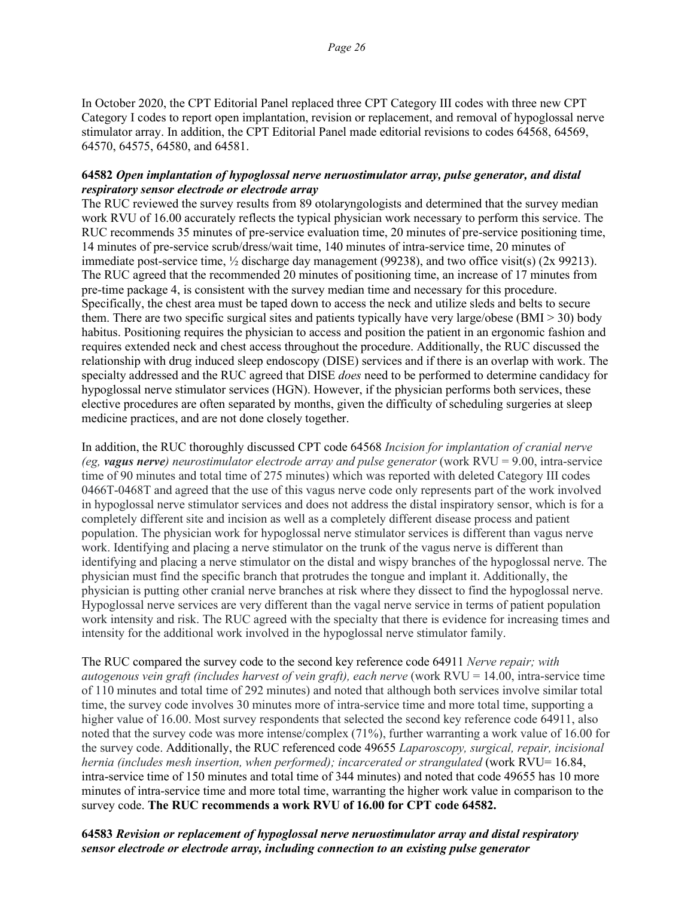In October 2020, the CPT Editorial Panel replaced three CPT Category III codes with three new CPT Category I codes to report open implantation, revision or replacement, and removal of hypoglossal nerve stimulator array. In addition, the CPT Editorial Panel made editorial revisions to codes 64568, 64569, 64570, 64575, 64580, and 64581.

**64582** ***Open implantation of hypoglossal nerve neruostimulator array, pulse generator, and distal respiratory sensor electrode or electrode array***

The RUC reviewed the survey results from 89 otolaryngologists and determined that the survey median work RVU of 16.00 accurately reflects the typical physician work necessary to perform this service. The RUC recommends 35 minutes of pre-service evaluation time, 20 minutes of pre-service positioning time, 14 minutes of pre-service scrub/dress/wait time, 140 minutes of intra-service time, 20 minutes of immediate post-service time, ½ discharge day management (99238), and two office visit(s) (2x 99213). The RUC agreed that the recommended 20 minutes of positioning time, an increase of 17 minutes from pre-time package 4, is consistent with the survey median time and necessary for this procedure. Specifically, the chest area must be taped down to access the neck and utilize sleds and belts to secure them. There are two specific surgical sites and patients typically have very large/obese (BMI > 30) body habitus. Positioning requires the physician to access and position the patient in an ergonomic fashion and requires extended neck and chest access throughout the procedure. Additionally, the RUC discussed the relationship with drug induced sleep endoscopy (DISE) services and if there is an overlap with work. The specialty addressed and the RUC agreed that DISE *does* need to be performed to determine candidacy for hypoglossal nerve stimulator services (HGN). However, if the physician performs both services, these elective procedures are often separated by months, given the difficulty of scheduling surgeries at sleep medicine practices, and are not done closely together.

In addition, the RUC thoroughly discussed CPT code 64568 *Incision for implantation of cranial nerve (eg,* ***vagus nerve****) neurostimulator electrode array and pulse generator* (work RVU = 9.00, intra-service time of 90 minutes and total time of 275 minutes) which was reported with deleted Category III codes 0466T-0468T and agreed that the use of this vagus nerve code only represents part of the work involved in hypoglossal nerve stimulator services and does not address the distal inspiratory sensor, which is for a completely different site and incision as well as a completely different disease process and patient population. The physician work for hypoglossal nerve stimulator services is different than vagus nerve work. Identifying and placing a nerve stimulator on the trunk of the vagus nerve is different than identifying and placing a nerve stimulator on the distal and wispy branches of the hypoglossal nerve. The physician must find the specific branch that protrudes the tongue and implant it. Additionally, the physician is putting other cranial nerve branches at risk where they dissect to find the hypoglossal nerve. Hypoglossal nerve services are very different than the vagal nerve service in terms of patient population work intensity and risk. The RUC agreed with the specialty that there is evidence for increasing times and intensity for the additional work involved in the hypoglossal nerve stimulator family.

The RUC compared the survey code to the second key reference code 64911 *Nerve repair; with autogenous vein graft (includes harvest of vein graft), each nerve* (work RVU = 14.00, intra-service time of 110 minutes and total time of 292 minutes) and noted that although both services involve similar total time, the survey code involves 30 minutes more of intra-service time and more total time, supporting a higher value of 16.00. Most survey respondents that selected the second key reference code 64911, also noted that the survey code was more intense/complex (71%), further warranting a work value of 16.00 for the survey code. Additionally, the RUC referenced code 49655 *Laparoscopy, surgical, repair, incisional hernia (includes mesh insertion, when performed); incarcerated or strangulated* (work RVU= 16.84, intra-service time of 150 minutes and total time of 344 minutes) and noted that code 49655 has 10 more minutes of intra-service time and more total time, warranting the higher work value in comparison to the survey code. **The RUC recommends a work RVU of 16.00 for CPT code 64582.**

**64583** ***Revision or replacement of hypoglossal nerve neruostimulator array and distal respiratory sensor electrode or electrode array, including connection to an existing pulse generator***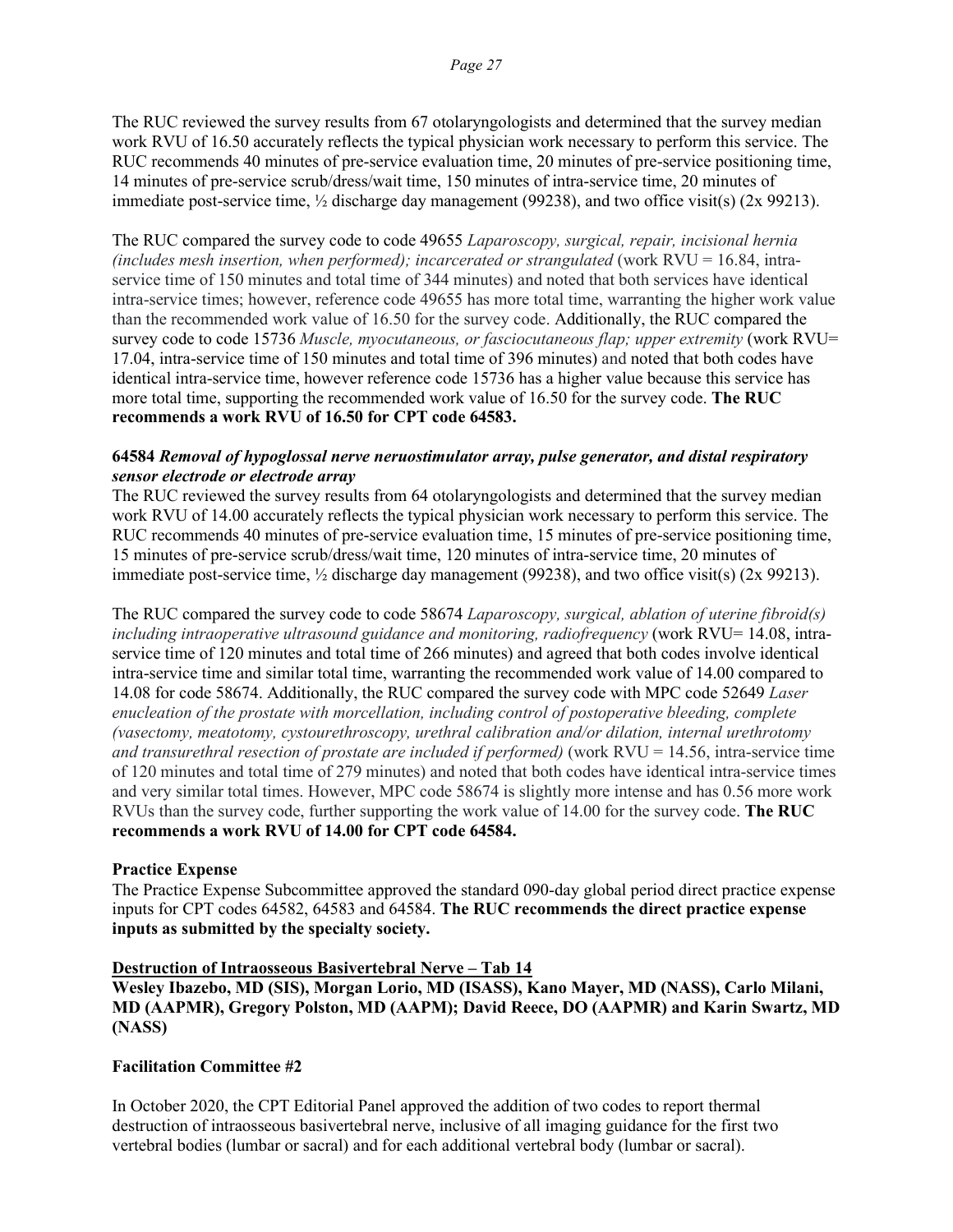The RUC reviewed the survey results from 67 otolaryngologists and determined that the survey median work RVU of 16.50 accurately reflects the typical physician work necessary to perform this service. The RUC recommends 40 minutes of pre-service evaluation time, 20 minutes of pre-service positioning time, 14 minutes of pre-service scrub/dress/wait time, 150 minutes of intra-service time, 20 minutes of immediate post-service time, ½ discharge day management (99238), and two office visit(s) (2x 99213).

The RUC compared the survey code to code 49655 *Laparoscopy, surgical, repair, incisional hernia (includes mesh insertion, when performed); incarcerated or strangulated* (work RVU = 16.84, intra-service time of 150 minutes and total time of 344 minutes) and noted that both services have identical intra-service times; however, reference code 49655 has more total time, warranting the higher work value than the recommended work value of 16.50 for the survey code. Additionally, the RUC compared the survey code to code 15736 *Muscle, myocutaneous, or fasciocutaneous flap; upper extremity* (work RVU= 17.04, intra-service time of 150 minutes and total time of 396 minutes) and noted that both codes have identical intra-service time, however reference code 15736 has a higher value because this service has more total time, supporting the recommended work value of 16.50 for the survey code. **The RUC recommends a work RVU of 16.50 for CPT code 64583.**

**64584** ***Removal of hypoglossal nerve neruostimulator array, pulse generator, and distal respiratory sensor electrode or electrode array***

The RUC reviewed the survey results from 64 otolaryngologists and determined that the survey median work RVU of 14.00 accurately reflects the typical physician work necessary to perform this service. The RUC recommends 40 minutes of pre-service evaluation time, 15 minutes of pre-service positioning time, 15 minutes of pre-service scrub/dress/wait time, 120 minutes of intra-service time, 20 minutes of immediate post-service time, ½ discharge day management (99238), and two office visit(s) (2x 99213).

The RUC compared the survey code to code 58674 *Laparoscopy, surgical, ablation of uterine fibroid(s) including intraoperative ultrasound guidance and monitoring, radiofrequency* (work RVU= 14.08, intra-service time of 120 minutes and total time of 266 minutes) and agreed that both codes involve identical intra-service time and similar total time, warranting the recommended work value of 14.00 compared to 14.08 for code 58674. Additionally, the RUC compared the survey code with MPC code 52649 *Laser enucleation of the prostate with morcellation, including control of postoperative bleeding, complete (vasectomy, meatotomy, cystourethroscopy, urethral calibration and/or dilation, internal urethrotomy and transurethral resection of prostate are included if performed)* (work RVU = 14.56, intra-service time of 120 minutes and total time of 279 minutes) and noted that both codes have identical intra-service times and very similar total times. However, MPC code 58674 is slightly more intense and has 0.56 more work RVUs than the survey code, further supporting the work value of 14.00 for the survey code. **The RUC recommends a work RVU of 14.00 for CPT code 64584.**

**Practice Expense**

The Practice Expense Subcommittee approved the standard 090-day global period direct practice expense inputs for CPT codes 64582, 64583 and 64584. **The RUC recommends the direct practice expense inputs as submitted by the specialty society.**

**Destruction of Intraosseous Basivertebral Nerve – Tab 14**

**Wesley Ibazebo, MD (SIS), Morgan Lorio, MD (ISASS), Kano Mayer, MD (NASS), Carlo Milani, MD (AAPMR), Gregory Polston, MD (AAPM); David Reece, DO (AAPMR) and Karin Swartz, MD (NASS)**

**Facilitation Committee #2**

In October 2020, the CPT Editorial Panel approved the addition of two codes to report thermal destruction of intraosseous basivertebral nerve, inclusive of all imaging guidance for the first two vertebral bodies (lumbar or sacral) and for each additional vertebral body (lumbar or sacral).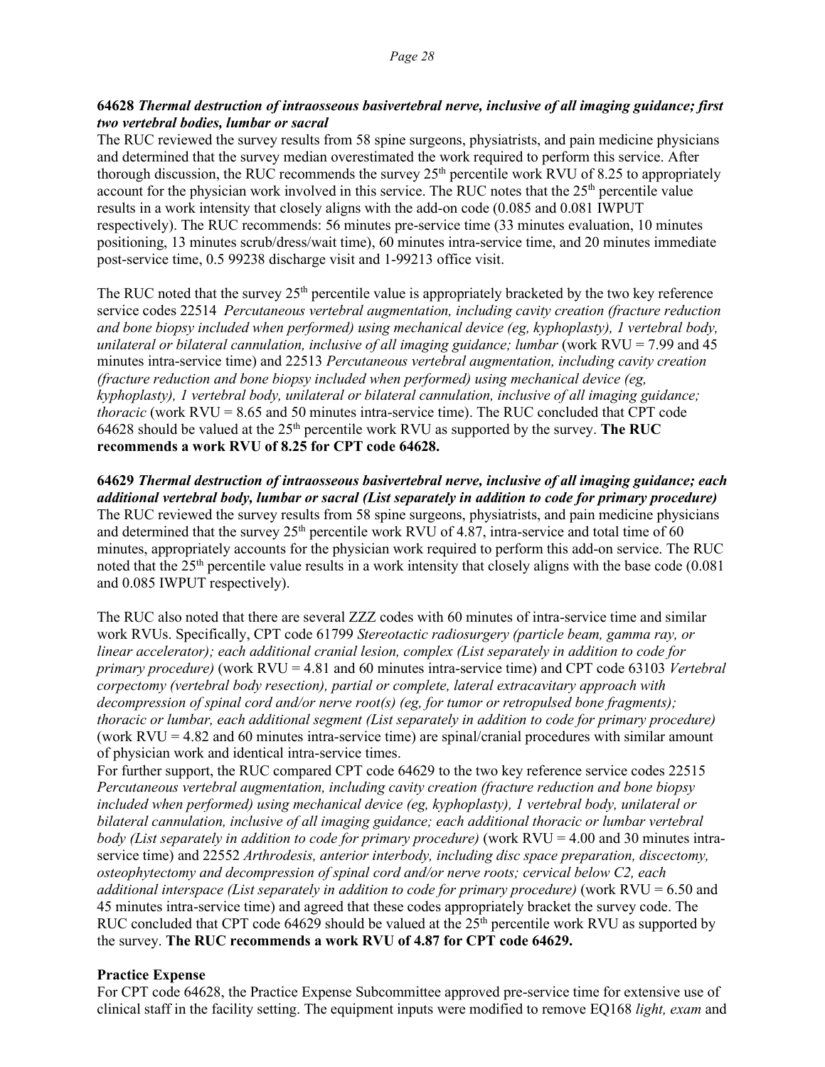**64628** ***Thermal destruction of intraosseous basivertebral nerve, inclusive of all imaging guidance; first two vertebral bodies, lumbar or sacral***

The RUC reviewed the survey results from 58 spine surgeons, physiatrists, and pain medicine physicians and determined that the survey median overestimated the work required to perform this service. After thorough discussion, the RUC recommends the survey 25th percentile work RVU of 8.25 to appropriately account for the physician work involved in this service. The RUC notes that the 25th percentile value results in a work intensity that closely aligns with the add-on code (0.085 and 0.081 IWPUT respectively). The RUC recommends: 56 minutes pre-service time (33 minutes evaluation, 10 minutes positioning, 13 minutes scrub/dress/wait time), 60 minutes intra-service time, and 20 minutes immediate post-service time, 0.5 99238 discharge visit and 1-99213 office visit.

The RUC noted that the survey 25th percentile value is appropriately bracketed by the two key reference service codes 22514 *Percutaneous vertebral augmentation, including cavity creation (fracture reduction and bone biopsy included when performed) using mechanical device (eg, kyphoplasty), 1 vertebral body, unilateral or bilateral cannulation, inclusive of all imaging guidance; lumbar* (work RVU = 7.99 and 45 minutes intra-service time) and 22513 *Percutaneous vertebral augmentation, including cavity creation (fracture reduction and bone biopsy included when performed) using mechanical device (eg, kyphoplasty), 1 vertebral body, unilateral or bilateral cannulation, inclusive of all imaging guidance; thoracic* (work RVU = 8.65 and 50 minutes intra-service time). The RUC concluded that CPT code 64628 should be valued at the 25th percentile work RVU as supported by the survey. **The RUC recommends a work RVU of 8.25 for CPT code 64628.**

**64629** ***Thermal destruction of intraosseous basivertebral nerve, inclusive of all imaging guidance; each additional vertebral body, lumbar or sacral (List separately in addition to code for primary procedure)***

The RUC reviewed the survey results from 58 spine surgeons, physiatrists, and pain medicine physicians and determined that the survey 25th percentile work RVU of 4.87, intra-service and total time of 60 minutes, appropriately accounts for the physician work required to perform this add-on service. The RUC noted that the 25th percentile value results in a work intensity that closely aligns with the base code (0.081 and 0.085 IWPUT respectively).

The RUC also noted that there are several ZZZ codes with 60 minutes of intra-service time and similar work RVUs. Specifically, CPT code 61799 *Stereotactic radiosurgery (particle beam, gamma ray, or linear accelerator); each additional cranial lesion, complex (List separately in addition to code for primary procedure)* (work RVU = 4.81 and 60 minutes intra-service time) and CPT code 63103 *Vertebral corpectomy (vertebral body resection), partial or complete, lateral extracavitary approach with decompression of spinal cord and/or nerve root(s) (eg, for tumor or retropulsed bone fragments); thoracic or lumbar, each additional segment (List separately in addition to code for primary procedure)* (work RVU = 4.82 and 60 minutes intra-service time) are spinal/cranial procedures with similar amount of physician work and identical intra-service times.

For further support, the RUC compared CPT code 64629 to the two key reference service codes 22515 *Percutaneous vertebral augmentation, including cavity creation (fracture reduction and bone biopsy included when performed) using mechanical device (eg, kyphoplasty), 1 vertebral body, unilateral or bilateral cannulation, inclusive of all imaging guidance; each additional thoracic or lumbar vertebral body (List separately in addition to code for primary procedure)* (work RVU = 4.00 and 30 minutes intra-service time) and 22552 *Arthrodesis, anterior interbody, including disc space preparation, discectomy, osteophytectomy and decompression of spinal cord and/or nerve roots; cervical below C2, each additional interspace (List separately in addition to code for primary procedure)* (work RVU = 6.50 and 45 minutes intra-service time) and agreed that these codes appropriately bracket the survey code. The RUC concluded that CPT code 64629 should be valued at the 25th percentile work RVU as supported by the survey. **The RUC recommends a work RVU of 4.87 for CPT code 64629.**

**Practice Expense**

For CPT code 64628, the Practice Expense Subcommittee approved pre-service time for extensive use of clinical staff in the facility setting. The equipment inputs were modified to remove EQ168 *light, exam* and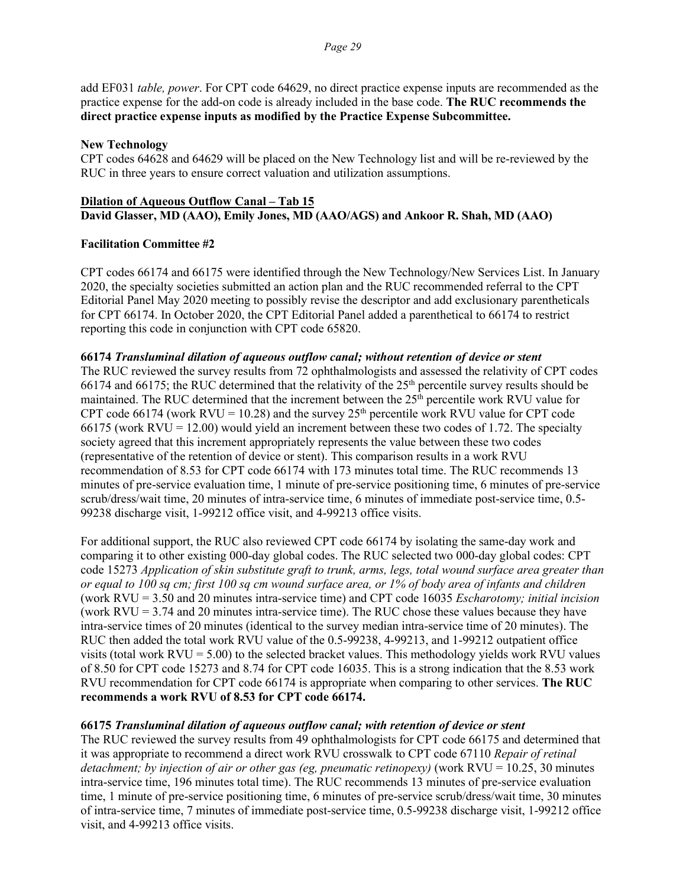add EF031 *table, power*. For CPT code 64629, no direct practice expense inputs are recommended as the practice expense for the add-on code is already included in the base code. **The RUC recommends the direct practice expense inputs as modified by the Practice Expense Subcommittee.**

**New Technology**
CPT codes 64628 and 64629 will be placed on the New Technology list and will be re-reviewed by the RUC in three years to ensure correct valuation and utilization assumptions.

**Dilation of Aqueous Outflow Canal – Tab 15**
**David Glasser, MD (AAO), Emily Jones, MD (AAO/AGS) and Ankoor R. Shah, MD (AAO)**

**Facilitation Committee #2**

CPT codes 66174 and 66175 were identified through the New Technology/New Services List. In January 2020, the specialty societies submitted an action plan and the RUC recommended referral to the CPT Editorial Panel May 2020 meeting to possibly revise the descriptor and add exclusionary parentheticals for CPT 66174. In October 2020, the CPT Editorial Panel added a parenthetical to 66174 to restrict reporting this code in conjunction with CPT code 65820.

**66174** ***Transluminal dilation of aqueous outflow canal; without retention of device or stent***
The RUC reviewed the survey results from 72 ophthalmologists and assessed the relativity of CPT codes 66174 and 66175; the RUC determined that the relativity of the 25th percentile survey results should be maintained. The RUC determined that the increment between the 25th percentile work RVU value for CPT code 66174 (work RVU = 10.28) and the survey 25th percentile work RVU value for CPT code 66175 (work RVU = 12.00) would yield an increment between these two codes of 1.72. The specialty society agreed that this increment appropriately represents the value between these two codes (representative of the retention of device or stent). This comparison results in a work RVU recommendation of 8.53 for CPT code 66174 with 173 minutes total time. The RUC recommends 13 minutes of pre-service evaluation time, 1 minute of pre-service positioning time, 6 minutes of pre-service scrub/dress/wait time, 20 minutes of intra-service time, 6 minutes of immediate post-service time, 0.5-99238 discharge visit, 1-99212 office visit, and 4-99213 office visits.

For additional support, the RUC also reviewed CPT code 66174 by isolating the same-day work and comparing it to other existing 000-day global codes. The RUC selected two 000-day global codes: CPT code 15273 *Application of skin substitute graft to trunk, arms, legs, total wound surface area greater than or equal to 100 sq cm; first 100 sq cm wound surface area, or 1% of body area of infants and children* (work RVU = 3.50 and 20 minutes intra-service time) and CPT code 16035 *Escharotomy; initial incision* (work RVU = 3.74 and 20 minutes intra-service time). The RUC chose these values because they have intra-service times of 20 minutes (identical to the survey median intra-service time of 20 minutes). The RUC then added the total work RVU value of the 0.5-99238, 4-99213, and 1-99212 outpatient office visits (total work RVU = 5.00) to the selected bracket values. This methodology yields work RVU values of 8.50 for CPT code 15273 and 8.74 for CPT code 16035. This is a strong indication that the 8.53 work RVU recommendation for CPT code 66174 is appropriate when comparing to other services. **The RUC recommends a work RVU of 8.53 for CPT code 66174.**

**66175** ***Transluminal dilation of aqueous outflow canal; with retention of device or stent***
The RUC reviewed the survey results from 49 ophthalmologists for CPT code 66175 and determined that it was appropriate to recommend a direct work RVU crosswalk to CPT code 67110 *Repair of retinal detachment; by injection of air or other gas (eg, pneumatic retinopexy)* (work RVU = 10.25, 30 minutes intra-service time, 196 minutes total time). The RUC recommends 13 minutes of pre-service evaluation time, 1 minute of pre-service positioning time, 6 minutes of pre-service scrub/dress/wait time, 30 minutes of intra-service time, 7 minutes of immediate post-service time, 0.5-99238 discharge visit, 1-99212 office visit, and 4-99213 office visits.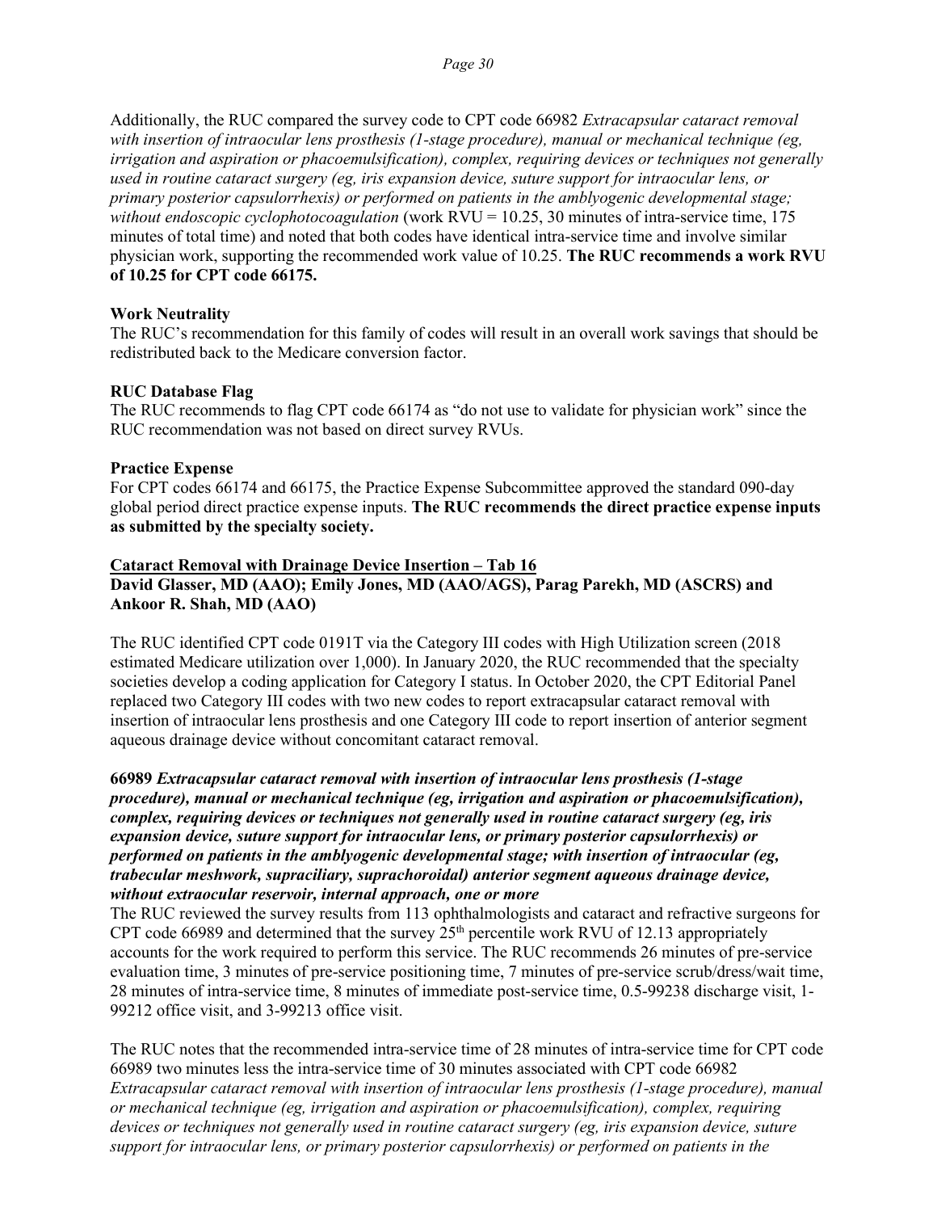Additionally, the RUC compared the survey code to CPT code 66982 *Extracapsular cataract removal with insertion of intraocular lens prosthesis (1-stage procedure), manual or mechanical technique (eg, irrigation and aspiration or phacoemulsification), complex, requiring devices or techniques not generally used in routine cataract surgery (eg, iris expansion device, suture support for intraocular lens, or primary posterior capsulorrhexis) or performed on patients in the amblyogenic developmental stage; without endoscopic cyclophotocoagulation* (work RVU = 10.25, 30 minutes of intra-service time, 175 minutes of total time) and noted that both codes have identical intra-service time and involve similar physician work, supporting the recommended work value of 10.25. **The RUC recommends a work RVU of 10.25 for CPT code 66175.**

**Work Neutrality**

The RUC's recommendation for this family of codes will result in an overall work savings that should be redistributed back to the Medicare conversion factor.

**RUC Database Flag**

The RUC recommends to flag CPT code 66174 as "do not use to validate for physician work" since the RUC recommendation was not based on direct survey RVUs.

**Practice Expense**

For CPT codes 66174 and 66175, the Practice Expense Subcommittee approved the standard 090-day global period direct practice expense inputs. **The RUC recommends the direct practice expense inputs as submitted by the specialty society.**

**<u>Cataract Removal with Drainage Device Insertion – Tab 16</u>**

**David Glasser, MD (AAO); Emily Jones, MD (AAO/AGS), Parag Parekh, MD (ASCRS) and Ankoor R. Shah, MD (AAO)**

The RUC identified CPT code 0191T via the Category III codes with High Utilization screen (2018 estimated Medicare utilization over 1,000). In January 2020, the RUC recommended that the specialty societies develop a coding application for Category I status. In October 2020, the CPT Editorial Panel replaced two Category III codes with two new codes to report extracapsular cataract removal with insertion of intraocular lens prosthesis and one Category III code to report insertion of anterior segment aqueous drainage device without concomitant cataract removal.

**66989** ***Extracapsular cataract removal with insertion of intraocular lens prosthesis (1-stage procedure), manual or mechanical technique (eg, irrigation and aspiration or phacoemulsification), complex, requiring devices or techniques not generally used in routine cataract surgery (eg, iris expansion device, suture support for intraocular lens, or primary posterior capsulorrhexis) or performed on patients in the amblyogenic developmental stage; with insertion of intraocular (eg, trabecular meshwork, supraciliary, suprachoroidal) anterior segment aqueous drainage device, without extraocular reservoir, internal approach, one or more***

The RUC reviewed the survey results from 113 ophthalmologists and cataract and refractive surgeons for CPT code 66989 and determined that the survey 25th percentile work RVU of 12.13 appropriately accounts for the work required to perform this service. The RUC recommends 26 minutes of pre-service evaluation time, 3 minutes of pre-service positioning time, 7 minutes of pre-service scrub/dress/wait time, 28 minutes of intra-service time, 8 minutes of immediate post-service time, 0.5-99238 discharge visit, 1-99212 office visit, and 3-99213 office visit.

The RUC notes that the recommended intra-service time of 28 minutes of intra-service time for CPT code 66989 two minutes less the intra-service time of 30 minutes associated with CPT code 66982 *Extracapsular cataract removal with insertion of intraocular lens prosthesis (1-stage procedure), manual or mechanical technique (eg, irrigation and aspiration or phacoemulsification), complex, requiring devices or techniques not generally used in routine cataract surgery (eg, iris expansion device, suture support for intraocular lens, or primary posterior capsulorrhexis) or performed on patients in the*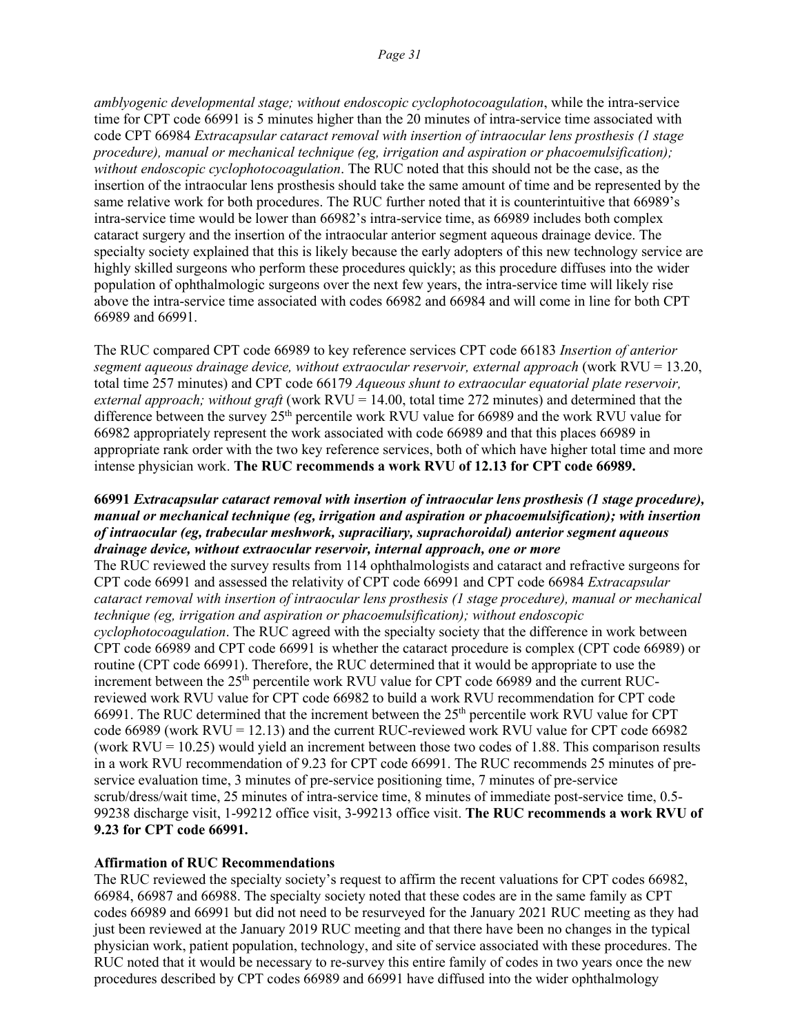*amblyogenic developmental stage; without endoscopic cyclophotocoagulation*, while the intra-service time for CPT code 66991 is 5 minutes higher than the 20 minutes of intra-service time associated with code CPT 66984 *Extracapsular cataract removal with insertion of intraocular lens prosthesis (1 stage procedure), manual or mechanical technique (eg, irrigation and aspiration or phacoemulsification); without endoscopic cyclophotocoagulation*. The RUC noted that this should not be the case, as the insertion of the intraocular lens prosthesis should take the same amount of time and be represented by the same relative work for both procedures. The RUC further noted that it is counterintuitive that 66989's intra-service time would be lower than 66982's intra-service time, as 66989 includes both complex cataract surgery and the insertion of the intraocular anterior segment aqueous drainage device. The specialty society explained that this is likely because the early adopters of this new technology service are highly skilled surgeons who perform these procedures quickly; as this procedure diffuses into the wider population of ophthalmologic surgeons over the next few years, the intra-service time will likely rise above the intra-service time associated with codes 66982 and 66984 and will come in line for both CPT 66989 and 66991.

The RUC compared CPT code 66989 to key reference services CPT code 66183 *Insertion of anterior segment aqueous drainage device, without extraocular reservoir, external approach* (work RVU = 13.20, total time 257 minutes) and CPT code 66179 *Aqueous shunt to extraocular equatorial plate reservoir, external approach; without graft* (work RVU = 14.00, total time 272 minutes) and determined that the difference between the survey 25th percentile work RVU value for 66989 and the work RVU value for 66982 appropriately represent the work associated with code 66989 and that this places 66989 in appropriate rank order with the two key reference services, both of which have higher total time and more intense physician work. **The RUC recommends a work RVU of 12.13 for CPT code 66989.**

**66991** ***Extracapsular cataract removal with insertion of intraocular lens prosthesis (1 stage procedure), manual or mechanical technique (eg, irrigation and aspiration or phacoemulsification); with insertion of intraocular (eg, trabecular meshwork, supraciliary, suprachoroidal) anterior segment aqueous drainage device, without extraocular reservoir, internal approach, one or more***

The RUC reviewed the survey results from 114 ophthalmologists and cataract and refractive surgeons for CPT code 66991 and assessed the relativity of CPT code 66991 and CPT code 66984 *Extracapsular cataract removal with insertion of intraocular lens prosthesis (1 stage procedure), manual or mechanical technique (eg, irrigation and aspiration or phacoemulsification); without endoscopic cyclophotocoagulation*. The RUC agreed with the specialty society that the difference in work between CPT code 66989 and CPT code 66991 is whether the cataract procedure is complex (CPT code 66989) or routine (CPT code 66991). Therefore, the RUC determined that it would be appropriate to use the increment between the 25th percentile work RVU value for CPT code 66989 and the current RUC-reviewed work RVU value for CPT code 66982 to build a work RVU recommendation for CPT code 66991. The RUC determined that the increment between the 25th percentile work RVU value for CPT code 66989 (work RVU = 12.13) and the current RUC-reviewed work RVU value for CPT code 66982 (work RVU = 10.25) would yield an increment between those two codes of 1.88. This comparison results in a work RVU recommendation of 9.23 for CPT code 66991. The RUC recommends 25 minutes of pre-service evaluation time, 3 minutes of pre-service positioning time, 7 minutes of pre-service scrub/dress/wait time, 25 minutes of intra-service time, 8 minutes of immediate post-service time, 0.5-99238 discharge visit, 1-99212 office visit, 3-99213 office visit. **The RUC recommends a work RVU of 9.23 for CPT code 66991.**

**Affirmation of RUC Recommendations**

The RUC reviewed the specialty society's request to affirm the recent valuations for CPT codes 66982, 66984, 66987 and 66988. The specialty society noted that these codes are in the same family as CPT codes 66989 and 66991 but did not need to be resurveyed for the January 2021 RUC meeting as they had just been reviewed at the January 2019 RUC meeting and that there have been no changes in the typical physician work, patient population, technology, and site of service associated with these procedures. The RUC noted that it would be necessary to re-survey this entire family of codes in two years once the new procedures described by CPT codes 66989 and 66991 have diffused into the wider ophthalmology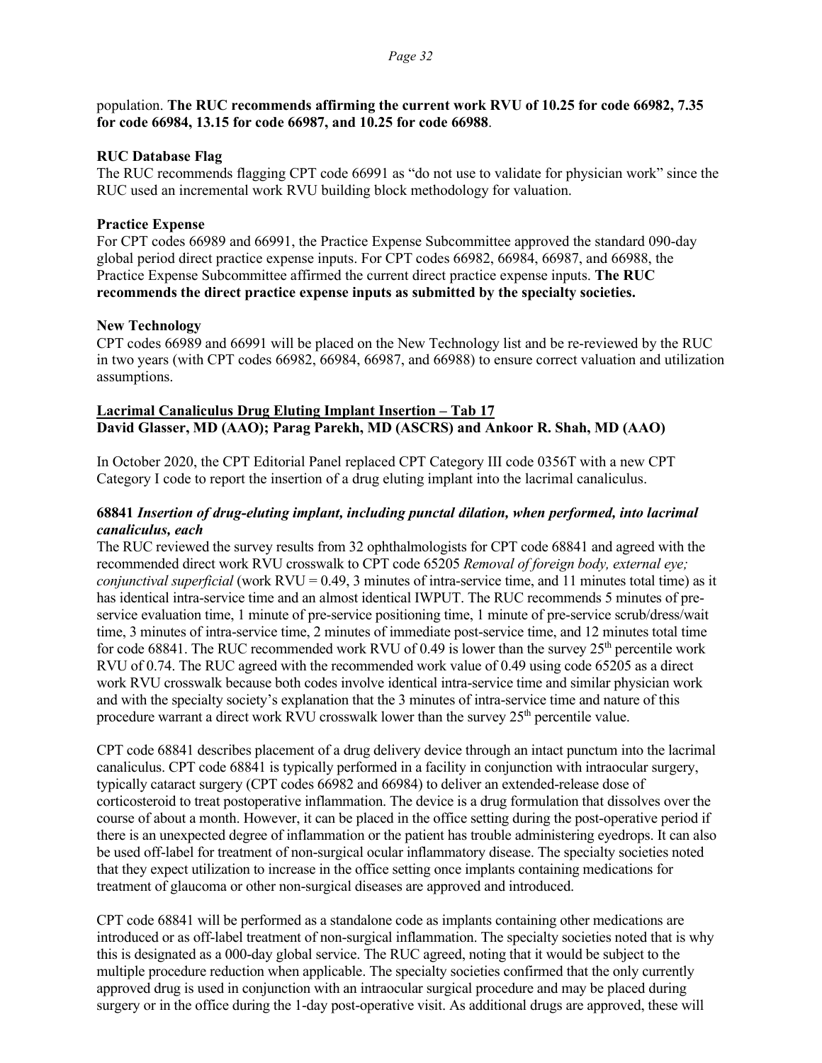population. **The RUC recommends affirming the current work RVU of 10.25 for code 66982, 7.35 for code 66984, 13.15 for code 66987, and 10.25 for code 66988**.

**RUC Database Flag**

The RUC recommends flagging CPT code 66991 as "do not use to validate for physician work" since the RUC used an incremental work RVU building block methodology for valuation.

**Practice Expense**

For CPT codes 66989 and 66991, the Practice Expense Subcommittee approved the standard 090-day global period direct practice expense inputs. For CPT codes 66982, 66984, 66987, and 66988, the Practice Expense Subcommittee affirmed the current direct practice expense inputs. **The RUC recommends the direct practice expense inputs as submitted by the specialty societies.**

**New Technology**

CPT codes 66989 and 66991 will be placed on the New Technology list and be re-reviewed by the RUC in two years (with CPT codes 66982, 66984, 66987, and 66988) to ensure correct valuation and utilization assumptions.

**Lacrimal Canaliculus Drug Eluting Implant Insertion – Tab 17**
**David Glasser, MD (AAO); Parag Parekh, MD (ASCRS) and Ankoor R. Shah, MD (AAO)**

In October 2020, the CPT Editorial Panel replaced CPT Category III code 0356T with a new CPT Category I code to report the insertion of a drug eluting implant into the lacrimal canaliculus.

**68841** ***Insertion of drug-eluting implant, including punctal dilation, when performed, into lacrimal canaliculus, each***

The RUC reviewed the survey results from 32 ophthalmologists for CPT code 68841 and agreed with the recommended direct work RVU crosswalk to CPT code 65205 *Removal of foreign body, external eye; conjunctival superficial* (work RVU = 0.49, 3 minutes of intra-service time, and 11 minutes total time) as it has identical intra-service time and an almost identical IWPUT. The RUC recommends 5 minutes of pre-service evaluation time, 1 minute of pre-service positioning time, 1 minute of pre-service scrub/dress/wait time, 3 minutes of intra-service time, 2 minutes of immediate post-service time, and 12 minutes total time for code 68841. The RUC recommended work RVU of 0.49 is lower than the survey 25th percentile work RVU of 0.74. The RUC agreed with the recommended work value of 0.49 using code 65205 as a direct work RVU crosswalk because both codes involve identical intra-service time and similar physician work and with the specialty society's explanation that the 3 minutes of intra-service time and nature of this procedure warrant a direct work RVU crosswalk lower than the survey 25th percentile value.

CPT code 68841 describes placement of a drug delivery device through an intact punctum into the lacrimal canaliculus. CPT code 68841 is typically performed in a facility in conjunction with intraocular surgery, typically cataract surgery (CPT codes 66982 and 66984) to deliver an extended-release dose of corticosteroid to treat postoperative inflammation. The device is a drug formulation that dissolves over the course of about a month. However, it can be placed in the office setting during the post-operative period if there is an unexpected degree of inflammation or the patient has trouble administering eyedrops. It can also be used off-label for treatment of non-surgical ocular inflammatory disease. The specialty societies noted that they expect utilization to increase in the office setting once implants containing medications for treatment of glaucoma or other non-surgical diseases are approved and introduced.

CPT code 68841 will be performed as a standalone code as implants containing other medications are introduced or as off-label treatment of non-surgical inflammation. The specialty societies noted that is why this is designated as a 000-day global service. The RUC agreed, noting that it would be subject to the multiple procedure reduction when applicable. The specialty societies confirmed that the only currently approved drug is used in conjunction with an intraocular surgical procedure and may be placed during surgery or in the office during the 1-day post-operative visit. As additional drugs are approved, these will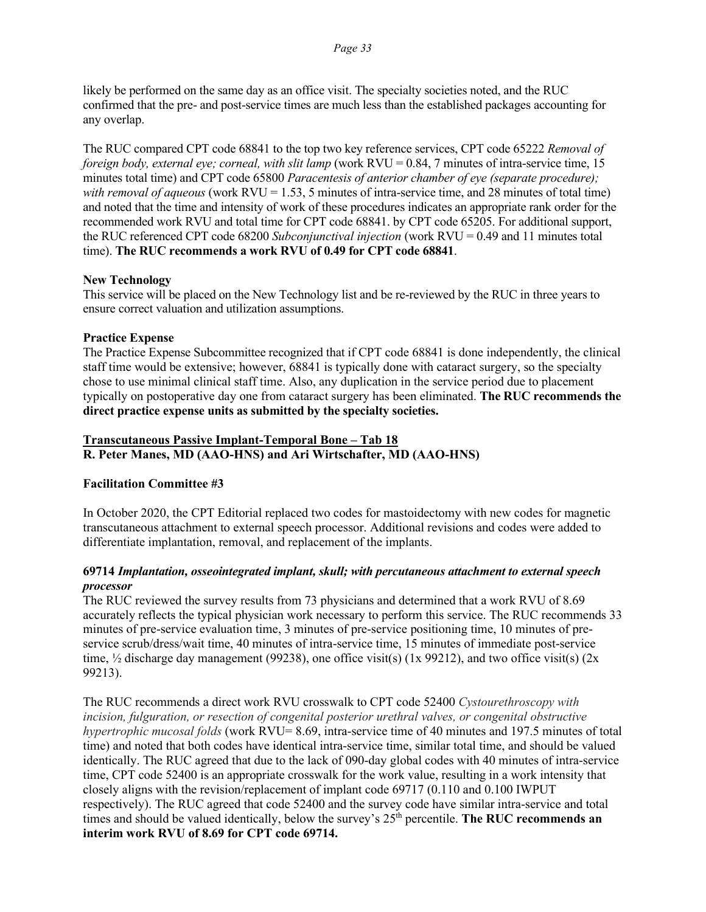likely be performed on the same day as an office visit. The specialty societies noted, and the RUC confirmed that the pre- and post-service times are much less than the established packages accounting for any overlap.

The RUC compared CPT code 68841 to the top two key reference services, CPT code 65222 *Removal of foreign body, external eye; corneal, with slit lamp* (work RVU = 0.84, 7 minutes of intra-service time, 15 minutes total time) and CPT code 65800 *Paracentesis of anterior chamber of eye (separate procedure); with removal of aqueous* (work RVU = 1.53, 5 minutes of intra-service time, and 28 minutes of total time) and noted that the time and intensity of work of these procedures indicates an appropriate rank order for the recommended work RVU and total time for CPT code 68841. by CPT code 65205. For additional support, the RUC referenced CPT code 68200 *Subconjunctival injection* (work RVU = 0.49 and 11 minutes total time). **The RUC recommends a work RVU of 0.49 for CPT code 68841**.

**New Technology**
This service will be placed on the New Technology list and be re-reviewed by the RUC in three years to ensure correct valuation and utilization assumptions.

**Practice Expense**
The Practice Expense Subcommittee recognized that if CPT code 68841 is done independently, the clinical staff time would be extensive; however, 68841 is typically done with cataract surgery, so the specialty chose to use minimal clinical staff time. Also, any duplication in the service period due to placement typically on postoperative day one from cataract surgery has been eliminated. **The RUC recommends the direct practice expense units as submitted by the specialty societies.**

**Transcutaneous Passive Implant-Temporal Bone – Tab 18**
**R. Peter Manes, MD (AAO-HNS) and Ari Wirtschafter, MD (AAO-HNS)**

**Facilitation Committee #3**

In October 2020, the CPT Editorial replaced two codes for mastoidectomy with new codes for magnetic transcutaneous attachment to external speech processor. Additional revisions and codes were added to differentiate implantation, removal, and replacement of the implants.

**69714** ***Implantation, osseointegrated implant, skull; with percutaneous attachment to external speech processor***
The RUC reviewed the survey results from 73 physicians and determined that a work RVU of 8.69 accurately reflects the typical physician work necessary to perform this service. The RUC recommends 33 minutes of pre-service evaluation time, 3 minutes of pre-service positioning time, 10 minutes of pre-service scrub/dress/wait time, 40 minutes of intra-service time, 15 minutes of immediate post-service time, ½ discharge day management (99238), one office visit(s) (1x 99212), and two office visit(s) (2x 99213).

The RUC recommends a direct work RVU crosswalk to CPT code 52400 *Cystourethroscopy with incision, fulguration, or resection of congenital posterior urethral valves, or congenital obstructive hypertrophic mucosal folds* (work RVU= 8.69, intra-service time of 40 minutes and 197.5 minutes of total time) and noted that both codes have identical intra-service time, similar total time, and should be valued identically. The RUC agreed that due to the lack of 090-day global codes with 40 minutes of intra-service time, CPT code 52400 is an appropriate crosswalk for the work value, resulting in a work intensity that closely aligns with the revision/replacement of implant code 69717 (0.110 and 0.100 IWPUT respectively). The RUC agreed that code 52400 and the survey code have similar intra-service and total times and should be valued identically, below the survey's 25th percentile. **The RUC recommends an interim work RVU of 8.69 for CPT code 69714.**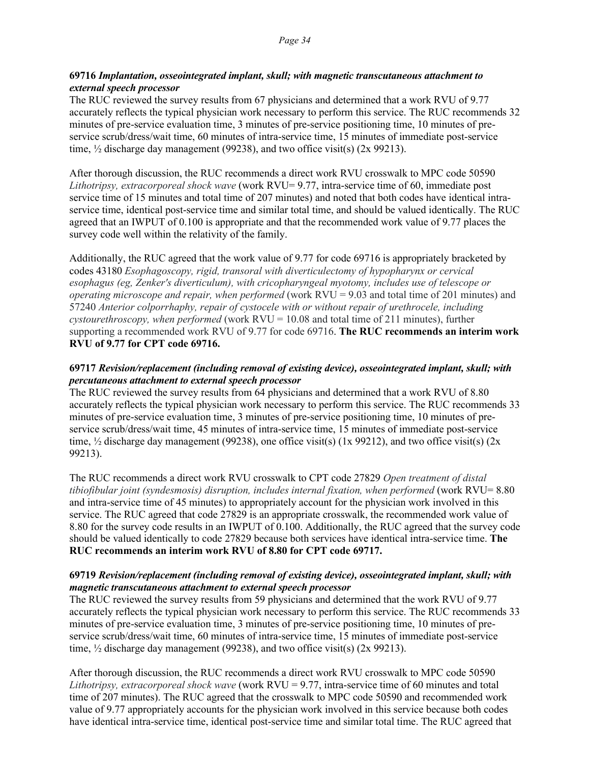**69716** ***Implantation, osseointegrated implant, skull; with magnetic transcutaneous attachment to external speech processor***
The RUC reviewed the survey results from 67 physicians and determined that a work RVU of 9.77 accurately reflects the typical physician work necessary to perform this service. The RUC recommends 32 minutes of pre-service evaluation time, 3 minutes of pre-service positioning time, 10 minutes of pre-service scrub/dress/wait time, 60 minutes of intra-service time, 15 minutes of immediate post-service time, ½ discharge day management (99238), and two office visit(s) (2x 99213).

After thorough discussion, the RUC recommends a direct work RVU crosswalk to MPC code 50590 *Lithotripsy, extracorporeal shock wave* (work RVU= 9.77, intra-service time of 60, immediate post service time of 15 minutes and total time of 207 minutes) and noted that both codes have identical intra-service time, identical post-service time and similar total time, and should be valued identically. The RUC agreed that an IWPUT of 0.100 is appropriate and that the recommended work value of 9.77 places the survey code well within the relativity of the family.

Additionally, the RUC agreed that the work value of 9.77 for code 69716 is appropriately bracketed by codes 43180 *Esophagoscopy, rigid, transoral with diverticulectomy of hypopharynx or cervical esophagus (eg, Zenker's diverticulum), with cricopharyngeal myotomy, includes use of telescope or operating microscope and repair, when performed* (work RVU = 9.03 and total time of 201 minutes) and 57240 *Anterior colporrhaphy, repair of cystocele with or without repair of urethrocele, including cystourethroscopy, when performed* (work RVU = 10.08 and total time of 211 minutes), further supporting a recommended work RVU of 9.77 for code 69716. **The RUC recommends an interim work RVU of 9.77 for CPT code 69716.**

**69717** ***Revision/replacement (including removal of existing device), osseointegrated implant, skull; with percutaneous attachment to external speech processor***
The RUC reviewed the survey results from 64 physicians and determined that a work RVU of 8.80 accurately reflects the typical physician work necessary to perform this service. The RUC recommends 33 minutes of pre-service evaluation time, 3 minutes of pre-service positioning time, 10 minutes of pre-service scrub/dress/wait time, 45 minutes of intra-service time, 15 minutes of immediate post-service time, ½ discharge day management (99238), one office visit(s) (1x 99212), and two office visit(s) (2x 99213).

The RUC recommends a direct work RVU crosswalk to CPT code 27829 *Open treatment of distal tibiofibular joint (syndesmosis) disruption, includes internal fixation, when performed* (work RVU= 8.80 and intra-service time of 45 minutes) to appropriately account for the physician work involved in this service. The RUC agreed that code 27829 is an appropriate crosswalk, the recommended work value of 8.80 for the survey code results in an IWPUT of 0.100. Additionally, the RUC agreed that the survey code should be valued identically to code 27829 because both services have identical intra-service time. **The RUC recommends an interim work RVU of 8.80 for CPT code 69717.**

**69719** ***Revision/replacement (including removal of existing device), osseointegrated implant, skull; with magnetic transcutaneous attachment to external speech processor***
The RUC reviewed the survey results from 59 physicians and determined that the work RVU of 9.77 accurately reflects the typical physician work necessary to perform this service. The RUC recommends 33 minutes of pre-service evaluation time, 3 minutes of pre-service positioning time, 10 minutes of pre-service scrub/dress/wait time, 60 minutes of intra-service time, 15 minutes of immediate post-service time, ½ discharge day management (99238), and two office visit(s) (2x 99213).

After thorough discussion, the RUC recommends a direct work RVU crosswalk to MPC code 50590 *Lithotripsy, extracorporeal shock wave* (work RVU = 9.77, intra-service time of 60 minutes and total time of 207 minutes). The RUC agreed that the crosswalk to MPC code 50590 and recommended work value of 9.77 appropriately accounts for the physician work involved in this service because both codes have identical intra-service time, identical post-service time and similar total time. The RUC agreed that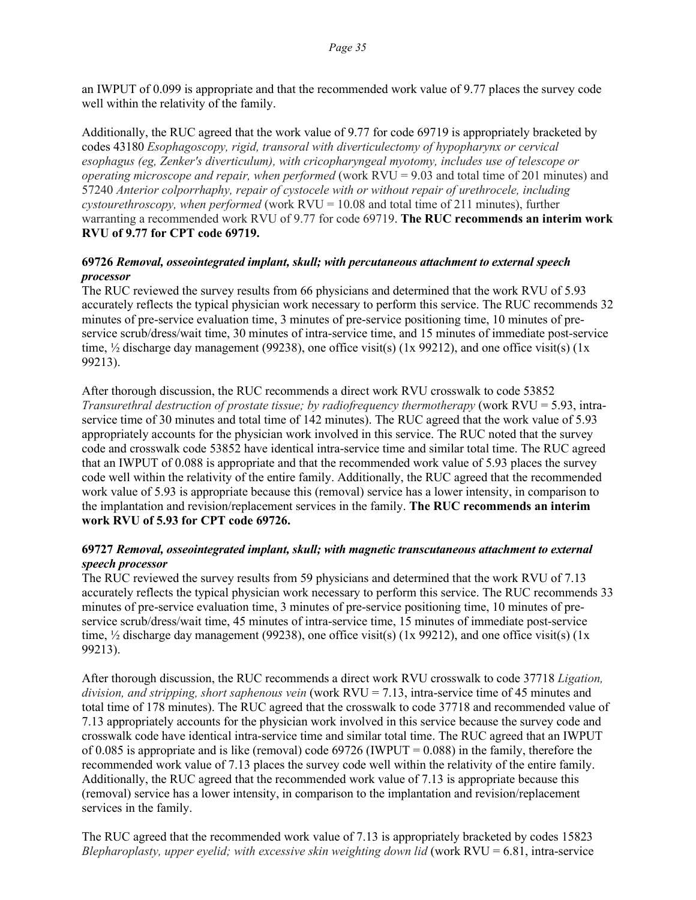an IWPUT of 0.099 is appropriate and that the recommended work value of 9.77 places the survey code well within the relativity of the family.

Additionally, the RUC agreed that the work value of 9.77 for code 69719 is appropriately bracketed by codes 43180 *Esophagoscopy, rigid, transoral with diverticulectomy of hypopharynx or cervical esophagus (eg, Zenker's diverticulum), with cricopharyngeal myotomy, includes use of telescope or operating microscope and repair, when performed* (work RVU = 9.03 and total time of 201 minutes) and 57240 *Anterior colporrhaphy, repair of cystocele with or without repair of urethrocele, including cystourethroscopy, when performed* (work RVU = 10.08 and total time of 211 minutes), further warranting a recommended work RVU of 9.77 for code 69719. **The RUC recommends an interim work RVU of 9.77 for CPT code 69719.**

**69726** ***Removal, osseointegrated implant, skull; with percutaneous attachment to external speech processor***

The RUC reviewed the survey results from 66 physicians and determined that the work RVU of 5.93 accurately reflects the typical physician work necessary to perform this service. The RUC recommends 32 minutes of pre-service evaluation time, 3 minutes of pre-service positioning time, 10 minutes of pre-service scrub/dress/wait time, 30 minutes of intra-service time, and 15 minutes of immediate post-service time, ½ discharge day management (99238), one office visit(s) (1x 99212), and one office visit(s) (1x 99213).

After thorough discussion, the RUC recommends a direct work RVU crosswalk to code 53852 *Transurethral destruction of prostate tissue; by radiofrequency thermotherapy* (work RVU = 5.93, intra-service time of 30 minutes and total time of 142 minutes). The RUC agreed that the work value of 5.93 appropriately accounts for the physician work involved in this service. The RUC noted that the survey code and crosswalk code 53852 have identical intra-service time and similar total time. The RUC agreed that an IWPUT of 0.088 is appropriate and that the recommended work value of 5.93 places the survey code well within the relativity of the entire family. Additionally, the RUC agreed that the recommended work value of 5.93 is appropriate because this (removal) service has a lower intensity, in comparison to the implantation and revision/replacement services in the family. **The RUC recommends an interim work RVU of 5.93 for CPT code 69726.**

**69727** ***Removal, osseointegrated implant, skull; with magnetic transcutaneous attachment to external speech processor***

The RUC reviewed the survey results from 59 physicians and determined that the work RVU of 7.13 accurately reflects the typical physician work necessary to perform this service. The RUC recommends 33 minutes of pre-service evaluation time, 3 minutes of pre-service positioning time, 10 minutes of pre-service scrub/dress/wait time, 45 minutes of intra-service time, 15 minutes of immediate post-service time, ½ discharge day management (99238), one office visit(s) (1x 99212), and one office visit(s) (1x 99213).

After thorough discussion, the RUC recommends a direct work RVU crosswalk to code 37718 *Ligation, division, and stripping, short saphenous vein* (work RVU = 7.13, intra-service time of 45 minutes and total time of 178 minutes). The RUC agreed that the crosswalk to code 37718 and recommended value of 7.13 appropriately accounts for the physician work involved in this service because the survey code and crosswalk code have identical intra-service time and similar total time. The RUC agreed that an IWPUT of 0.085 is appropriate and is like (removal) code 69726 (IWPUT = 0.088) in the family, therefore the recommended work value of 7.13 places the survey code well within the relativity of the entire family. Additionally, the RUC agreed that the recommended work value of 7.13 is appropriate because this (removal) service has a lower intensity, in comparison to the implantation and revision/replacement services in the family.

The RUC agreed that the recommended work value of 7.13 is appropriately bracketed by codes 15823 *Blepharoplasty, upper eyelid; with excessive skin weighting down lid* (work RVU = 6.81, intra-service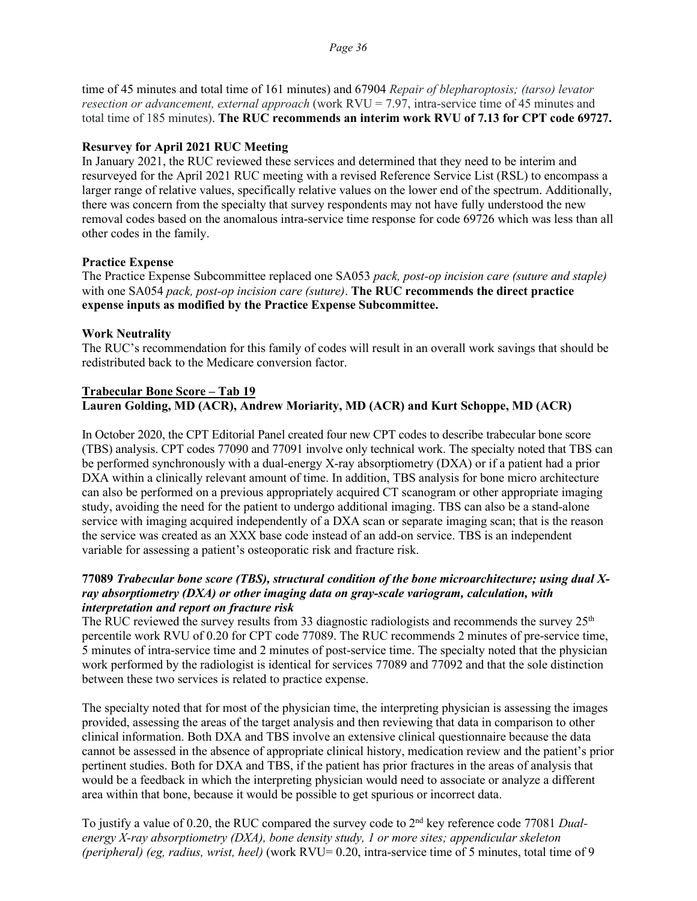time of 45 minutes and total time of 161 minutes) and 67904 *Repair of blepharoptosis; (tarso) levator resection or advancement, external approach* (work RVU = 7.97, intra-service time of 45 minutes and total time of 185 minutes). **The RUC recommends an interim work RVU of 7.13 for CPT code 69727.**

**Resurvey for April 2021 RUC Meeting**

In January 2021, the RUC reviewed these services and determined that they need to be interim and resurveyed for the April 2021 RUC meeting with a revised Reference Service List (RSL) to encompass a larger range of relative values, specifically relative values on the lower end of the spectrum. Additionally, there was concern from the specialty that survey respondents may not have fully understood the new removal codes based on the anomalous intra-service time response for code 69726 which was less than all other codes in the family.

**Practice Expense**

The Practice Expense Subcommittee replaced one SA053 *pack, post-op incision care (suture and staple)* with one SA054 *pack, post-op incision care (suture)*. **The RUC recommends the direct practice expense inputs as modified by the Practice Expense Subcommittee.**

**Work Neutrality**

The RUC's recommendation for this family of codes will result in an overall work savings that should be redistributed back to the Medicare conversion factor.

**Trabecular Bone Score – Tab 19**

**Lauren Golding, MD (ACR), Andrew Moriarity, MD (ACR) and Kurt Schoppe, MD (ACR)**

In October 2020, the CPT Editorial Panel created four new CPT codes to describe trabecular bone score (TBS) analysis. CPT codes 77090 and 77091 involve only technical work. The specialty noted that TBS can be performed synchronously with a dual-energy X-ray absorptiometry (DXA) or if a patient had a prior DXA within a clinically relevant amount of time. In addition, TBS analysis for bone micro architecture can also be performed on a previous appropriately acquired CT scanogram or other appropriate imaging study, avoiding the need for the patient to undergo additional imaging. TBS can also be a stand-alone service with imaging acquired independently of a DXA scan or separate imaging scan; that is the reason the service was created as an XXX base code instead of an add-on service. TBS is an independent variable for assessing a patient's osteoporatic risk and fracture risk.

**77089 *Trabecular bone score (TBS), structural condition of the bone microarchitecture; using dual X-ray absorptiometry (DXA) or other imaging data on gray-scale variogram, calculation, with interpretation and report on fracture risk***

The RUC reviewed the survey results from 33 diagnostic radiologists and recommends the survey 25th percentile work RVU of 0.20 for CPT code 77089. The RUC recommends 2 minutes of pre-service time, 5 minutes of intra-service time and 2 minutes of post-service time. The specialty noted that the physician work performed by the radiologist is identical for services 77089 and 77092 and that the sole distinction between these two services is related to practice expense.

The specialty noted that for most of the physician time, the interpreting physician is assessing the images provided, assessing the areas of the target analysis and then reviewing that data in comparison to other clinical information. Both DXA and TBS involve an extensive clinical questionnaire because the data cannot be assessed in the absence of appropriate clinical history, medication review and the patient's prior pertinent studies. Both for DXA and TBS, if the patient has prior fractures in the areas of analysis that would be a feedback in which the interpreting physician would need to associate or analyze a different area within that bone, because it would be possible to get spurious or incorrect data.

To justify a value of 0.20, the RUC compared the survey code to 2nd key reference code 77081 *Dual-energy X-ray absorptiometry (DXA), bone density study, 1 or more sites; appendicular skeleton (peripheral) (eg, radius, wrist, heel)* (work RVU= 0.20, intra-service time of 5 minutes, total time of 9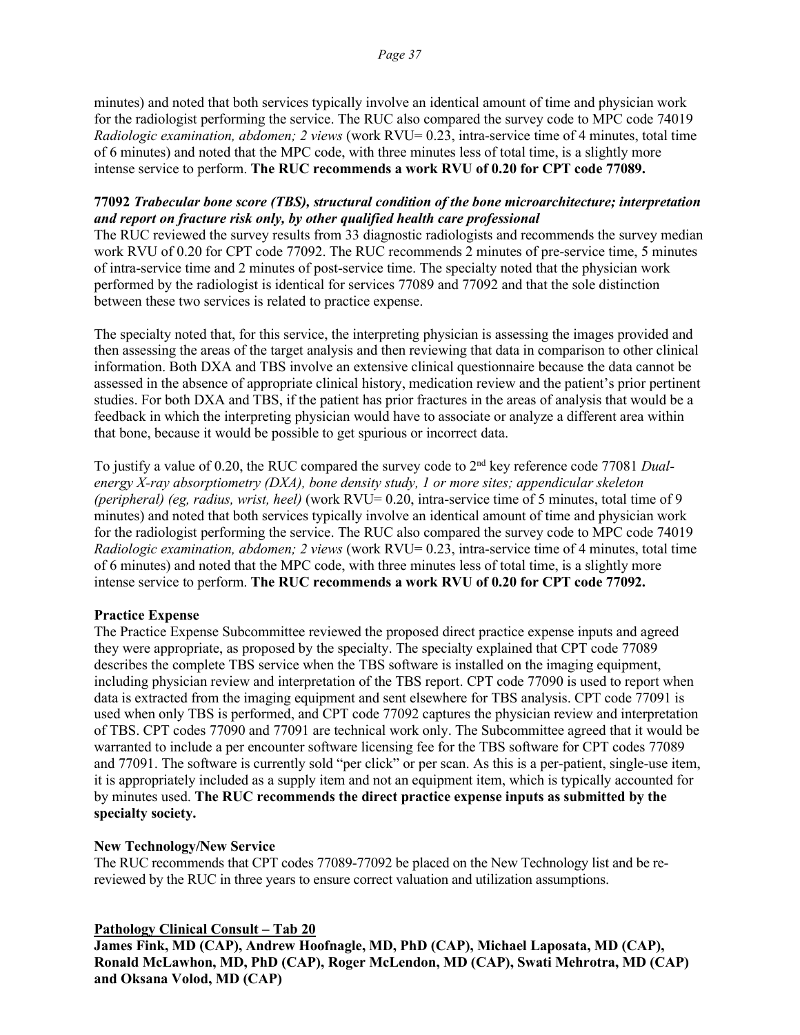minutes) and noted that both services typically involve an identical amount of time and physician work for the radiologist performing the service. The RUC also compared the survey code to MPC code 74019 *Radiologic examination, abdomen; 2 views* (work RVU= 0.23, intra-service time of 4 minutes, total time of 6 minutes) and noted that the MPC code, with three minutes less of total time, is a slightly more intense service to perform. **The RUC recommends a work RVU of 0.20 for CPT code 77089.**

**77092** ***Trabecular bone score (TBS), structural condition of the bone microarchitecture; interpretation and report on fracture risk only, by other qualified health care professional***
The RUC reviewed the survey results from 33 diagnostic radiologists and recommends the survey median work RVU of 0.20 for CPT code 77092. The RUC recommends 2 minutes of pre-service time, 5 minutes of intra-service time and 2 minutes of post-service time. The specialty noted that the physician work performed by the radiologist is identical for services 77089 and 77092 and that the sole distinction between these two services is related to practice expense.

The specialty noted that, for this service, the interpreting physician is assessing the images provided and then assessing the areas of the target analysis and then reviewing that data in comparison to other clinical information. Both DXA and TBS involve an extensive clinical questionnaire because the data cannot be assessed in the absence of appropriate clinical history, medication review and the patient's prior pertinent studies. For both DXA and TBS, if the patient has prior fractures in the areas of analysis that would be a feedback in which the interpreting physician would have to associate or analyze a different area within that bone, because it would be possible to get spurious or incorrect data.

To justify a value of 0.20, the RUC compared the survey code to 2nd key reference code 77081 *Dual-energy X-ray absorptiometry (DXA), bone density study, 1 or more sites; appendicular skeleton (peripheral) (eg, radius, wrist, heel)* (work RVU= 0.20, intra-service time of 5 minutes, total time of 9 minutes) and noted that both services typically involve an identical amount of time and physician work for the radiologist performing the service. The RUC also compared the survey code to MPC code 74019 *Radiologic examination, abdomen; 2 views* (work RVU= 0.23, intra-service time of 4 minutes, total time of 6 minutes) and noted that the MPC code, with three minutes less of total time, is a slightly more intense service to perform. **The RUC recommends a work RVU of 0.20 for CPT code 77092.**

**Practice Expense**
The Practice Expense Subcommittee reviewed the proposed direct practice expense inputs and agreed they were appropriate, as proposed by the specialty. The specialty explained that CPT code 77089 describes the complete TBS service when the TBS software is installed on the imaging equipment, including physician review and interpretation of the TBS report. CPT code 77090 is used to report when data is extracted from the imaging equipment and sent elsewhere for TBS analysis. CPT code 77091 is used when only TBS is performed, and CPT code 77092 captures the physician review and interpretation of TBS. CPT codes 77090 and 77091 are technical work only. The Subcommittee agreed that it would be warranted to include a per encounter software licensing fee for the TBS software for CPT codes 77089 and 77091. The software is currently sold "per click" or per scan. As this is a per-patient, single-use item, it is appropriately included as a supply item and not an equipment item, which is typically accounted for by minutes used. **The RUC recommends the direct practice expense inputs as submitted by the specialty society.**

**New Technology/New Service**
The RUC recommends that CPT codes 77089-77092 be placed on the New Technology list and be re-reviewed by the RUC in three years to ensure correct valuation and utilization assumptions.

**Pathology Clinical Consult – Tab 20**
**James Fink, MD (CAP), Andrew Hoofnagle, MD, PhD (CAP), Michael Laposata, MD (CAP), Ronald McLawhon, MD, PhD (CAP), Roger McLendon, MD (CAP), Swati Mehrotra, MD (CAP) and Oksana Volod, MD (CAP)**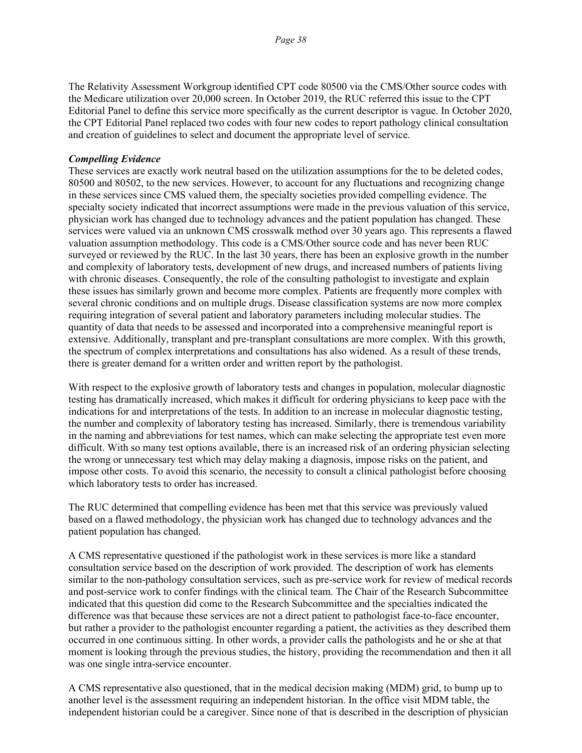The Relativity Assessment Workgroup identified CPT code 80500 via the CMS/Other source codes with the Medicare utilization over 20,000 screen. In October 2019, the RUC referred this issue to the CPT Editorial Panel to define this service more specifically as the current descriptor is vague. In October 2020, the CPT Editorial Panel replaced two codes with four new codes to report pathology clinical consultation and creation of guidelines to select and document the appropriate level of service.

***Compelling Evidence***

These services are exactly work neutral based on the utilization assumptions for the to be deleted codes, 80500 and 80502, to the new services. However, to account for any fluctuations and recognizing change in these services since CMS valued them, the specialty societies provided compelling evidence. The specialty society indicated that incorrect assumptions were made in the previous valuation of this service, physician work has changed due to technology advances and the patient population has changed. These services were valued via an unknown CMS crosswalk method over 30 years ago. This represents a flawed valuation assumption methodology. This code is a CMS/Other source code and has never been RUC surveyed or reviewed by the RUC. In the last 30 years, there has been an explosive growth in the number and complexity of laboratory tests, development of new drugs, and increased numbers of patients living with chronic diseases. Consequently, the role of the consulting pathologist to investigate and explain these issues has similarly grown and become more complex. Patients are frequently more complex with several chronic conditions and on multiple drugs. Disease classification systems are now more complex requiring integration of several patient and laboratory parameters including molecular studies. The quantity of data that needs to be assessed and incorporated into a comprehensive meaningful report is extensive. Additionally, transplant and pre-transplant consultations are more complex. With this growth, the spectrum of complex interpretations and consultations has also widened. As a result of these trends, there is greater demand for a written order and written report by the pathologist.

With respect to the explosive growth of laboratory tests and changes in population, molecular diagnostic testing has dramatically increased, which makes it difficult for ordering physicians to keep pace with the indications for and interpretations of the tests. In addition to an increase in molecular diagnostic testing, the number and complexity of laboratory testing has increased. Similarly, there is tremendous variability in the naming and abbreviations for test names, which can make selecting the appropriate test even more difficult. With so many test options available, there is an increased risk of an ordering physician selecting the wrong or unnecessary test which may delay making a diagnosis, impose risks on the patient, and impose other costs. To avoid this scenario, the necessity to consult a clinical pathologist before choosing which laboratory tests to order has increased.

The RUC determined that compelling evidence has been met that this service was previously valued based on a flawed methodology, the physician work has changed due to technology advances and the patient population has changed.

A CMS representative questioned if the pathologist work in these services is more like a standard consultation service based on the description of work provided. The description of work has elements similar to the non-pathology consultation services, such as pre-service work for review of medical records and post-service work to confer findings with the clinical team. The Chair of the Research Subcommittee indicated that this question did come to the Research Subcommittee and the specialties indicated the difference was that because these services are not a direct patient to pathologist face-to-face encounter, but rather a provider to the pathologist encounter regarding a patient, the activities as they described them occurred in one continuous sitting. In other words, a provider calls the pathologists and he or she at that moment is looking through the previous studies, the history, providing the recommendation and then it all was one single intra-service encounter.

A CMS representative also questioned, that in the medical decision making (MDM) grid, to bump up to another level is the assessment requiring an independent historian. In the office visit MDM table, the independent historian could be a caregiver. Since none of that is described in the description of physician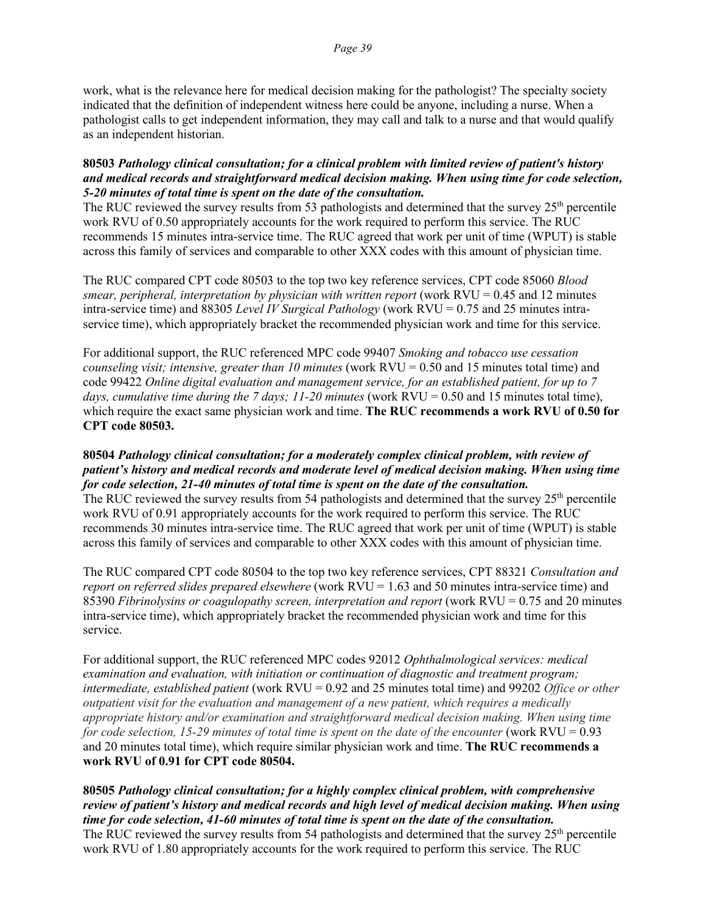work, what is the relevance here for medical decision making for the pathologist? The specialty society indicated that the definition of independent witness here could be anyone, including a nurse. When a pathologist calls to get independent information, they may call and talk to a nurse and that would qualify as an independent historian.

**80503** ***Pathology clinical consultation; for a clinical problem with limited review of patient's history and medical records and straightforward medical decision making. When using time for code selection, 5-20 minutes of total time is spent on the date of the consultation.***
The RUC reviewed the survey results from 53 pathologists and determined that the survey 25th percentile work RVU of 0.50 appropriately accounts for the work required to perform this service. The RUC recommends 15 minutes intra-service time. The RUC agreed that work per unit of time (WPUT) is stable across this family of services and comparable to other XXX codes with this amount of physician time.

The RUC compared CPT code 80503 to the top two key reference services, CPT code 85060 *Blood smear, peripheral, interpretation by physician with written report* (work RVU = 0.45 and 12 minutes intra-service time) and 88305 *Level IV Surgical Pathology* (work RVU = 0.75 and 25 minutes intra-service time), which appropriately bracket the recommended physician work and time for this service.

For additional support, the RUC referenced MPC code 99407 *Smoking and tobacco use cessation counseling visit; intensive, greater than 10 minutes* (work RVU = 0.50 and 15 minutes total time) and code 99422 *Online digital evaluation and management service, for an established patient, for up to 7 days, cumulative time during the 7 days; 11-20 minutes* (work RVU = 0.50 and 15 minutes total time), which require the exact same physician work and time. **The RUC recommends a work RVU of 0.50 for CPT code 80503.**

**80504** ***Pathology clinical consultation; for a moderately complex clinical problem, with review of patient's history and medical records and moderate level of medical decision making. When using time for code selection, 21-40 minutes of total time is spent on the date of the consultation.***
The RUC reviewed the survey results from 54 pathologists and determined that the survey 25th percentile work RVU of 0.91 appropriately accounts for the work required to perform this service. The RUC recommends 30 minutes intra-service time. The RUC agreed that work per unit of time (WPUT) is stable across this family of services and comparable to other XXX codes with this amount of physician time.

The RUC compared CPT code 80504 to the top two key reference services, CPT 88321 *Consultation and report on referred slides prepared elsewhere* (work RVU = 1.63 and 50 minutes intra-service time) and 85390 *Fibrinolysins or coagulopathy screen, interpretation and report* (work RVU = 0.75 and 20 minutes intra-service time), which appropriately bracket the recommended physician work and time for this service.

For additional support, the RUC referenced MPC codes 92012 *Ophthalmological services: medical examination and evaluation, with initiation or continuation of diagnostic and treatment program; intermediate, established patient* (work RVU = 0.92 and 25 minutes total time) and 99202 *Office or other outpatient visit for the evaluation and management of a new patient, which requires a medically appropriate history and/or examination and straightforward medical decision making. When using time for code selection, 15-29 minutes of total time is spent on the date of the encounter* (work RVU = 0.93 and 20 minutes total time), which require similar physician work and time. **The RUC recommends a work RVU of 0.91 for CPT code 80504.**

**80505** ***Pathology clinical consultation; for a highly complex clinical problem, with comprehensive review of patient's history and medical records and high level of medical decision making. When using time for code selection, 41-60 minutes of total time is spent on the date of the consultation.***
The RUC reviewed the survey results from 54 pathologists and determined that the survey 25th percentile work RVU of 1.80 appropriately accounts for the work required to perform this service. The RUC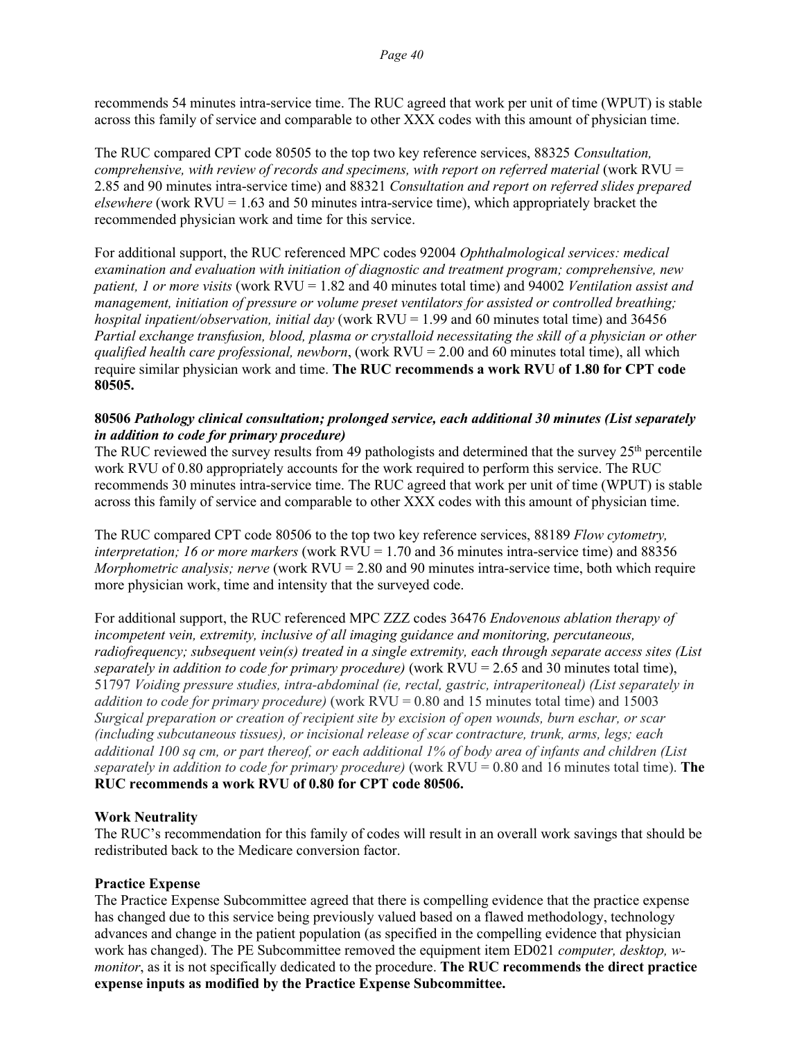recommends 54 minutes intra-service time. The RUC agreed that work per unit of time (WPUT) is stable across this family of service and comparable to other XXX codes with this amount of physician time.

The RUC compared CPT code 80505 to the top two key reference services, 88325 *Consultation, comprehensive, with review of records and specimens, with report on referred material* (work RVU = 2.85 and 90 minutes intra-service time) and 88321 *Consultation and report on referred slides prepared elsewhere* (work RVU = 1.63 and 50 minutes intra-service time), which appropriately bracket the recommended physician work and time for this service.

For additional support, the RUC referenced MPC codes 92004 *Ophthalmological services: medical examination and evaluation with initiation of diagnostic and treatment program; comprehensive, new patient, 1 or more visits* (work RVU = 1.82 and 40 minutes total time) and 94002 *Ventilation assist and management, initiation of pressure or volume preset ventilators for assisted or controlled breathing; hospital inpatient/observation, initial day* (work RVU = 1.99 and 60 minutes total time) and 36456 *Partial exchange transfusion, blood, plasma or crystalloid necessitating the skill of a physician or other qualified health care professional, newborn*, (work RVU = 2.00 and 60 minutes total time), all which require similar physician work and time. **The RUC recommends a work RVU of 1.80 for CPT code 80505.**

**80506 *Pathology clinical consultation; prolonged service, each additional 30 minutes (List separately in addition to code for primary procedure)***

The RUC reviewed the survey results from 49 pathologists and determined that the survey 25th percentile work RVU of 0.80 appropriately accounts for the work required to perform this service. The RUC recommends 30 minutes intra-service time. The RUC agreed that work per unit of time (WPUT) is stable across this family of service and comparable to other XXX codes with this amount of physician time.

The RUC compared CPT code 80506 to the top two key reference services, 88189 *Flow cytometry, interpretation; 16 or more markers* (work RVU = 1.70 and 36 minutes intra-service time) and 88356 *Morphometric analysis; nerve* (work RVU = 2.80 and 90 minutes intra-service time, both which require more physician work, time and intensity that the surveyed code.

For additional support, the RUC referenced MPC ZZZ codes 36476 *Endovenous ablation therapy of incompetent vein, extremity, inclusive of all imaging guidance and monitoring, percutaneous, radiofrequency; subsequent vein(s) treated in a single extremity, each through separate access sites (List separately in addition to code for primary procedure)* (work RVU = 2.65 and 30 minutes total time), 51797 *Voiding pressure studies, intra-abdominal (ie, rectal, gastric, intraperitoneal) (List separately in addition to code for primary procedure)* (work RVU = 0.80 and 15 minutes total time) and 15003 *Surgical preparation or creation of recipient site by excision of open wounds, burn eschar, or scar (including subcutaneous tissues), or incisional release of scar contracture, trunk, arms, legs; each additional 100 sq cm, or part thereof, or each additional 1% of body area of infants and children (List separately in addition to code for primary procedure)* (work RVU = 0.80 and 16 minutes total time). **The RUC recommends a work RVU of 0.80 for CPT code 80506.**

**Work Neutrality**

The RUC's recommendation for this family of codes will result in an overall work savings that should be redistributed back to the Medicare conversion factor.

**Practice Expense**

The Practice Expense Subcommittee agreed that there is compelling evidence that the practice expense has changed due to this service being previously valued based on a flawed methodology, technology advances and change in the patient population (as specified in the compelling evidence that physician work has changed). The PE Subcommittee removed the equipment item ED021 *computer, desktop, w-monitor*, as it is not specifically dedicated to the procedure. **The RUC recommends the direct practice expense inputs as modified by the Practice Expense Subcommittee.**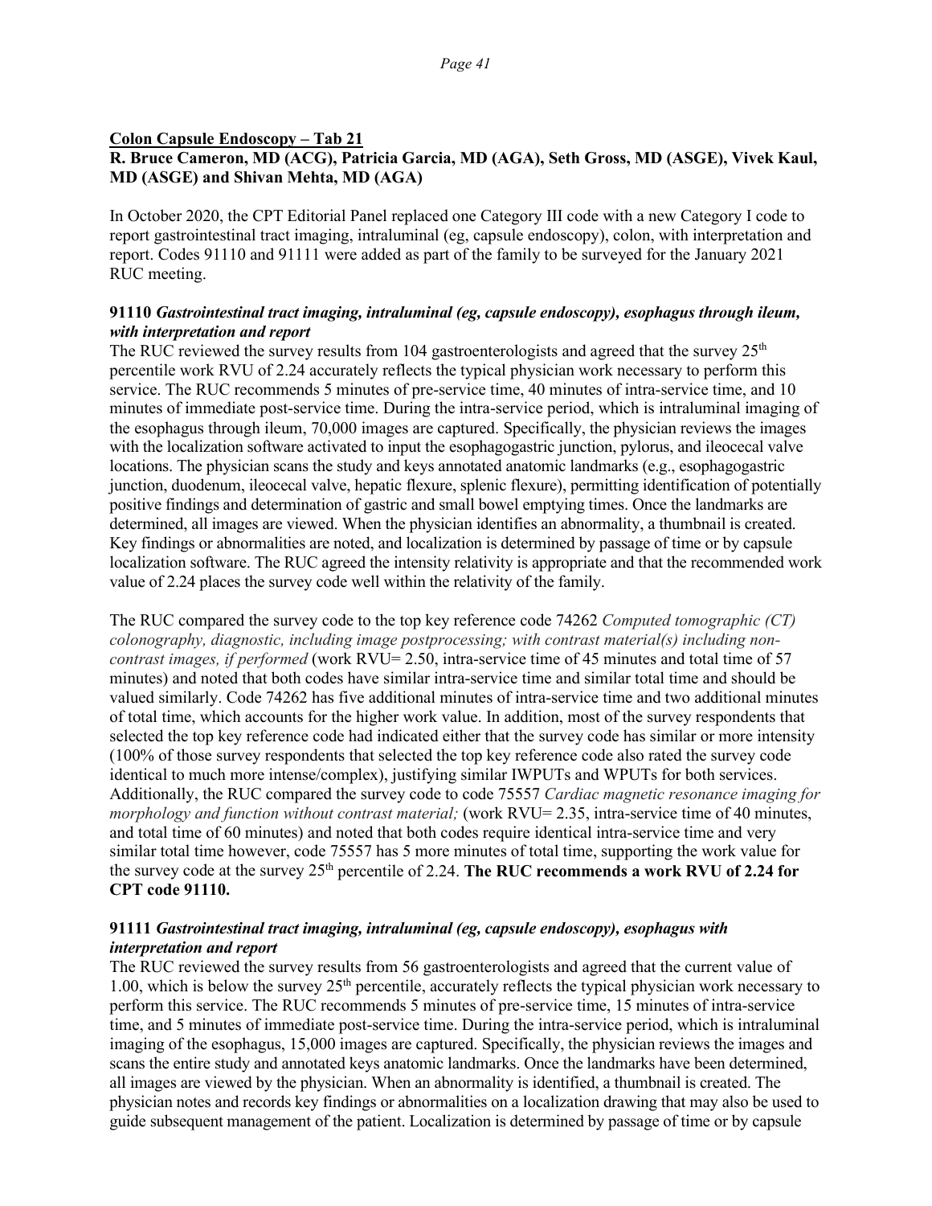**Colon Capsule Endoscopy – Tab 21**

**R. Bruce Cameron, MD (ACG), Patricia Garcia, MD (AGA), Seth Gross, MD (ASGE), Vivek Kaul, MD (ASGE) and Shivan Mehta, MD (AGA)**

In October 2020, the CPT Editorial Panel replaced one Category III code with a new Category I code to report gastrointestinal tract imaging, intraluminal (eg, capsule endoscopy), colon, with interpretation and report. Codes 91110 and 91111 were added as part of the family to be surveyed for the January 2021 RUC meeting.

**91110** ***Gastrointestinal tract imaging, intraluminal (eg, capsule endoscopy), esophagus through ileum, with interpretation and report***

The RUC reviewed the survey results from 104 gastroenterologists and agreed that the survey 25th percentile work RVU of 2.24 accurately reflects the typical physician work necessary to perform this service. The RUC recommends 5 minutes of pre-service time, 40 minutes of intra-service time, and 10 minutes of immediate post-service time. During the intra-service period, which is intraluminal imaging of the esophagus through ileum, 70,000 images are captured. Specifically, the physician reviews the images with the localization software activated to input the esophagogastric junction, pylorus, and ileocecal valve locations. The physician scans the study and keys annotated anatomic landmarks (e.g., esophagogastric junction, duodenum, ileocecal valve, hepatic flexure, splenic flexure), permitting identification of potentially positive findings and determination of gastric and small bowel emptying times. Once the landmarks are determined, all images are viewed. When the physician identifies an abnormality, a thumbnail is created. Key findings or abnormalities are noted, and localization is determined by passage of time or by capsule localization software. The RUC agreed the intensity relativity is appropriate and that the recommended work value of 2.24 places the survey code well within the relativity of the family.

The RUC compared the survey code to the top key reference code 74262 *Computed tomographic (CT) colonography, diagnostic, including image postprocessing; with contrast material(s) including non-contrast images, if performed* (work RVU= 2.50, intra-service time of 45 minutes and total time of 57 minutes) and noted that both codes have similar intra-service time and similar total time and should be valued similarly. Code 74262 has five additional minutes of intra-service time and two additional minutes of total time, which accounts for the higher work value. In addition, most of the survey respondents that selected the top key reference code had indicated either that the survey code has similar or more intensity (100% of those survey respondents that selected the top key reference code also rated the survey code identical to much more intense/complex), justifying similar IWPUTs and WPUTs for both services. Additionally, the RUC compared the survey code to code 75557 *Cardiac magnetic resonance imaging for morphology and function without contrast material;* (work RVU= 2.35, intra-service time of 40 minutes, and total time of 60 minutes) and noted that both codes require identical intra-service time and very similar total time however, code 75557 has 5 more minutes of total time, supporting the work value for the survey code at the survey 25th percentile of 2.24. **The RUC recommends a work RVU of 2.24 for CPT code 91110.**

**91111** ***Gastrointestinal tract imaging, intraluminal (eg, capsule endoscopy), esophagus with interpretation and report***

The RUC reviewed the survey results from 56 gastroenterologists and agreed that the current value of 1.00, which is below the survey 25th percentile, accurately reflects the typical physician work necessary to perform this service. The RUC recommends 5 minutes of pre-service time, 15 minutes of intra-service time, and 5 minutes of immediate post-service time. During the intra-service period, which is intraluminal imaging of the esophagus, 15,000 images are captured. Specifically, the physician reviews the images and scans the entire study and annotated keys anatomic landmarks. Once the landmarks have been determined, all images are viewed by the physician. When an abnormality is identified, a thumbnail is created. The physician notes and records key findings or abnormalities on a localization drawing that may also be used to guide subsequent management of the patient. Localization is determined by passage of time or by capsule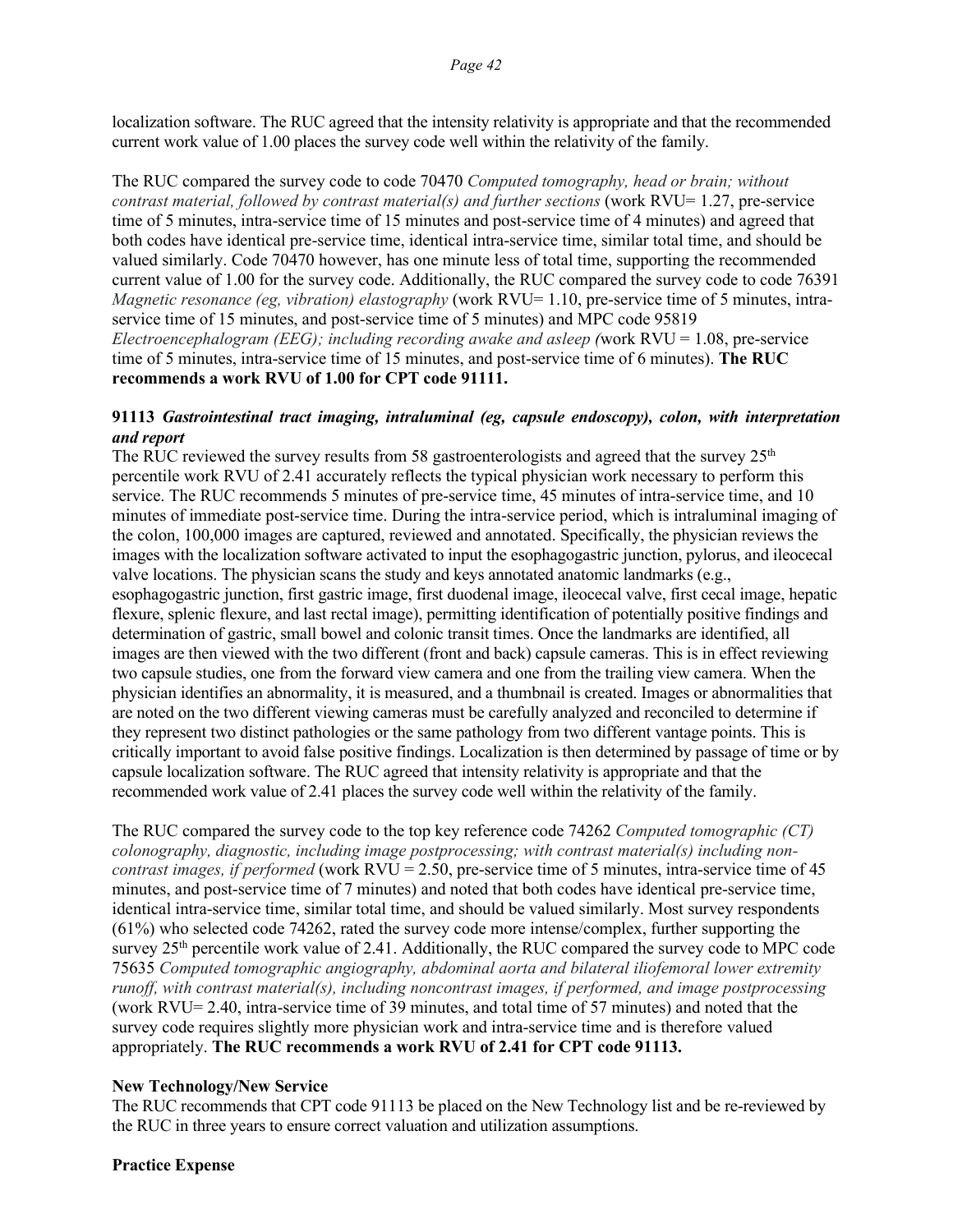localization software. The RUC agreed that the intensity relativity is appropriate and that the recommended current work value of 1.00 places the survey code well within the relativity of the family.

The RUC compared the survey code to code 70470 *Computed tomography, head or brain; without contrast material, followed by contrast material(s) and further sections* (work RVU= 1.27, pre-service time of 5 minutes, intra-service time of 15 minutes and post-service time of 4 minutes) and agreed that both codes have identical pre-service time, identical intra-service time, similar total time, and should be valued similarly. Code 70470 however, has one minute less of total time, supporting the recommended current value of 1.00 for the survey code. Additionally, the RUC compared the survey code to code 76391 *Magnetic resonance (eg, vibration) elastography* (work RVU= 1.10, pre-service time of 5 minutes, intra-service time of 15 minutes, and post-service time of 5 minutes) and MPC code 95819 *Electroencephalogram (EEG); including recording awake and asleep (*work RVU = 1.08, pre-service time of 5 minutes, intra-service time of 15 minutes, and post-service time of 6 minutes). **The RUC recommends a work RVU of 1.00 for CPT code 91111.**

**91113** ***Gastrointestinal tract imaging, intraluminal (eg, capsule endoscopy), colon, with interpretation and report***

The RUC reviewed the survey results from 58 gastroenterologists and agreed that the survey 25th percentile work RVU of 2.41 accurately reflects the typical physician work necessary to perform this service. The RUC recommends 5 minutes of pre-service time, 45 minutes of intra-service time, and 10 minutes of immediate post-service time. During the intra-service period, which is intraluminal imaging of the colon, 100,000 images are captured, reviewed and annotated. Specifically, the physician reviews the images with the localization software activated to input the esophagogastric junction, pylorus, and ileocecal valve locations. The physician scans the study and keys annotated anatomic landmarks (e.g., esophagogastric junction, first gastric image, first duodenal image, ileocecal valve, first cecal image, hepatic flexure, splenic flexure, and last rectal image), permitting identification of potentially positive findings and determination of gastric, small bowel and colonic transit times. Once the landmarks are identified, all images are then viewed with the two different (front and back) capsule cameras. This is in effect reviewing two capsule studies, one from the forward view camera and one from the trailing view camera. When the physician identifies an abnormality, it is measured, and a thumbnail is created. Images or abnormalities that are noted on the two different viewing cameras must be carefully analyzed and reconciled to determine if they represent two distinct pathologies or the same pathology from two different vantage points. This is critically important to avoid false positive findings. Localization is then determined by passage of time or by capsule localization software. The RUC agreed that intensity relativity is appropriate and that the recommended work value of 2.41 places the survey code well within the relativity of the family.

The RUC compared the survey code to the top key reference code 74262 *Computed tomographic (CT) colonography, diagnostic, including image postprocessing; with contrast material(s) including non-contrast images, if performed* (work RVU = 2.50, pre-service time of 5 minutes, intra-service time of 45 minutes, and post-service time of 7 minutes) and noted that both codes have identical pre-service time, identical intra-service time, similar total time, and should be valued similarly. Most survey respondents (61%) who selected code 74262, rated the survey code more intense/complex, further supporting the survey 25th percentile work value of 2.41. Additionally, the RUC compared the survey code to MPC code 75635 *Computed tomographic angiography, abdominal aorta and bilateral iliofemoral lower extremity runoff, with contrast material(s), including noncontrast images, if performed, and image postprocessing* (work RVU= 2.40, intra-service time of 39 minutes, and total time of 57 minutes) and noted that the survey code requires slightly more physician work and intra-service time and is therefore valued appropriately. **The RUC recommends a work RVU of 2.41 for CPT code 91113.**

**New Technology/New Service**

The RUC recommends that CPT code 91113 be placed on the New Technology list and be re-reviewed by the RUC in three years to ensure correct valuation and utilization assumptions.

**Practice Expense**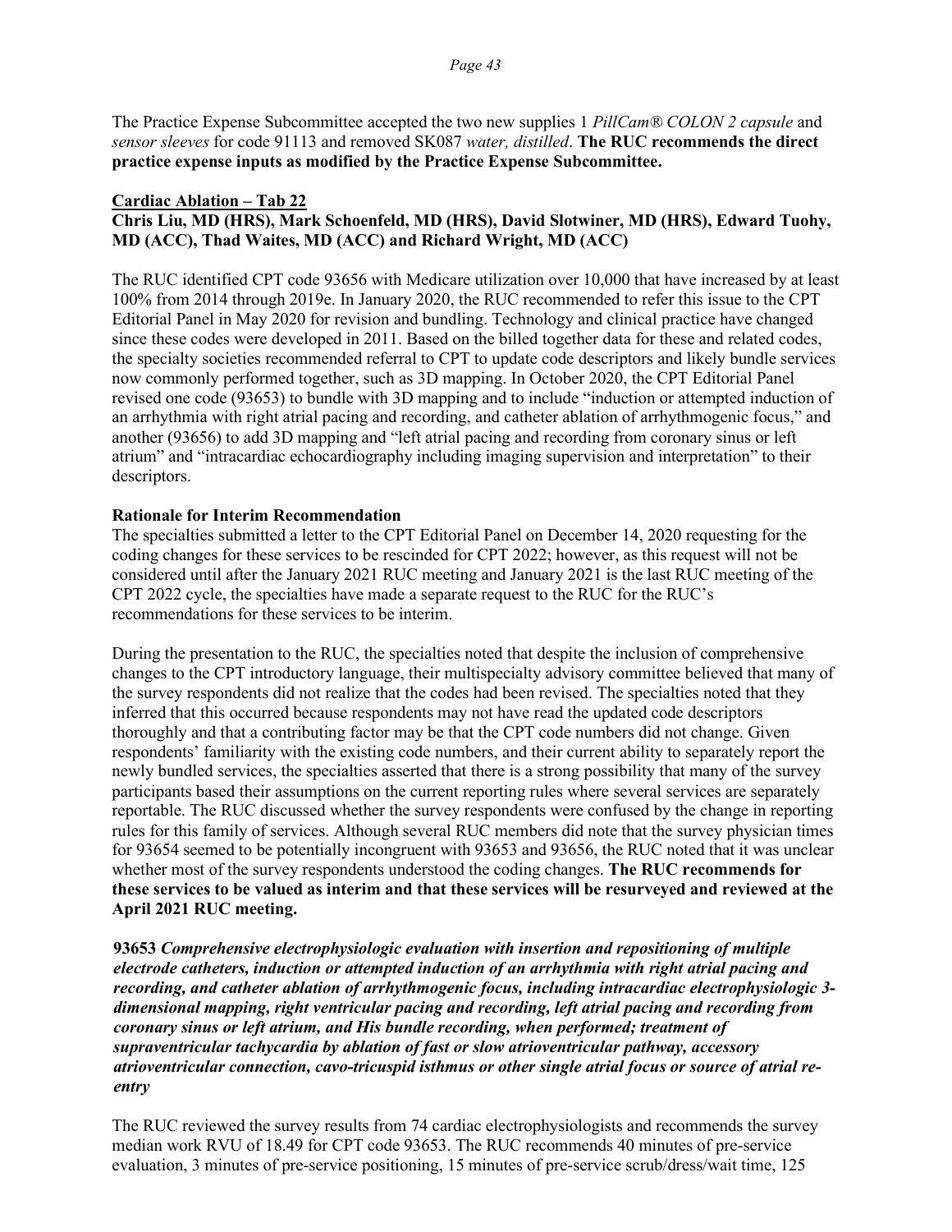The Practice Expense Subcommittee accepted the two new supplies 1 *PillCam® COLON 2 capsule* and *sensor sleeves* for code 91113 and removed SK087 *water, distilled*. **The RUC recommends the direct practice expense inputs as modified by the Practice Expense Subcommittee.**

**Cardiac Ablation – Tab 22**

**Chris Liu, MD (HRS), Mark Schoenfeld, MD (HRS), David Slotwiner, MD (HRS), Edward Tuohy, MD (ACC), Thad Waites, MD (ACC) and Richard Wright, MD (ACC)**

The RUC identified CPT code 93656 with Medicare utilization over 10,000 that have increased by at least 100% from 2014 through 2019e. In January 2020, the RUC recommended to refer this issue to the CPT Editorial Panel in May 2020 for revision and bundling. Technology and clinical practice have changed since these codes were developed in 2011. Based on the billed together data for these and related codes, the specialty societies recommended referral to CPT to update code descriptors and likely bundle services now commonly performed together, such as 3D mapping. In October 2020, the CPT Editorial Panel revised one code (93653) to bundle with 3D mapping and to include "induction or attempted induction of an arrhythmia with right atrial pacing and recording, and catheter ablation of arrhythmogenic focus," and another (93656) to add 3D mapping and "left atrial pacing and recording from coronary sinus or left atrium" and "intracardiac echocardiography including imaging supervision and interpretation" to their descriptors.

**Rationale for Interim Recommendation**

The specialties submitted a letter to the CPT Editorial Panel on December 14, 2020 requesting for the coding changes for these services to be rescinded for CPT 2022; however, as this request will not be considered until after the January 2021 RUC meeting and January 2021 is the last RUC meeting of the CPT 2022 cycle, the specialties have made a separate request to the RUC for the RUC's recommendations for these services to be interim.

During the presentation to the RUC, the specialties noted that despite the inclusion of comprehensive changes to the CPT introductory language, their multispecialty advisory committee believed that many of the survey respondents did not realize that the codes had been revised. The specialties noted that they inferred that this occurred because respondents may not have read the updated code descriptors thoroughly and that a contributing factor may be that the CPT code numbers did not change. Given respondents' familiarity with the existing code numbers, and their current ability to separately report the newly bundled services, the specialties asserted that there is a strong possibility that many of the survey participants based their assumptions on the current reporting rules where several services are separately reportable. The RUC discussed whether the survey respondents were confused by the change in reporting rules for this family of services. Although several RUC members did note that the survey physician times for 93654 seemed to be potentially incongruent with 93653 and 93656, the RUC noted that it was unclear whether most of the survey respondents understood the coding changes. **The RUC recommends for these services to be valued as interim and that these services will be resurveyed and reviewed at the April 2021 RUC meeting.**

**93653** ***Comprehensive electrophysiologic evaluation with insertion and repositioning of multiple electrode catheters, induction or attempted induction of an arrhythmia with right atrial pacing and recording, and catheter ablation of arrhythmogenic focus, including intracardiac electrophysiologic 3-dimensional mapping, right ventricular pacing and recording, left atrial pacing and recording from coronary sinus or left atrium, and His bundle recording, when performed; treatment of supraventricular tachycardia by ablation of fast or slow atrioventricular pathway, accessory atrioventricular connection, cavo-tricuspid isthmus or other single atrial focus or source of atrial re-entry***

The RUC reviewed the survey results from 74 cardiac electrophysiologists and recommends the survey median work RVU of 18.49 for CPT code 93653. The RUC recommends 40 minutes of pre-service evaluation, 3 minutes of pre-service positioning, 15 minutes of pre-service scrub/dress/wait time, 125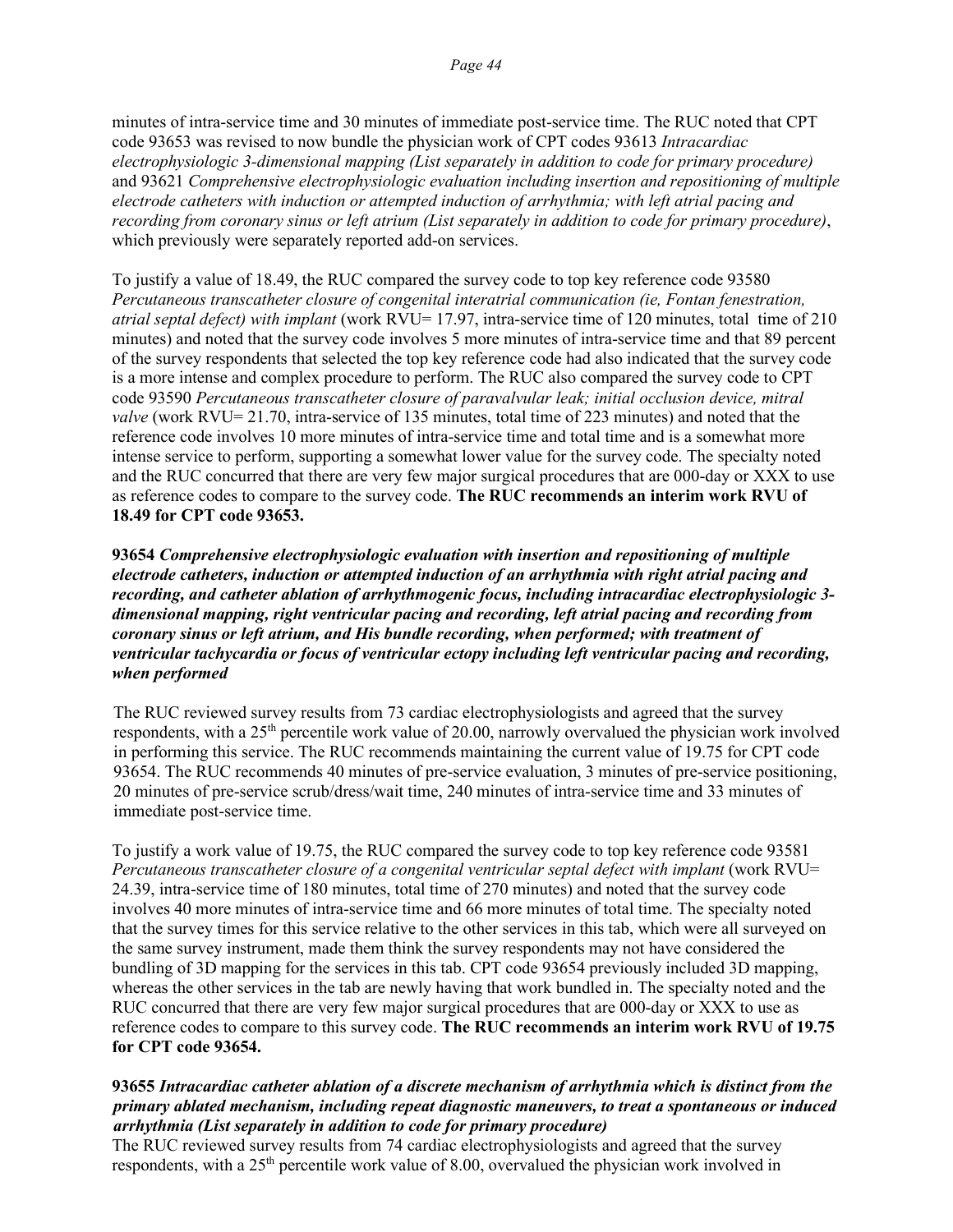minutes of intra-service time and 30 minutes of immediate post-service time. The RUC noted that CPT code 93653 was revised to now bundle the physician work of CPT codes 93613 *Intracardiac electrophysiologic 3-dimensional mapping (List separately in addition to code for primary procedure)* and 93621 *Comprehensive electrophysiologic evaluation including insertion and repositioning of multiple electrode catheters with induction or attempted induction of arrhythmia; with left atrial pacing and recording from coronary sinus or left atrium (List separately in addition to code for primary procedure)*, which previously were separately reported add-on services.

To justify a value of 18.49, the RUC compared the survey code to top key reference code 93580 *Percutaneous transcatheter closure of congenital interatrial communication (ie, Fontan fenestration, atrial septal defect) with implant* (work RVU= 17.97, intra-service time of 120 minutes, total time of 210 minutes) and noted that the survey code involves 5 more minutes of intra-service time and that 89 percent of the survey respondents that selected the top key reference code had also indicated that the survey code is a more intense and complex procedure to perform. The RUC also compared the survey code to CPT code 93590 *Percutaneous transcatheter closure of paravalvular leak; initial occlusion device, mitral valve* (work RVU= 21.70, intra-service of 135 minutes, total time of 223 minutes) and noted that the reference code involves 10 more minutes of intra-service time and total time and is a somewhat more intense service to perform, supporting a somewhat lower value for the survey code. The specialty noted and the RUC concurred that there are very few major surgical procedures that are 000-day or XXX to use as reference codes to compare to the survey code. **The RUC recommends an interim work RVU of 18.49 for CPT code 93653.**

**93654** ***Comprehensive electrophysiologic evaluation with insertion and repositioning of multiple electrode catheters, induction or attempted induction of an arrhythmia with right atrial pacing and recording, and catheter ablation of arrhythmogenic focus, including intracardiac electrophysiologic 3-dimensional mapping, right ventricular pacing and recording, left atrial pacing and recording from coronary sinus or left atrium, and His bundle recording, when performed; with treatment of ventricular tachycardia or focus of ventricular ectopy including left ventricular pacing and recording, when performed***

The RUC reviewed survey results from 73 cardiac electrophysiologists and agreed that the survey respondents, with a 25th percentile work value of 20.00, narrowly overvalued the physician work involved in performing this service. The RUC recommends maintaining the current value of 19.75 for CPT code 93654. The RUC recommends 40 minutes of pre-service evaluation, 3 minutes of pre-service positioning, 20 minutes of pre-service scrub/dress/wait time, 240 minutes of intra-service time and 33 minutes of immediate post-service time.

To justify a work value of 19.75, the RUC compared the survey code to top key reference code 93581 *Percutaneous transcatheter closure of a congenital ventricular septal defect with implant* (work RVU= 24.39, intra-service time of 180 minutes, total time of 270 minutes) and noted that the survey code involves 40 more minutes of intra-service time and 66 more minutes of total time. The specialty noted that the survey times for this service relative to the other services in this tab, which were all surveyed on the same survey instrument, made them think the survey respondents may not have considered the bundling of 3D mapping for the services in this tab. CPT code 93654 previously included 3D mapping, whereas the other services in the tab are newly having that work bundled in. The specialty noted and the RUC concurred that there are very few major surgical procedures that are 000-day or XXX to use as reference codes to compare to this survey code. **The RUC recommends an interim work RVU of 19.75 for CPT code 93654.**

**93655** ***Intracardiac catheter ablation of a discrete mechanism of arrhythmia which is distinct from the primary ablated mechanism, including repeat diagnostic maneuvers, to treat a spontaneous or induced arrhythmia (List separately in addition to code for primary procedure)***

The RUC reviewed survey results from 74 cardiac electrophysiologists and agreed that the survey respondents, with a 25th percentile work value of 8.00, overvalued the physician work involved in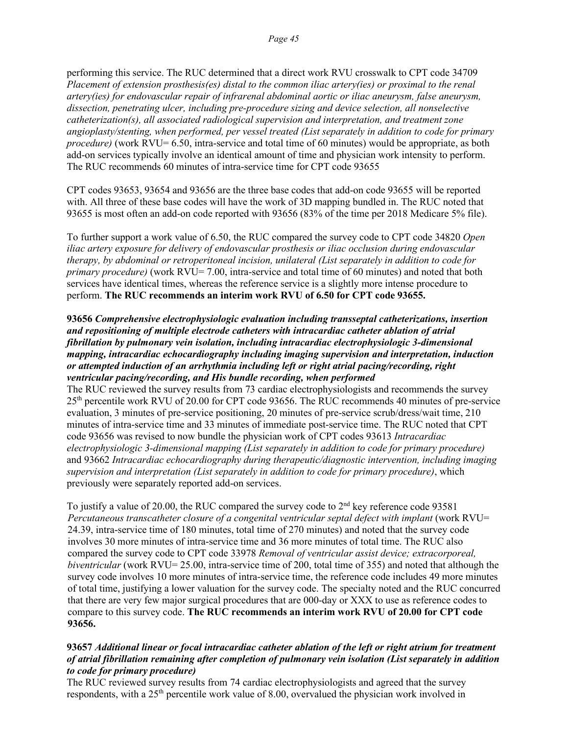performing this service. The RUC determined that a direct work RVU crosswalk to CPT code 34709 *Placement of extension prosthesis(es) distal to the common iliac artery(ies) or proximal to the renal artery(ies) for endovascular repair of infrarenal abdominal aortic or iliac aneurysm, false aneurysm, dissection, penetrating ulcer, including pre-procedure sizing and device selection, all nonselective catheterization(s), all associated radiological supervision and interpretation, and treatment zone angioplasty/stenting, when performed, per vessel treated (List separately in addition to code for primary procedure)* (work RVU= 6.50, intra-service and total time of 60 minutes) would be appropriate, as both add-on services typically involve an identical amount of time and physician work intensity to perform. The RUC recommends 60 minutes of intra-service time for CPT code 93655

CPT codes 93653, 93654 and 93656 are the three base codes that add-on code 93655 will be reported with. All three of these base codes will have the work of 3D mapping bundled in. The RUC noted that 93655 is most often an add-on code reported with 93656 (83% of the time per 2018 Medicare 5% file).

To further support a work value of 6.50, the RUC compared the survey code to CPT code 34820 *Open iliac artery exposure for delivery of endovascular prosthesis or iliac occlusion during endovascular therapy, by abdominal or retroperitoneal incision, unilateral (List separately in addition to code for primary procedure)* (work RVU= 7.00, intra-service and total time of 60 minutes) and noted that both services have identical times, whereas the reference service is a slightly more intense procedure to perform. **The RUC recommends an interim work RVU of 6.50 for CPT code 93655.**

**93656** ***Comprehensive electrophysiologic evaluation including transseptal catheterizations, insertion and repositioning of multiple electrode catheters with intracardiac catheter ablation of atrial fibrillation by pulmonary vein isolation, including intracardiac electrophysiologic 3-dimensional mapping, intracardiac echocardiography including imaging supervision and interpretation, induction or attempted induction of an arrhythmia including left or right atrial pacing/recording, right ventricular pacing/recording, and His bundle recording, when performed***

The RUC reviewed the survey results from 73 cardiac electrophysiologists and recommends the survey 25th percentile work RVU of 20.00 for CPT code 93656. The RUC recommends 40 minutes of pre-service evaluation, 3 minutes of pre-service positioning, 20 minutes of pre-service scrub/dress/wait time, 210 minutes of intra-service time and 33 minutes of immediate post-service time. The RUC noted that CPT code 93656 was revised to now bundle the physician work of CPT codes 93613 *Intracardiac electrophysiologic 3-dimensional mapping (List separately in addition to code for primary procedure)* and 93662 *Intracardiac echocardiography during therapeutic/diagnostic intervention, including imaging supervision and interpretation (List separately in addition to code for primary procedure)*, which previously were separately reported add-on services.

To justify a value of 20.00, the RUC compared the survey code to 2nd key reference code 93581 *Percutaneous transcatheter closure of a congenital ventricular septal defect with implant* (work RVU= 24.39, intra-service time of 180 minutes, total time of 270 minutes) and noted that the survey code involves 30 more minutes of intra-service time and 36 more minutes of total time. The RUC also compared the survey code to CPT code 33978 *Removal of ventricular assist device; extracorporeal, biventricular* (work RVU= 25.00, intra-service time of 200, total time of 355) and noted that although the survey code involves 10 more minutes of intra-service time, the reference code includes 49 more minutes of total time, justifying a lower valuation for the survey code. The specialty noted and the RUC concurred that there are very few major surgical procedures that are 000-day or XXX to use as reference codes to compare to this survey code. **The RUC recommends an interim work RVU of 20.00 for CPT code 93656.**

**93657** ***Additional linear or focal intracardiac catheter ablation of the left or right atrium for treatment of atrial fibrillation remaining after completion of pulmonary vein isolation (List separately in addition to code for primary procedure)***

The RUC reviewed survey results from 74 cardiac electrophysiologists and agreed that the survey respondents, with a 25th percentile work value of 8.00, overvalued the physician work involved in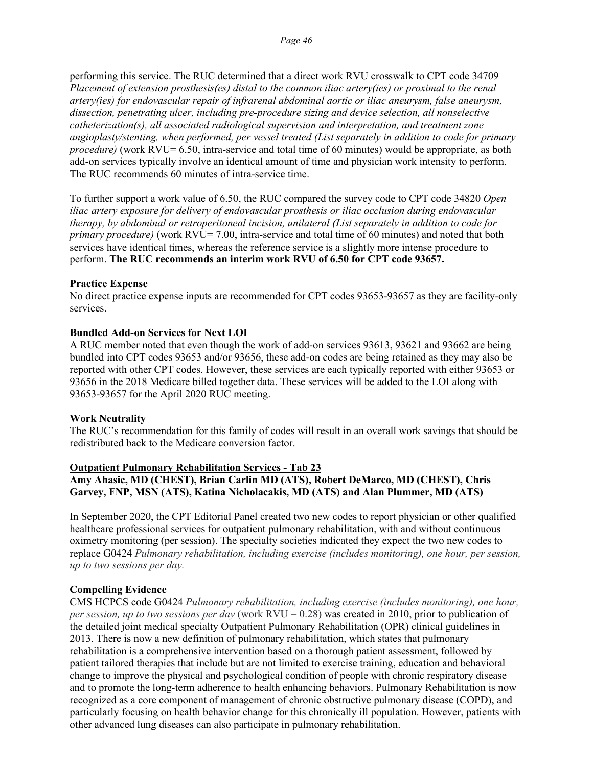performing this service. The RUC determined that a direct work RVU crosswalk to CPT code 34709 *Placement of extension prosthesis(es) distal to the common iliac artery(ies) or proximal to the renal artery(ies) for endovascular repair of infrarenal abdominal aortic or iliac aneurysm, false aneurysm, dissection, penetrating ulcer, including pre-procedure sizing and device selection, all nonselective catheterization(s), all associated radiological supervision and interpretation, and treatment zone angioplasty/stenting, when performed, per vessel treated (List separately in addition to code for primary procedure)* (work RVU= 6.50, intra-service and total time of 60 minutes) would be appropriate, as both add-on services typically involve an identical amount of time and physician work intensity to perform. The RUC recommends 60 minutes of intra-service time.

To further support a work value of 6.50, the RUC compared the survey code to CPT code 34820 *Open iliac artery exposure for delivery of endovascular prosthesis or iliac occlusion during endovascular therapy, by abdominal or retroperitoneal incision, unilateral (List separately in addition to code for primary procedure)* (work RVU= 7.00, intra-service and total time of 60 minutes) and noted that both services have identical times, whereas the reference service is a slightly more intense procedure to perform. **The RUC recommends an interim work RVU of 6.50 for CPT code 93657.**

**Practice Expense**

No direct practice expense inputs are recommended for CPT codes 93653-93657 as they are facility-only services.

**Bundled Add-on Services for Next LOI**

A RUC member noted that even though the work of add-on services 93613, 93621 and 93662 are being bundled into CPT codes 93653 and/or 93656, these add-on codes are being retained as they may also be reported with other CPT codes. However, these services are each typically reported with either 93653 or 93656 in the 2018 Medicare billed together data. These services will be added to the LOI along with 93653-93657 for the April 2020 RUC meeting.

**Work Neutrality**

The RUC's recommendation for this family of codes will result in an overall work savings that should be redistributed back to the Medicare conversion factor.

## Outpatient Pulmonary Rehabilitation Services - Tab 23

**Amy Ahasic, MD (CHEST), Brian Carlin MD (ATS), Robert DeMarco, MD (CHEST), Chris Garvey, FNP, MSN (ATS), Katina Nicholacakis, MD (ATS) and Alan Plummer, MD (ATS)**

In September 2020, the CPT Editorial Panel created two new codes to report physician or other qualified healthcare professional services for outpatient pulmonary rehabilitation, with and without continuous oximetry monitoring (per session). The specialty societies indicated they expect the two new codes to replace G0424 *Pulmonary rehabilitation, including exercise (includes monitoring), one hour, per session, up to two sessions per day.*

**Compelling Evidence**

CMS HCPCS code G0424 *Pulmonary rehabilitation, including exercise (includes monitoring), one hour, per session, up to two sessions per day* (work RVU = 0.28) was created in 2010, prior to publication of the detailed joint medical specialty Outpatient Pulmonary Rehabilitation (OPR) clinical guidelines in 2013. There is now a new definition of pulmonary rehabilitation, which states that pulmonary rehabilitation is a comprehensive intervention based on a thorough patient assessment, followed by patient tailored therapies that include but are not limited to exercise training, education and behavioral change to improve the physical and psychological condition of people with chronic respiratory disease and to promote the long-term adherence to health enhancing behaviors. Pulmonary Rehabilitation is now recognized as a core component of management of chronic obstructive pulmonary disease (COPD), and particularly focusing on health behavior change for this chronically ill population. However, patients with other advanced lung diseases can also participate in pulmonary rehabilitation.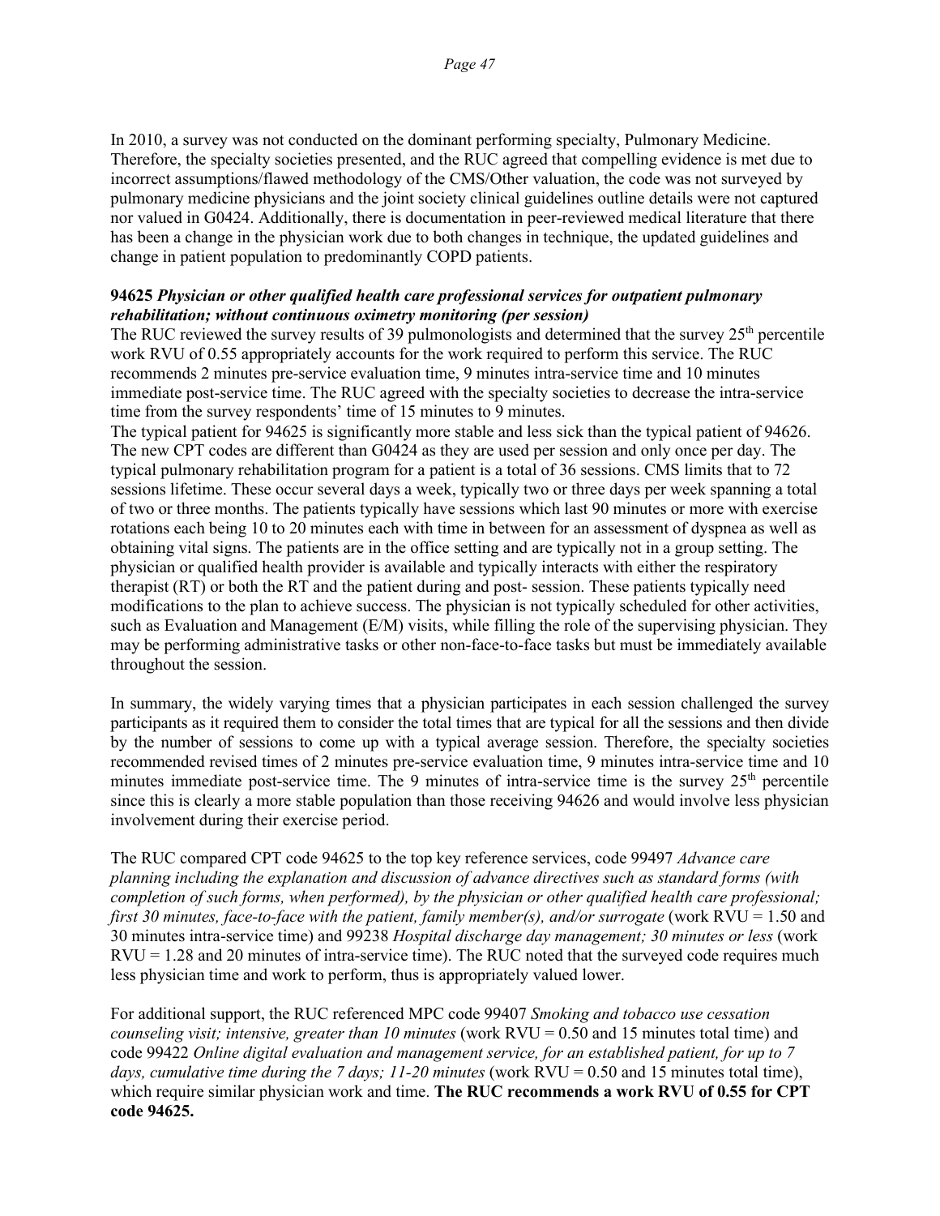In 2010, a survey was not conducted on the dominant performing specialty, Pulmonary Medicine. Therefore, the specialty societies presented, and the RUC agreed that compelling evidence is met due to incorrect assumptions/flawed methodology of the CMS/Other valuation, the code was not surveyed by pulmonary medicine physicians and the joint society clinical guidelines outline details were not captured nor valued in G0424. Additionally, there is documentation in peer-reviewed medical literature that there has been a change in the physician work due to both changes in technique, the updated guidelines and change in patient population to predominantly COPD patients.

**94625** ***Physician or other qualified health care professional services for outpatient pulmonary rehabilitation; without continuous oximetry monitoring (per session)***

The RUC reviewed the survey results of 39 pulmonologists and determined that the survey 25th percentile work RVU of 0.55 appropriately accounts for the work required to perform this service. The RUC recommends 2 minutes pre-service evaluation time, 9 minutes intra-service time and 10 minutes immediate post-service time. The RUC agreed with the specialty societies to decrease the intra-service time from the survey respondents' time of 15 minutes to 9 minutes.

The typical patient for 94625 is significantly more stable and less sick than the typical patient of 94626. The new CPT codes are different than G0424 as they are used per session and only once per day. The typical pulmonary rehabilitation program for a patient is a total of 36 sessions. CMS limits that to 72 sessions lifetime. These occur several days a week, typically two or three days per week spanning a total of two or three months. The patients typically have sessions which last 90 minutes or more with exercise rotations each being 10 to 20 minutes each with time in between for an assessment of dyspnea as well as obtaining vital signs. The patients are in the office setting and are typically not in a group setting. The physician or qualified health provider is available and typically interacts with either the respiratory therapist (RT) or both the RT and the patient during and post- session. These patients typically need modifications to the plan to achieve success. The physician is not typically scheduled for other activities, such as Evaluation and Management (E/M) visits, while filling the role of the supervising physician. They may be performing administrative tasks or other non-face-to-face tasks but must be immediately available throughout the session.

In summary, the widely varying times that a physician participates in each session challenged the survey participants as it required them to consider the total times that are typical for all the sessions and then divide by the number of sessions to come up with a typical average session. Therefore, the specialty societies recommended revised times of 2 minutes pre-service evaluation time, 9 minutes intra-service time and 10 minutes immediate post-service time. The 9 minutes of intra-service time is the survey 25th percentile since this is clearly a more stable population than those receiving 94626 and would involve less physician involvement during their exercise period.

The RUC compared CPT code 94625 to the top key reference services, code 99497 *Advance care planning including the explanation and discussion of advance directives such as standard forms (with completion of such forms, when performed), by the physician or other qualified health care professional; first 30 minutes, face-to-face with the patient, family member(s), and/or surrogate* (work RVU = 1.50 and 30 minutes intra-service time) and 99238 *Hospital discharge day management; 30 minutes or less* (work RVU = 1.28 and 20 minutes of intra-service time). The RUC noted that the surveyed code requires much less physician time and work to perform, thus is appropriately valued lower.

For additional support, the RUC referenced MPC code 99407 *Smoking and tobacco use cessation counseling visit; intensive, greater than 10 minutes* (work RVU = 0.50 and 15 minutes total time) and code 99422 *Online digital evaluation and management service, for an established patient, for up to 7 days, cumulative time during the 7 days; 11-20 minutes* (work RVU = 0.50 and 15 minutes total time), which require similar physician work and time. **The RUC recommends a work RVU of 0.55 for CPT code 94625.**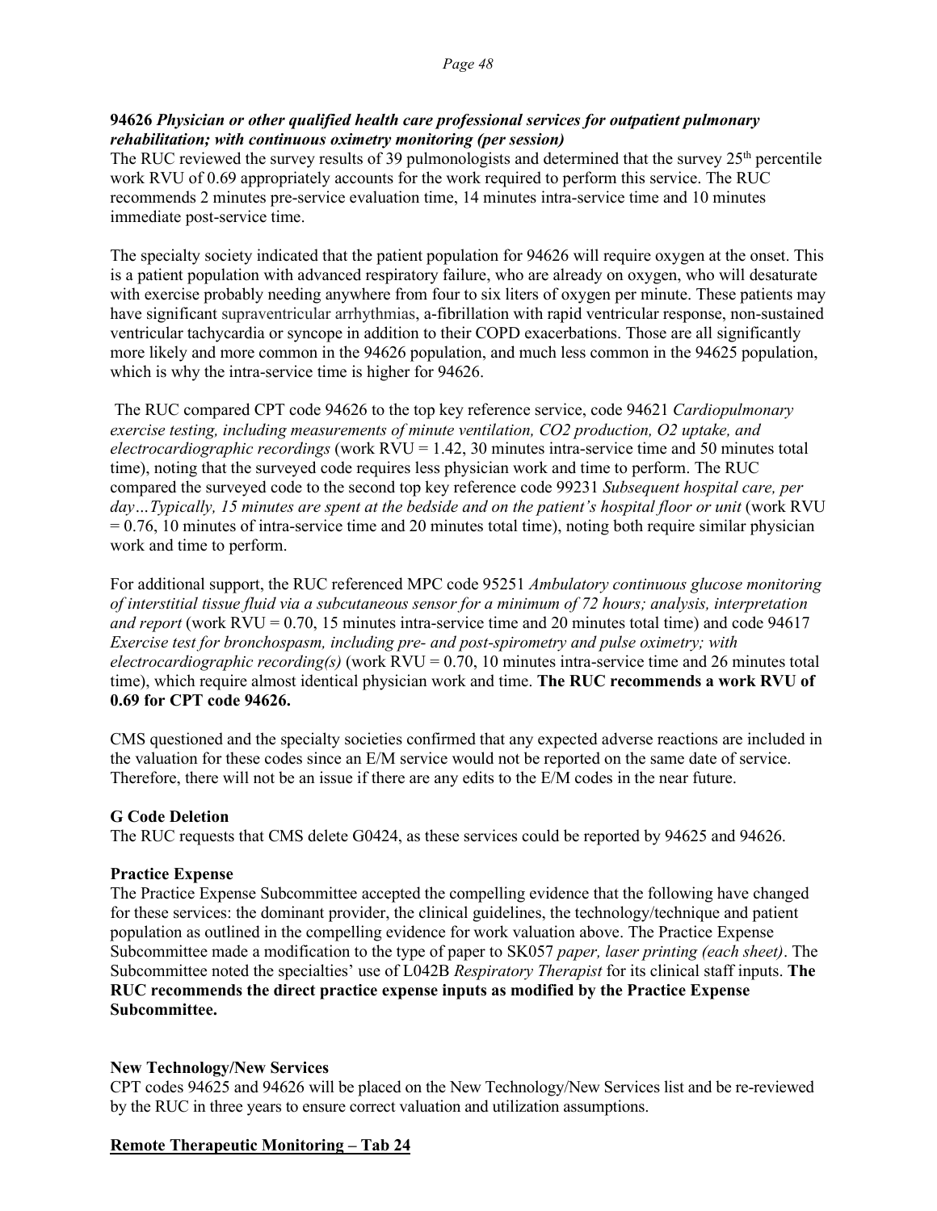**94626** ***Physician or other qualified health care professional services for outpatient pulmonary rehabilitation; with continuous oximetry monitoring (per session)***
The RUC reviewed the survey results of 39 pulmonologists and determined that the survey 25th percentile work RVU of 0.69 appropriately accounts for the work required to perform this service. The RUC recommends 2 minutes pre-service evaluation time, 14 minutes intra-service time and 10 minutes immediate post-service time.

The specialty society indicated that the patient population for 94626 will require oxygen at the onset. This is a patient population with advanced respiratory failure, who are already on oxygen, who will desaturate with exercise probably needing anywhere from four to six liters of oxygen per minute. These patients may have significant supraventricular arrhythmias, a-fibrillation with rapid ventricular response, non-sustained ventricular tachycardia or syncope in addition to their COPD exacerbations. Those are all significantly more likely and more common in the 94626 population, and much less common in the 94625 population, which is why the intra-service time is higher for 94626.

The RUC compared CPT code 94626 to the top key reference service, code 94621 *Cardiopulmonary exercise testing, including measurements of minute ventilation, CO2 production, O2 uptake, and electrocardiographic recordings* (work RVU = 1.42, 30 minutes intra-service time and 50 minutes total time), noting that the surveyed code requires less physician work and time to perform. The RUC compared the surveyed code to the second top key reference code 99231 *Subsequent hospital care, per day…Typically, 15 minutes are spent at the bedside and on the patient's hospital floor or unit* (work RVU = 0.76, 10 minutes of intra-service time and 20 minutes total time), noting both require similar physician work and time to perform.

For additional support, the RUC referenced MPC code 95251 *Ambulatory continuous glucose monitoring of interstitial tissue fluid via a subcutaneous sensor for a minimum of 72 hours; analysis, interpretation and report* (work RVU = 0.70, 15 minutes intra-service time and 20 minutes total time) and code 94617 *Exercise test for bronchospasm, including pre- and post-spirometry and pulse oximetry; with electrocardiographic recording(s)* (work RVU = 0.70, 10 minutes intra-service time and 26 minutes total time), which require almost identical physician work and time. **The RUC recommends a work RVU of 0.69 for CPT code 94626.**

CMS questioned and the specialty societies confirmed that any expected adverse reactions are included in the valuation for these codes since an E/M service would not be reported on the same date of service. Therefore, there will not be an issue if there are any edits to the E/M codes in the near future.

**G Code Deletion**
The RUC requests that CMS delete G0424, as these services could be reported by 94625 and 94626.

**Practice Expense**
The Practice Expense Subcommittee accepted the compelling evidence that the following have changed for these services: the dominant provider, the clinical guidelines, the technology/technique and patient population as outlined in the compelling evidence for work valuation above. The Practice Expense Subcommittee made a modification to the type of paper to SK057 *paper, laser printing (each sheet)*. The Subcommittee noted the specialties' use of L042B *Respiratory Therapist* for its clinical staff inputs. **The RUC recommends the direct practice expense inputs as modified by the Practice Expense Subcommittee.**

**New Technology/New Services**
CPT codes 94625 and 94626 will be placed on the New Technology/New Services list and be re-reviewed by the RUC in three years to ensure correct valuation and utilization assumptions.

**Remote Therapeutic Monitoring – Tab 24**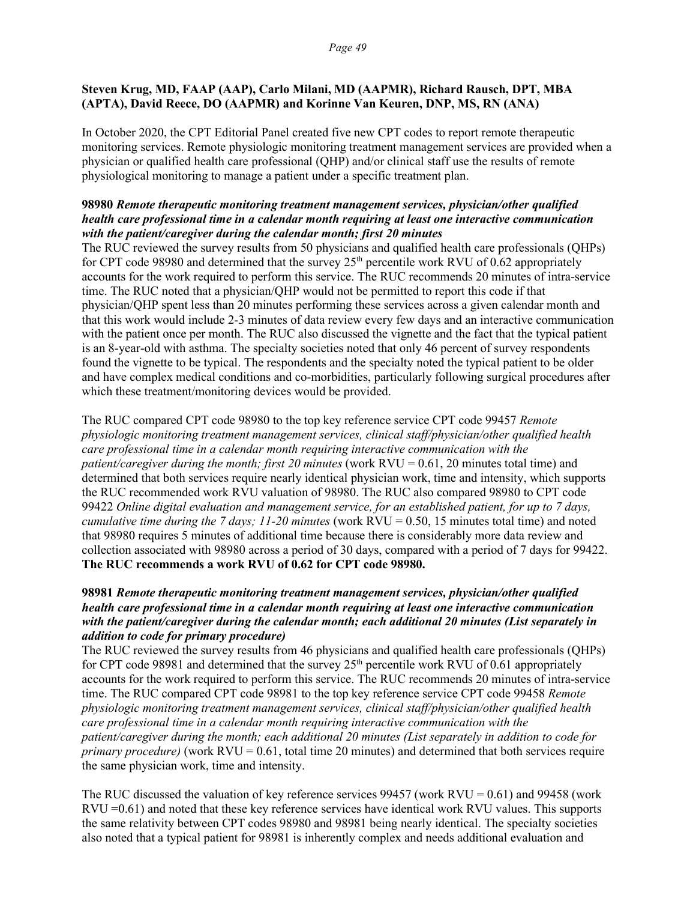**Steven Krug, MD, FAAP (AAP), Carlo Milani, MD (AAPMR), Richard Rausch, DPT, MBA (APTA), David Reece, DO (AAPMR) and Korinne Van Keuren, DNP, MS, RN (ANA)**

In October 2020, the CPT Editorial Panel created five new CPT codes to report remote therapeutic monitoring services. Remote physiologic monitoring treatment management services are provided when a physician or qualified health care professional (QHP) and/or clinical staff use the results of remote physiological monitoring to manage a patient under a specific treatment plan.

**98980** ***Remote therapeutic monitoring treatment management services, physician/other qualified health care professional time in a calendar month requiring at least one interactive communication with the patient/caregiver during the calendar month; first 20 minutes***

The RUC reviewed the survey results from 50 physicians and qualified health care professionals (QHPs) for CPT code 98980 and determined that the survey 25th percentile work RVU of 0.62 appropriately accounts for the work required to perform this service. The RUC recommends 20 minutes of intra-service time. The RUC noted that a physician/QHP would not be permitted to report this code if that physician/QHP spent less than 20 minutes performing these services across a given calendar month and that this work would include 2-3 minutes of data review every few days and an interactive communication with the patient once per month. The RUC also discussed the vignette and the fact that the typical patient is an 8-year-old with asthma. The specialty societies noted that only 46 percent of survey respondents found the vignette to be typical. The respondents and the specialty noted the typical patient to be older and have complex medical conditions and co-morbidities, particularly following surgical procedures after which these treatment/monitoring devices would be provided.

The RUC compared CPT code 98980 to the top key reference service CPT code 99457 *Remote physiologic monitoring treatment management services, clinical staff/physician/other qualified health care professional time in a calendar month requiring interactive communication with the patient/caregiver during the month; first 20 minutes* (work RVU = 0.61, 20 minutes total time) and determined that both services require nearly identical physician work, time and intensity, which supports the RUC recommended work RVU valuation of 98980. The RUC also compared 98980 to CPT code 99422 *Online digital evaluation and management service, for an established patient, for up to 7 days, cumulative time during the 7 days; 11-20 minutes* (work RVU = 0.50, 15 minutes total time) and noted that 98980 requires 5 minutes of additional time because there is considerably more data review and collection associated with 98980 across a period of 30 days, compared with a period of 7 days for 99422. **The RUC recommends a work RVU of 0.62 for CPT code 98980.**

**98981** ***Remote therapeutic monitoring treatment management services, physician/other qualified health care professional time in a calendar month requiring at least one interactive communication with the patient/caregiver during the calendar month; each additional 20 minutes (List separately in addition to code for primary procedure)***

The RUC reviewed the survey results from 46 physicians and qualified health care professionals (QHPs) for CPT code 98981 and determined that the survey 25th percentile work RVU of 0.61 appropriately accounts for the work required to perform this service. The RUC recommends 20 minutes of intra-service time. The RUC compared CPT code 98981 to the top key reference service CPT code 99458 *Remote physiologic monitoring treatment management services, clinical staff/physician/other qualified health care professional time in a calendar month requiring interactive communication with the patient/caregiver during the month; each additional 20 minutes (List separately in addition to code for primary procedure)* (work RVU = 0.61, total time 20 minutes) and determined that both services require the same physician work, time and intensity.

The RUC discussed the valuation of key reference services 99457 (work RVU = 0.61) and 99458 (work RVU =0.61) and noted that these key reference services have identical work RVU values. This supports the same relativity between CPT codes 98980 and 98981 being nearly identical. The specialty societies also noted that a typical patient for 98981 is inherently complex and needs additional evaluation and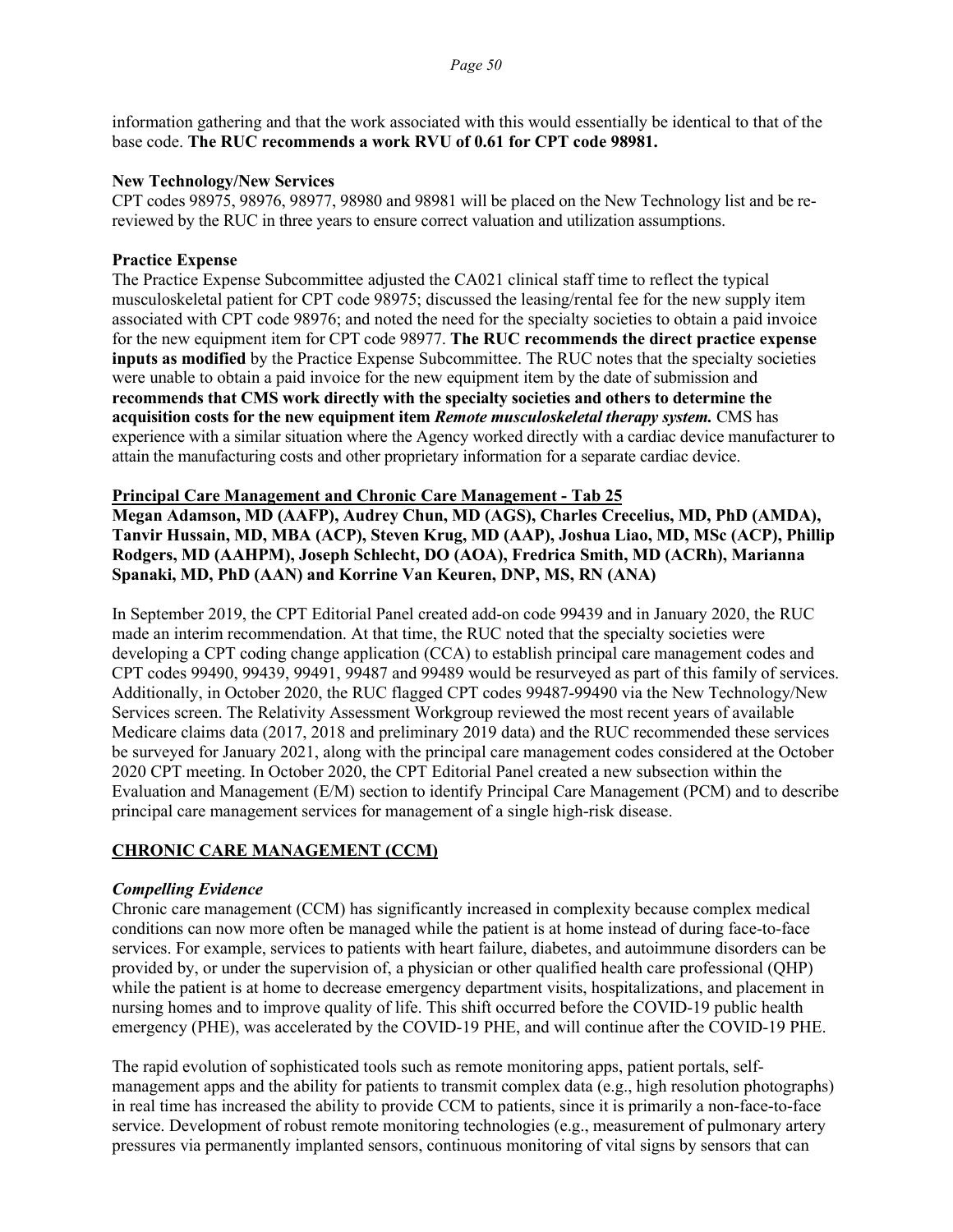information gathering and that the work associated with this would essentially be identical to that of the base code. **The RUC recommends a work RVU of 0.61 for CPT code 98981.**

**New Technology/New Services**
CPT codes 98975, 98976, 98977, 98980 and 98981 will be placed on the New Technology list and be re-reviewed by the RUC in three years to ensure correct valuation and utilization assumptions.

**Practice Expense**
The Practice Expense Subcommittee adjusted the CA021 clinical staff time to reflect the typical musculoskeletal patient for CPT code 98975; discussed the leasing/rental fee for the new supply item associated with CPT code 98976; and noted the need for the specialty societies to obtain a paid invoice for the new equipment item for CPT code 98977. **The RUC recommends the direct practice expense inputs as modified** by the Practice Expense Subcommittee. The RUC notes that the specialty societies were unable to obtain a paid invoice for the new equipment item by the date of submission and **recommends that CMS work directly with the specialty societies and others to determine the acquisition costs for the new equipment item *Remote musculoskeletal therapy system.*** CMS has experience with a similar situation where the Agency worked directly with a cardiac device manufacturer to attain the manufacturing costs and other proprietary information for a separate cardiac device.

**<u>Principal Care Management and Chronic Care Management - Tab 25</u>**
**Megan Adamson, MD (AAFP), Audrey Chun, MD (AGS), Charles Crecelius, MD, PhD (AMDA), Tanvir Hussain, MD, MBA (ACP), Steven Krug, MD (AAP), Joshua Liao, MD, MSc (ACP), Phillip Rodgers, MD (AAHPM), Joseph Schlecht, DO (AOA), Fredrica Smith, MD (ACRh), Marianna Spanaki, MD, PhD (AAN) and Korrine Van Keuren, DNP, MS, RN (ANA)**

In September 2019, the CPT Editorial Panel created add-on code 99439 and in January 2020, the RUC made an interim recommendation. At that time, the RUC noted that the specialty societies were developing a CPT coding change application (CCA) to establish principal care management codes and CPT codes 99490, 99439, 99491, 99487 and 99489 would be resurveyed as part of this family of services. Additionally, in October 2020, the RUC flagged CPT codes 99487-99490 via the New Technology/New Services screen. The Relativity Assessment Workgroup reviewed the most recent years of available Medicare claims data (2017, 2018 and preliminary 2019 data) and the RUC recommended these services be surveyed for January 2021, along with the principal care management codes considered at the October 2020 CPT meeting. In October 2020, the CPT Editorial Panel created a new subsection within the Evaluation and Management (E/M) section to identify Principal Care Management (PCM) and to describe principal care management services for management of a single high-risk disease.

**<u>CHRONIC CARE MANAGEMENT (CCM)</u>**

***Compelling Evidence***
Chronic care management (CCM) has significantly increased in complexity because complex medical conditions can now more often be managed while the patient is at home instead of during face-to-face services. For example, services to patients with heart failure, diabetes, and autoimmune disorders can be provided by, or under the supervision of, a physician or other qualified health care professional (QHP) while the patient is at home to decrease emergency department visits, hospitalizations, and placement in nursing homes and to improve quality of life. This shift occurred before the COVID-19 public health emergency (PHE), was accelerated by the COVID-19 PHE, and will continue after the COVID-19 PHE.

The rapid evolution of sophisticated tools such as remote monitoring apps, patient portals, self-management apps and the ability for patients to transmit complex data (e.g., high resolution photographs) in real time has increased the ability to provide CCM to patients, since it is primarily a non-face-to-face service. Development of robust remote monitoring technologies (e.g., measurement of pulmonary artery pressures via permanently implanted sensors, continuous monitoring of vital signs by sensors that can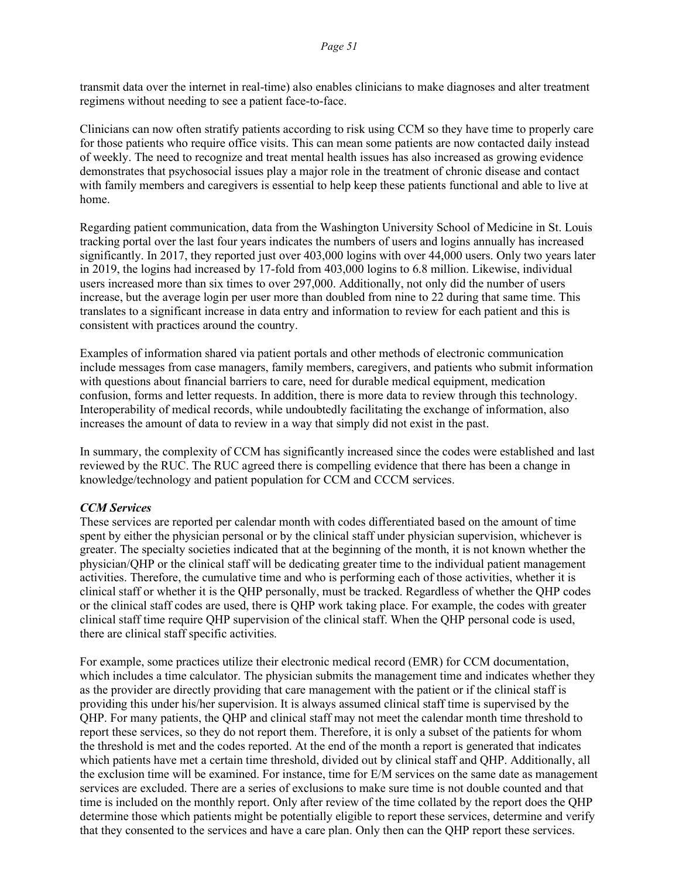transmit data over the internet in real-time) also enables clinicians to make diagnoses and alter treatment regimens without needing to see a patient face-to-face.

Clinicians can now often stratify patients according to risk using CCM so they have time to properly care for those patients who require office visits. This can mean some patients are now contacted daily instead of weekly. The need to recognize and treat mental health issues has also increased as growing evidence demonstrates that psychosocial issues play a major role in the treatment of chronic disease and contact with family members and caregivers is essential to help keep these patients functional and able to live at home.

Regarding patient communication, data from the Washington University School of Medicine in St. Louis tracking portal over the last four years indicates the numbers of users and logins annually has increased significantly. In 2017, they reported just over 403,000 logins with over 44,000 users. Only two years later in 2019, the logins had increased by 17-fold from 403,000 logins to 6.8 million. Likewise, individual users increased more than six times to over 297,000. Additionally, not only did the number of users increase, but the average login per user more than doubled from nine to 22 during that same time. This translates to a significant increase in data entry and information to review for each patient and this is consistent with practices around the country.

Examples of information shared via patient portals and other methods of electronic communication include messages from case managers, family members, caregivers, and patients who submit information with questions about financial barriers to care, need for durable medical equipment, medication confusion, forms and letter requests. In addition, there is more data to review through this technology. Interoperability of medical records, while undoubtedly facilitating the exchange of information, also increases the amount of data to review in a way that simply did not exist in the past.

In summary, the complexity of CCM has significantly increased since the codes were established and last reviewed by the RUC. The RUC agreed there is compelling evidence that there has been a change in knowledge/technology and patient population for CCM and CCCM services.

***CCM Services***

These services are reported per calendar month with codes differentiated based on the amount of time spent by either the physician personal or by the clinical staff under physician supervision, whichever is greater. The specialty societies indicated that at the beginning of the month, it is not known whether the physician/QHP or the clinical staff will be dedicating greater time to the individual patient management activities. Therefore, the cumulative time and who is performing each of those activities, whether it is clinical staff or whether it is the QHP personally, must be tracked. Regardless of whether the QHP codes or the clinical staff codes are used, there is QHP work taking place. For example, the codes with greater clinical staff time require QHP supervision of the clinical staff. When the QHP personal code is used, there are clinical staff specific activities.

For example, some practices utilize their electronic medical record (EMR) for CCM documentation, which includes a time calculator. The physician submits the management time and indicates whether they as the provider are directly providing that care management with the patient or if the clinical staff is providing this under his/her supervision. It is always assumed clinical staff time is supervised by the QHP. For many patients, the QHP and clinical staff may not meet the calendar month time threshold to report these services, so they do not report them. Therefore, it is only a subset of the patients for whom the threshold is met and the codes reported. At the end of the month a report is generated that indicates which patients have met a certain time threshold, divided out by clinical staff and QHP. Additionally, all the exclusion time will be examined. For instance, time for E/M services on the same date as management services are excluded. There are a series of exclusions to make sure time is not double counted and that time is included on the monthly report. Only after review of the time collated by the report does the QHP determine those which patients might be potentially eligible to report these services, determine and verify that they consented to the services and have a care plan. Only then can the QHP report these services.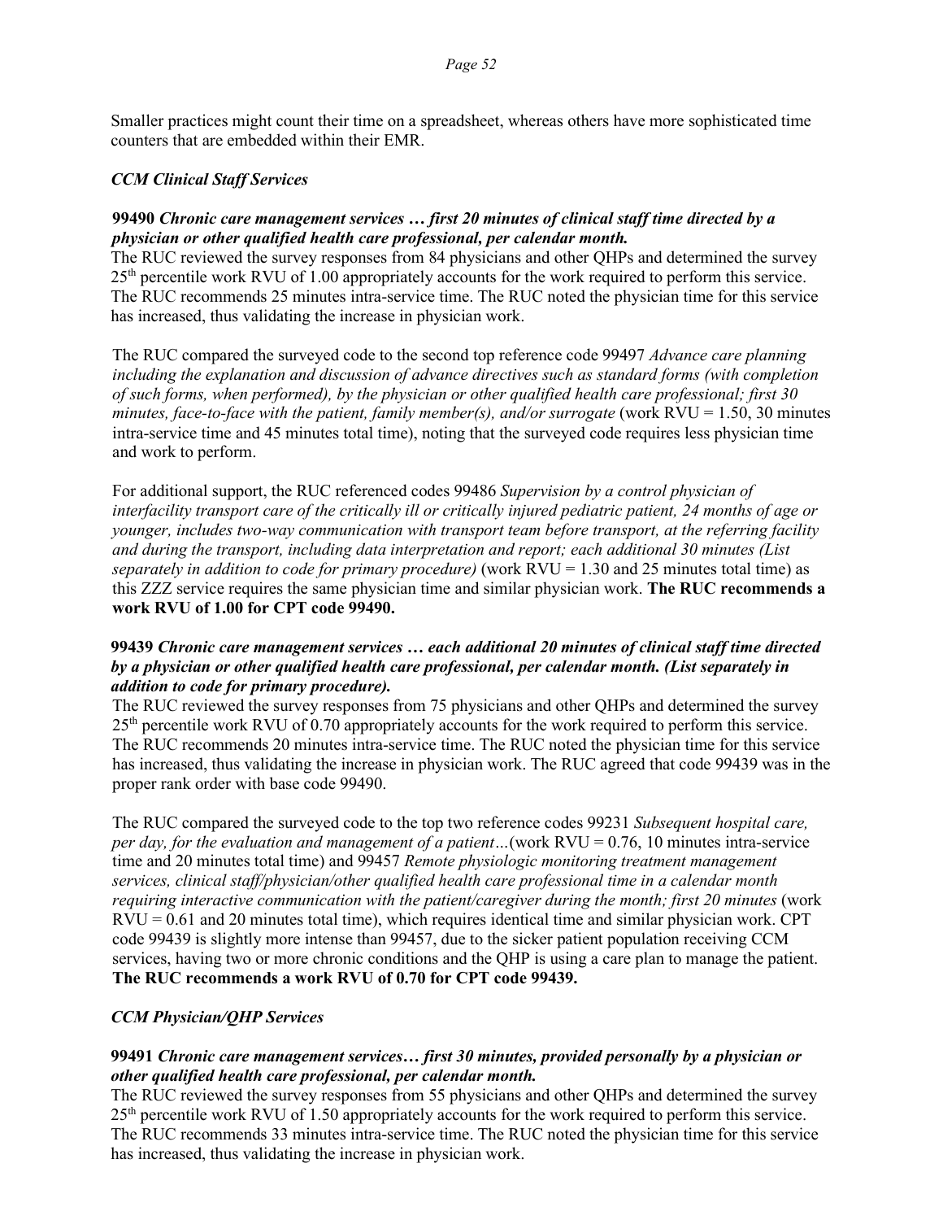Smaller practices might count their time on a spreadsheet, whereas others have more sophisticated time counters that are embedded within their EMR.

### *CCM Clinical Staff Services*

**99490** ***Chronic care management services … first 20 minutes of clinical staff time directed by a physician or other qualified health care professional, per calendar month.***

The RUC reviewed the survey responses from 84 physicians and other QHPs and determined the survey 25th percentile work RVU of 1.00 appropriately accounts for the work required to perform this service. The RUC recommends 25 minutes intra-service time. The RUC noted the physician time for this service has increased, thus validating the increase in physician work.

The RUC compared the surveyed code to the second top reference code 99497 *Advance care planning including the explanation and discussion of advance directives such as standard forms (with completion of such forms, when performed), by the physician or other qualified health care professional; first 30 minutes, face-to-face with the patient, family member(s), and/or surrogate* (work RVU = 1.50, 30 minutes intra-service time and 45 minutes total time), noting that the surveyed code requires less physician time and work to perform.

For additional support, the RUC referenced codes 99486 *Supervision by a control physician of interfacility transport care of the critically ill or critically injured pediatric patient, 24 months of age or younger, includes two-way communication with transport team before transport, at the referring facility and during the transport, including data interpretation and report; each additional 30 minutes (List separately in addition to code for primary procedure)* (work RVU = 1.30 and 25 minutes total time) as this ZZZ service requires the same physician time and similar physician work. **The RUC recommends a work RVU of 1.00 for CPT code 99490.**

**99439** ***Chronic care management services … each additional 20 minutes of clinical staff time directed by a physician or other qualified health care professional, per calendar month. (List separately in addition to code for primary procedure).***

The RUC reviewed the survey responses from 75 physicians and other QHPs and determined the survey 25th percentile work RVU of 0.70 appropriately accounts for the work required to perform this service. The RUC recommends 20 minutes intra-service time. The RUC noted the physician time for this service has increased, thus validating the increase in physician work. The RUC agreed that code 99439 was in the proper rank order with base code 99490.

The RUC compared the surveyed code to the top two reference codes 99231 *Subsequent hospital care, per day, for the evaluation and management of a patient…*(work RVU = 0.76, 10 minutes intra-service time and 20 minutes total time) and 99457 *Remote physiologic monitoring treatment management services, clinical staff/physician/other qualified health care professional time in a calendar month requiring interactive communication with the patient/caregiver during the month; first 20 minutes* (work RVU = 0.61 and 20 minutes total time), which requires identical time and similar physician work. CPT code 99439 is slightly more intense than 99457, due to the sicker patient population receiving CCM services, having two or more chronic conditions and the QHP is using a care plan to manage the patient. **The RUC recommends a work RVU of 0.70 for CPT code 99439.**

### *CCM Physician/QHP Services*

**99491** ***Chronic care management services… first 30 minutes, provided personally by a physician or other qualified health care professional, per calendar month.***

The RUC reviewed the survey responses from 55 physicians and other QHPs and determined the survey 25th percentile work RVU of 1.50 appropriately accounts for the work required to perform this service. The RUC recommends 33 minutes intra-service time. The RUC noted the physician time for this service has increased, thus validating the increase in physician work.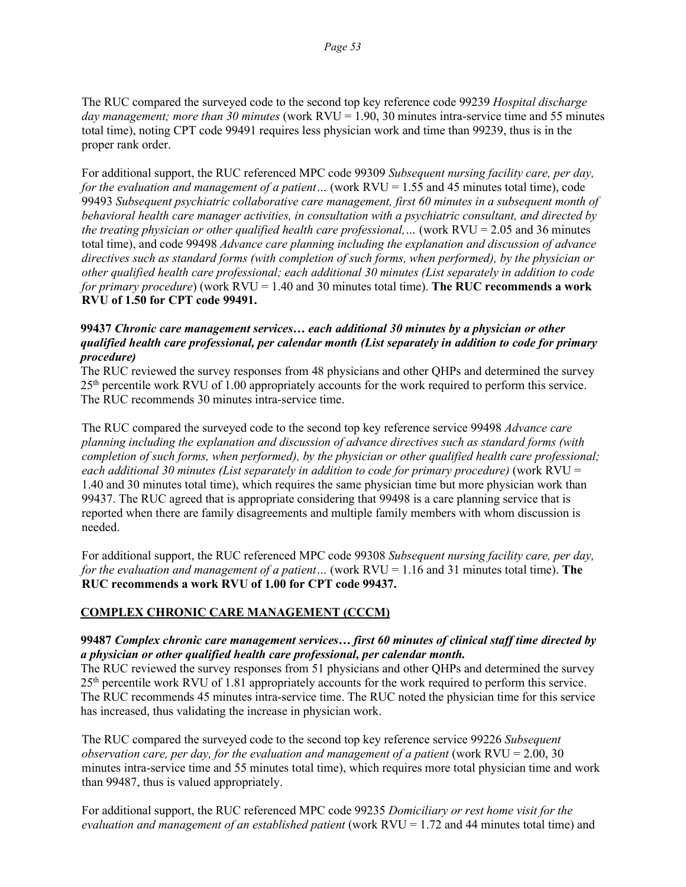The RUC compared the surveyed code to the second top key reference code 99239 *Hospital discharge day management; more than 30 minutes* (work RVU = 1.90, 30 minutes intra-service time and 55 minutes total time), noting CPT code 99491 requires less physician work and time than 99239, thus is in the proper rank order.

For additional support, the RUC referenced MPC code 99309 *Subsequent nursing facility care, per day, for the evaluation and management of a patient…* (work RVU = 1.55 and 45 minutes total time), code 99493 *Subsequent psychiatric collaborative care management, first 60 minutes in a subsequent month of behavioral health care manager activities, in consultation with a psychiatric consultant, and directed by the treating physician or other qualified health care professional,…* (work RVU = 2.05 and 36 minutes total time), and code 99498 *Advance care planning including the explanation and discussion of advance directives such as standard forms (with completion of such forms, when performed), by the physician or other qualified health care professional; each additional 30 minutes (List separately in addition to code for primary procedure*) (work RVU = 1.40 and 30 minutes total time). **The RUC recommends a work RVU of 1.50 for CPT code 99491.**

**99437** ***Chronic care management services… each additional 30 minutes by a physician or other qualified health care professional, per calendar month (List separately in addition to code for primary procedure)***

The RUC reviewed the survey responses from 48 physicians and other QHPs and determined the survey 25th percentile work RVU of 1.00 appropriately accounts for the work required to perform this service. The RUC recommends 30 minutes intra-service time.

The RUC compared the surveyed code to the second top key reference service 99498 *Advance care planning including the explanation and discussion of advance directives such as standard forms (with completion of such forms, when performed), by the physician or other qualified health care professional; each additional 30 minutes (List separately in addition to code for primary procedure)* (work RVU = 1.40 and 30 minutes total time), which requires the same physician time but more physician work than 99437. The RUC agreed that is appropriate considering that 99498 is a care planning service that is reported when there are family disagreements and multiple family members with whom discussion is needed.

For additional support, the RUC referenced MPC code 99308 *Subsequent nursing facility care, per day, for the evaluation and management of a patient…* (work RVU = 1.16 and 31 minutes total time). **The RUC recommends a work RVU of 1.00 for CPT code 99437.**

## COMPLEX CHRONIC CARE MANAGEMENT (CCCM)

**99487** ***Complex chronic care management services… first 60 minutes of clinical staff time directed by a physician or other qualified health care professional, per calendar month.***

The RUC reviewed the survey responses from 51 physicians and other QHPs and determined the survey 25th percentile work RVU of 1.81 appropriately accounts for the work required to perform this service. The RUC recommends 45 minutes intra-service time. The RUC noted the physician time for this service has increased, thus validating the increase in physician work.

The RUC compared the surveyed code to the second top key reference service 99226 *Subsequent observation care, per day, for the evaluation and management of a patient* (work RVU = 2.00, 30 minutes intra-service time and 55 minutes total time), which requires more total physician time and work than 99487, thus is valued appropriately.

For additional support, the RUC referenced MPC code 99235 *Domiciliary or rest home visit for the evaluation and management of an established patient* (work RVU = 1.72 and 44 minutes total time) and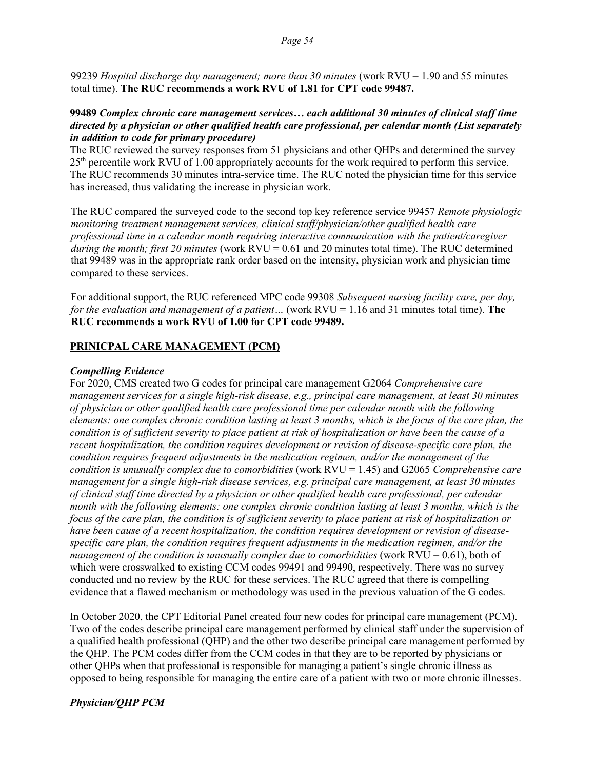99239 *Hospital discharge day management; more than 30 minutes* (work RVU = 1.90 and 55 minutes total time). **The RUC recommends a work RVU of 1.81 for CPT code 99487.**

**99489** ***Complex chronic care management services… each additional 30 minutes of clinical staff time directed by a physician or other qualified health care professional, per calendar month (List separately in addition to code for primary procedure)***

The RUC reviewed the survey responses from 51 physicians and other QHPs and determined the survey 25th percentile work RVU of 1.00 appropriately accounts for the work required to perform this service. The RUC recommends 30 minutes intra-service time. The RUC noted the physician time for this service has increased, thus validating the increase in physician work.

The RUC compared the surveyed code to the second top key reference service 99457 *Remote physiologic monitoring treatment management services, clinical staff/physician/other qualified health care professional time in a calendar month requiring interactive communication with the patient/caregiver during the month; first 20 minutes* (work RVU = 0.61 and 20 minutes total time). The RUC determined that 99489 was in the appropriate rank order based on the intensity, physician work and physician time compared to these services.

For additional support, the RUC referenced MPC code 99308 *Subsequent nursing facility care, per day, for the evaluation and management of a patient…* (work RVU = 1.16 and 31 minutes total time). **The RUC recommends a work RVU of 1.00 for CPT code 99489.**

## PRINICPAL CARE MANAGEMENT (PCM)

### *Compelling Evidence*

For 2020, CMS created two G codes for principal care management G2064 *Comprehensive care management services for a single high-risk disease, e.g., principal care management, at least 30 minutes of physician or other qualified health care professional time per calendar month with the following elements: one complex chronic condition lasting at least 3 months, which is the focus of the care plan, the condition is of sufficient severity to place patient at risk of hospitalization or have been the cause of a recent hospitalization, the condition requires development or revision of disease-specific care plan, the condition requires frequent adjustments in the medication regimen, and/or the management of the condition is unusually complex due to comorbidities* (work RVU = 1.45) and G2065 *Comprehensive care management for a single high-risk disease services, e.g. principal care management, at least 30 minutes of clinical staff time directed by a physician or other qualified health care professional, per calendar month with the following elements: one complex chronic condition lasting at least 3 months, which is the focus of the care plan, the condition is of sufficient severity to place patient at risk of hospitalization or have been cause of a recent hospitalization, the condition requires development or revision of disease-specific care plan, the condition requires frequent adjustments in the medication regimen, and/or the management of the condition is unusually complex due to comorbidities* (work RVU = 0.61), both of which were crosswalked to existing CCM codes 99491 and 99490, respectively. There was no survey conducted and no review by the RUC for these services. The RUC agreed that there is compelling evidence that a flawed mechanism or methodology was used in the previous valuation of the G codes.

In October 2020, the CPT Editorial Panel created four new codes for principal care management (PCM). Two of the codes describe principal care management performed by clinical staff under the supervision of a qualified health professional (QHP) and the other two describe principal care management performed by the QHP. The PCM codes differ from the CCM codes in that they are to be reported by physicians or other QHPs when that professional is responsible for managing a patient's single chronic illness as opposed to being responsible for managing the entire care of a patient with two or more chronic illnesses.

### *Physician/QHP PCM*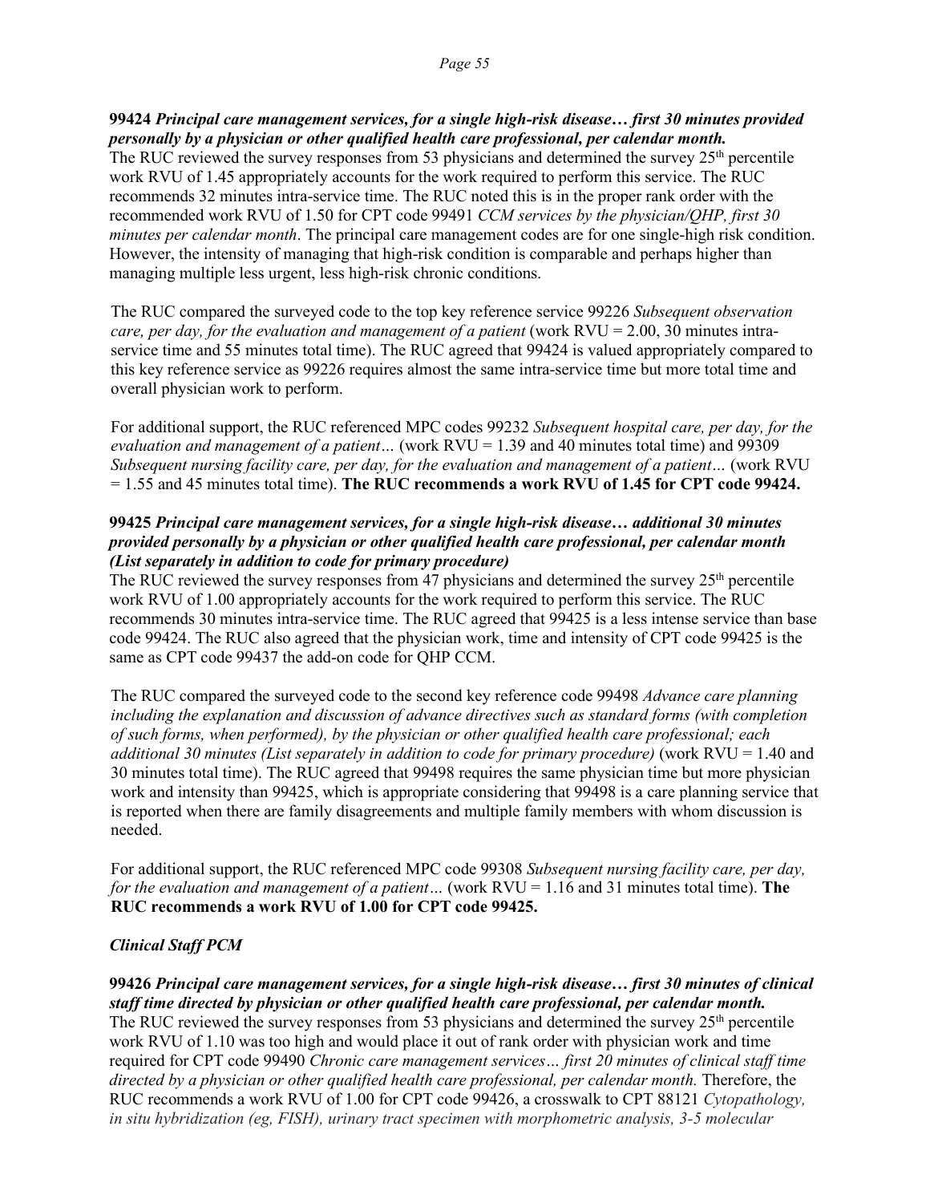**99424** ***Principal care management services, for a single high-risk disease… first 30 minutes provided personally by a physician or other qualified health care professional, per calendar month.***
The RUC reviewed the survey responses from 53 physicians and determined the survey 25th percentile work RVU of 1.45 appropriately accounts for the work required to perform this service. The RUC recommends 32 minutes intra-service time. The RUC noted this is in the proper rank order with the recommended work RVU of 1.50 for CPT code 99491 *CCM services by the physician/QHP, first 30 minutes per calendar month*. The principal care management codes are for one single-high risk condition. However, the intensity of managing that high-risk condition is comparable and perhaps higher than managing multiple less urgent, less high-risk chronic conditions.

The RUC compared the surveyed code to the top key reference service 99226 *Subsequent observation care, per day, for the evaluation and management of a patient* (work RVU = 2.00, 30 minutes intra-service time and 55 minutes total time). The RUC agreed that 99424 is valued appropriately compared to this key reference service as 99226 requires almost the same intra-service time but more total time and overall physician work to perform.

For additional support, the RUC referenced MPC codes 99232 *Subsequent hospital care, per day, for the evaluation and management of a patient…* (work RVU = 1.39 and 40 minutes total time) and 99309 *Subsequent nursing facility care, per day, for the evaluation and management of a patient…* (work RVU = 1.55 and 45 minutes total time). **The RUC recommends a work RVU of 1.45 for CPT code 99424.**

**99425** ***Principal care management services, for a single high-risk disease… additional 30 minutes provided personally by a physician or other qualified health care professional, per calendar month (List separately in addition to code for primary procedure)***
The RUC reviewed the survey responses from 47 physicians and determined the survey 25th percentile work RVU of 1.00 appropriately accounts for the work required to perform this service. The RUC recommends 30 minutes intra-service time. The RUC agreed that 99425 is a less intense service than base code 99424. The RUC also agreed that the physician work, time and intensity of CPT code 99425 is the same as CPT code 99437 the add-on code for QHP CCM.

The RUC compared the surveyed code to the second key reference code 99498 *Advance care planning including the explanation and discussion of advance directives such as standard forms (with completion of such forms, when performed), by the physician or other qualified health care professional; each additional 30 minutes (List separately in addition to code for primary procedure)* (work RVU = 1.40 and 30 minutes total time). The RUC agreed that 99498 requires the same physician time but more physician work and intensity than 99425, which is appropriate considering that 99498 is a care planning service that is reported when there are family disagreements and multiple family members with whom discussion is needed.

For additional support, the RUC referenced MPC code 99308 *Subsequent nursing facility care, per day, for the evaluation and management of a patient…* (work RVU = 1.16 and 31 minutes total time). **The RUC recommends a work RVU of 1.00 for CPT code 99425.**

***Clinical Staff PCM***

**99426** ***Principal care management services, for a single high-risk disease… first 30 minutes of clinical staff time directed by physician or other qualified health care professional, per calendar month.***
The RUC reviewed the survey responses from 53 physicians and determined the survey 25th percentile work RVU of 1.10 was too high and would place it out of rank order with physician work and time required for CPT code 99490 *Chronic care management services… first 20 minutes of clinical staff time directed by a physician or other qualified health care professional, per calendar month.* Therefore, the RUC recommends a work RVU of 1.00 for CPT code 99426, a crosswalk to CPT 88121 *Cytopathology, in situ hybridization (eg, FISH), urinary tract specimen with morphometric analysis, 3-5 molecular*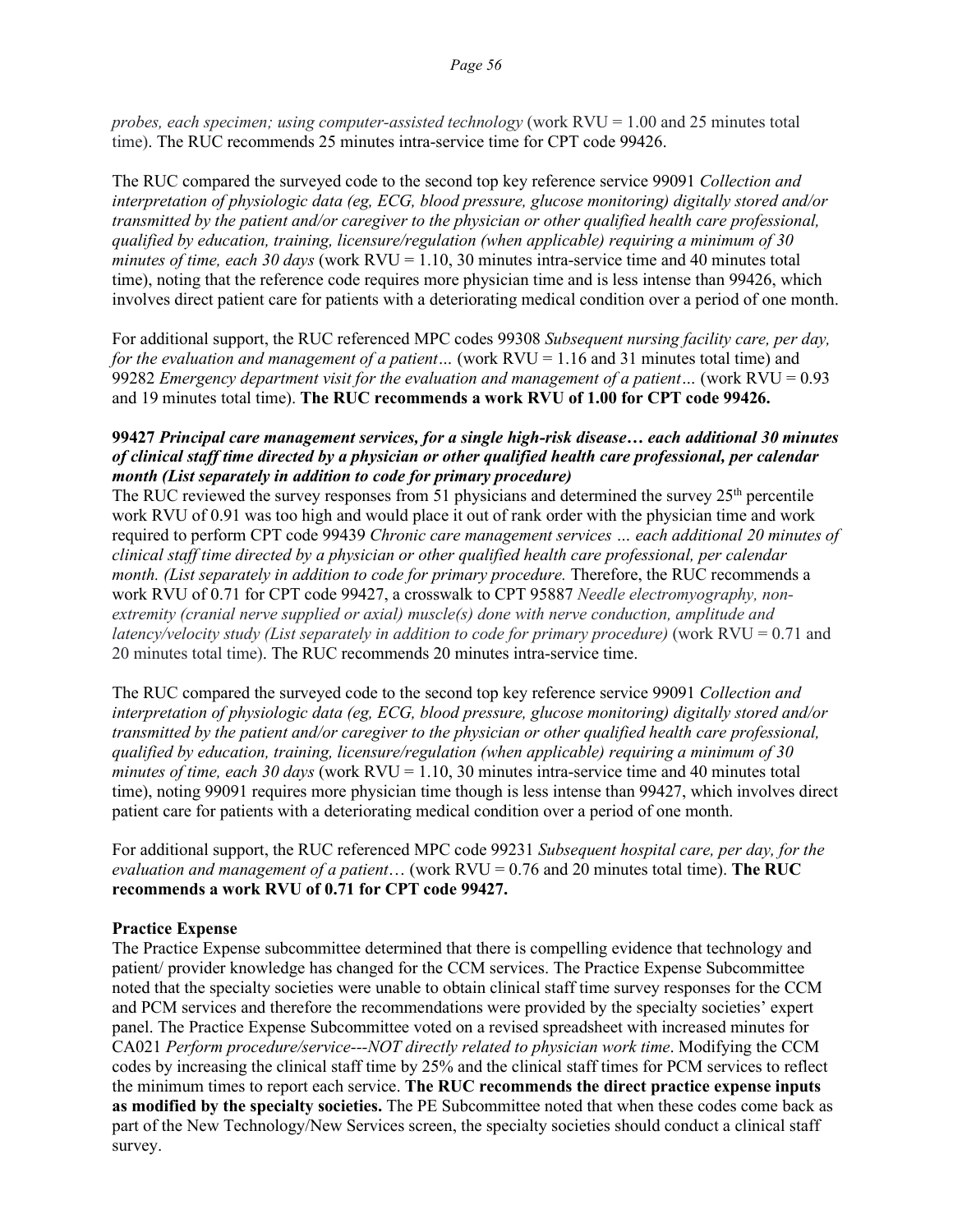*probes, each specimen; using computer-assisted technology* (work RVU = 1.00 and 25 minutes total time). The RUC recommends 25 minutes intra-service time for CPT code 99426.

The RUC compared the surveyed code to the second top key reference service 99091 *Collection and interpretation of physiologic data (eg, ECG, blood pressure, glucose monitoring) digitally stored and/or transmitted by the patient and/or caregiver to the physician or other qualified health care professional, qualified by education, training, licensure/regulation (when applicable) requiring a minimum of 30 minutes of time, each 30 days* (work RVU = 1.10, 30 minutes intra-service time and 40 minutes total time), noting that the reference code requires more physician time and is less intense than 99426, which involves direct patient care for patients with a deteriorating medical condition over a period of one month.

For additional support, the RUC referenced MPC codes 99308 *Subsequent nursing facility care, per day, for the evaluation and management of a patient…* (work RVU = 1.16 and 31 minutes total time) and 99282 *Emergency department visit for the evaluation and management of a patient…* (work RVU = 0.93 and 19 minutes total time). **The RUC recommends a work RVU of 1.00 for CPT code 99426.**

**99427** ***Principal care management services, for a single high-risk disease… each additional 30 minutes of clinical staff time directed by a physician or other qualified health care professional, per calendar month (List separately in addition to code for primary procedure)***

The RUC reviewed the survey responses from 51 physicians and determined the survey 25th percentile work RVU of 0.91 was too high and would place it out of rank order with the physician time and work required to perform CPT code 99439 *Chronic care management services … each additional 20 minutes of clinical staff time directed by a physician or other qualified health care professional, per calendar month. (List separately in addition to code for primary procedure.* Therefore, the RUC recommends a work RVU of 0.71 for CPT code 99427, a crosswalk to CPT 95887 *Needle electromyography, non-extremity (cranial nerve supplied or axial) muscle(s) done with nerve conduction, amplitude and latency/velocity study (List separately in addition to code for primary procedure)* (work RVU = 0.71 and 20 minutes total time). The RUC recommends 20 minutes intra-service time.

The RUC compared the surveyed code to the second top key reference service 99091 *Collection and interpretation of physiologic data (eg, ECG, blood pressure, glucose monitoring) digitally stored and/or transmitted by the patient and/or caregiver to the physician or other qualified health care professional, qualified by education, training, licensure/regulation (when applicable) requiring a minimum of 30 minutes of time, each 30 days* (work RVU = 1.10, 30 minutes intra-service time and 40 minutes total time), noting 99091 requires more physician time though is less intense than 99427, which involves direct patient care for patients with a deteriorating medical condition over a period of one month.

For additional support, the RUC referenced MPC code 99231 *Subsequent hospital care, per day, for the evaluation and management of a patient*… (work RVU = 0.76 and 20 minutes total time). **The RUC recommends a work RVU of 0.71 for CPT code 99427.**

**Practice Expense**

The Practice Expense subcommittee determined that there is compelling evidence that technology and patient/ provider knowledge has changed for the CCM services. The Practice Expense Subcommittee noted that the specialty societies were unable to obtain clinical staff time survey responses for the CCM and PCM services and therefore the recommendations were provided by the specialty societies' expert panel. The Practice Expense Subcommittee voted on a revised spreadsheet with increased minutes for CA021 *Perform procedure/service---NOT directly related to physician work time*. Modifying the CCM codes by increasing the clinical staff time by 25% and the clinical staff times for PCM services to reflect the minimum times to report each service. **The RUC recommends the direct practice expense inputs as modified by the specialty societies.** The PE Subcommittee noted that when these codes come back as part of the New Technology/New Services screen, the specialty societies should conduct a clinical staff survey.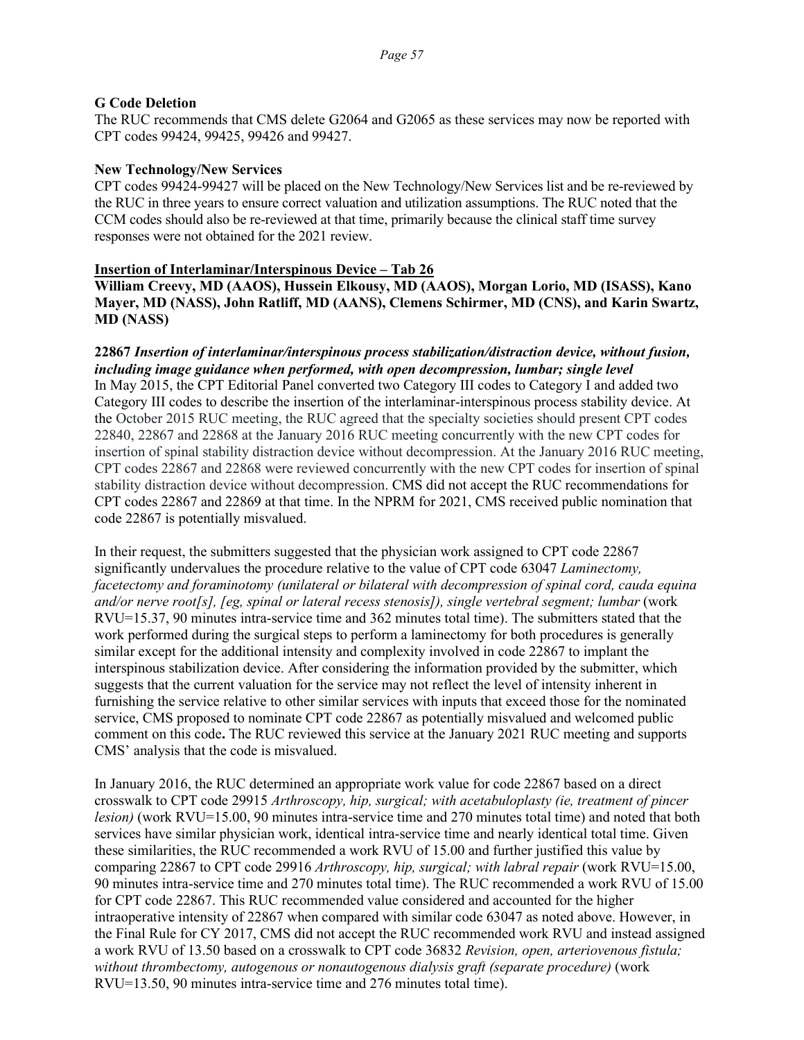**G Code Deletion**

The RUC recommends that CMS delete G2064 and G2065 as these services may now be reported with CPT codes 99424, 99425, 99426 and 99427.

**New Technology/New Services**

CPT codes 99424-99427 will be placed on the New Technology/New Services list and be re-reviewed by the RUC in three years to ensure correct valuation and utilization assumptions. The RUC noted that the CCM codes should also be re-reviewed at that time, primarily because the clinical staff time survey responses were not obtained for the 2021 review.

**Insertion of Interlaminar/Interspinous Device – Tab 26**

**William Creevy, MD (AAOS), Hussein Elkousy, MD (AAOS), Morgan Lorio, MD (ISASS), Kano Mayer, MD (NASS), John Ratliff, MD (AANS), Clemens Schirmer, MD (CNS), and Karin Swartz, MD (NASS)**

**22867** ***Insertion of interlaminar/interspinous process stabilization/distraction device, without fusion, including image guidance when performed, with open decompression, lumbar; single level***

In May 2015, the CPT Editorial Panel converted two Category III codes to Category I and added two Category III codes to describe the insertion of the interlaminar-interspinous process stability device. At the October 2015 RUC meeting, the RUC agreed that the specialty societies should present CPT codes 22840, 22867 and 22868 at the January 2016 RUC meeting concurrently with the new CPT codes for insertion of spinal stability distraction device without decompression. At the January 2016 RUC meeting, CPT codes 22867 and 22868 were reviewed concurrently with the new CPT codes for insertion of spinal stability distraction device without decompression. CMS did not accept the RUC recommendations for CPT codes 22867 and 22869 at that time. In the NPRM for 2021, CMS received public nomination that code 22867 is potentially misvalued.

In their request, the submitters suggested that the physician work assigned to CPT code 22867 significantly undervalues the procedure relative to the value of CPT code 63047 *Laminectomy, facetectomy and foraminotomy (unilateral or bilateral with decompression of spinal cord, cauda equina and/or nerve root[s], [eg, spinal or lateral recess stenosis]), single vertebral segment; lumbar* (work RVU=15.37, 90 minutes intra-service time and 362 minutes total time). The submitters stated that the work performed during the surgical steps to perform a laminectomy for both procedures is generally similar except for the additional intensity and complexity involved in code 22867 to implant the interspinous stabilization device. After considering the information provided by the submitter, which suggests that the current valuation for the service may not reflect the level of intensity inherent in furnishing the service relative to other similar services with inputs that exceed those for the nominated service, CMS proposed to nominate CPT code 22867 as potentially misvalued and welcomed public comment on this code**.** The RUC reviewed this service at the January 2021 RUC meeting and supports CMS' analysis that the code is misvalued.

In January 2016, the RUC determined an appropriate work value for code 22867 based on a direct crosswalk to CPT code 29915 *Arthroscopy, hip, surgical; with acetabuloplasty (ie, treatment of pincer lesion)* (work RVU=15.00, 90 minutes intra-service time and 270 minutes total time) and noted that both services have similar physician work, identical intra-service time and nearly identical total time. Given these similarities, the RUC recommended a work RVU of 15.00 and further justified this value by comparing 22867 to CPT code 29916 *Arthroscopy, hip, surgical; with labral repair* (work RVU=15.00, 90 minutes intra-service time and 270 minutes total time). The RUC recommended a work RVU of 15.00 for CPT code 22867. This RUC recommended value considered and accounted for the higher intraoperative intensity of 22867 when compared with similar code 63047 as noted above. However, in the Final Rule for CY 2017, CMS did not accept the RUC recommended work RVU and instead assigned a work RVU of 13.50 based on a crosswalk to CPT code 36832 *Revision, open, arteriovenous fistula; without thrombectomy, autogenous or nonautogenous dialysis graft (separate procedure)* (work RVU=13.50, 90 minutes intra-service time and 276 minutes total time).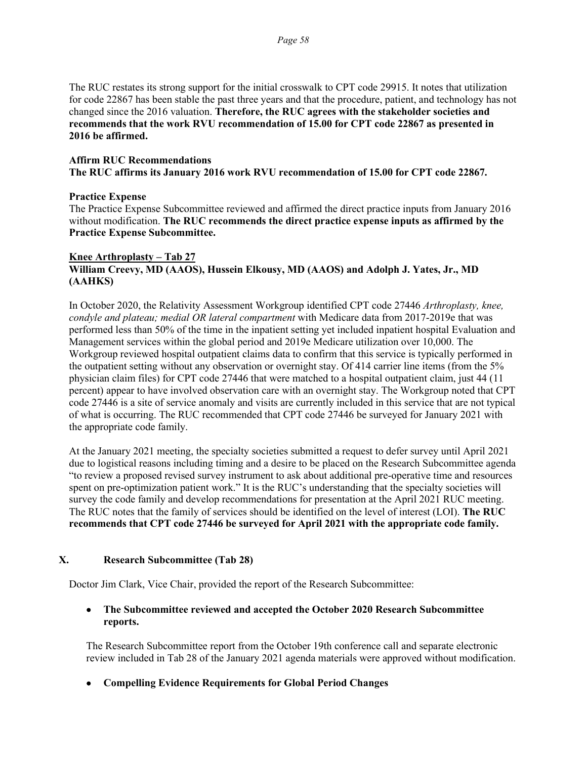The RUC restates its strong support for the initial crosswalk to CPT code 29915. It notes that utilization for code 22867 has been stable the past three years and that the procedure, patient, and technology has not changed since the 2016 valuation. **Therefore, the RUC agrees with the stakeholder societies and recommends that the work RVU recommendation of 15.00 for CPT code 22867 as presented in 2016 be affirmed.**

**Affirm RUC Recommendations**
**The RUC affirms its January 2016 work RVU recommendation of 15.00 for CPT code 22867.**

**Practice Expense**
The Practice Expense Subcommittee reviewed and affirmed the direct practice inputs from January 2016 without modification. **The RUC recommends the direct practice expense inputs as affirmed by the Practice Expense Subcommittee.**

**<u>Knee Arthroplasty – Tab 27</u>**
**William Creevy, MD (AAOS), Hussein Elkousy, MD (AAOS) and Adolph J. Yates, Jr., MD (AAHKS)**

In October 2020, the Relativity Assessment Workgroup identified CPT code 27446 *Arthroplasty, knee, condyle and plateau; medial OR lateral compartment* with Medicare data from 2017-2019e that was performed less than 50% of the time in the inpatient setting yet included inpatient hospital Evaluation and Management services within the global period and 2019e Medicare utilization over 10,000. The Workgroup reviewed hospital outpatient claims data to confirm that this service is typically performed in the outpatient setting without any observation or overnight stay. Of 414 carrier line items (from the 5% physician claim files) for CPT code 27446 that were matched to a hospital outpatient claim, just 44 (11 percent) appear to have involved observation care with an overnight stay. The Workgroup noted that CPT code 27446 is a site of service anomaly and visits are currently included in this service that are not typical of what is occurring. The RUC recommended that CPT code 27446 be surveyed for January 2021 with the appropriate code family.

At the January 2021 meeting, the specialty societies submitted a request to defer survey until April 2021 due to logistical reasons including timing and a desire to be placed on the Research Subcommittee agenda "to review a proposed revised survey instrument to ask about additional pre-operative time and resources spent on pre-optimization patient work." It is the RUC's understanding that the specialty societies will survey the code family and develop recommendations for presentation at the April 2021 RUC meeting. The RUC notes that the family of services should be identified on the level of interest (LOI). **The RUC recommends that CPT code 27446 be surveyed for April 2021 with the appropriate code family.**

## X. Research Subcommittee (Tab 28)

Doctor Jim Clark, Vice Chair, provided the report of the Research Subcommittee:

- **The Subcommittee reviewed and accepted the October 2020 Research Subcommittee reports.**

The Research Subcommittee report from the October 19th conference call and separate electronic review included in Tab 28 of the January 2021 agenda materials were approved without modification.

- **Compelling Evidence Requirements for Global Period Changes**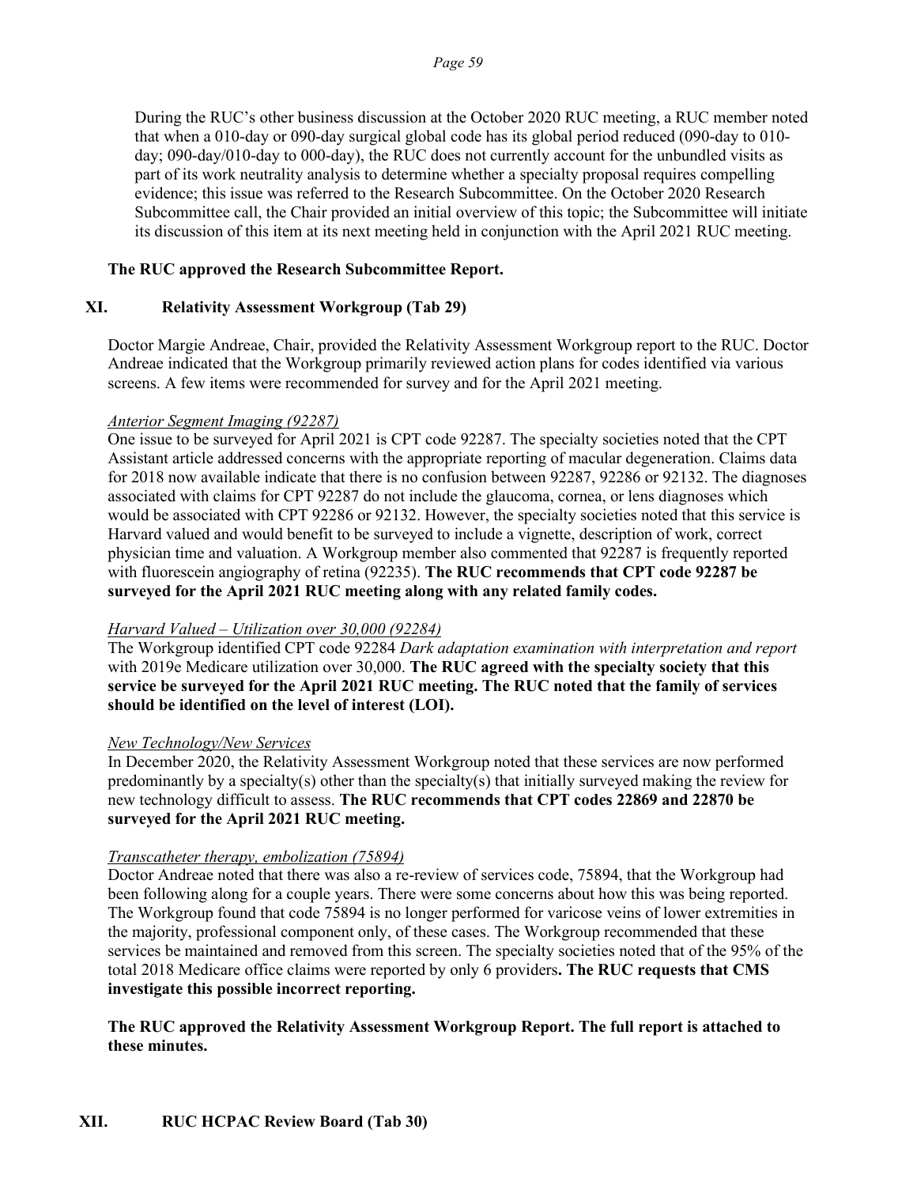During the RUC's other business discussion at the October 2020 RUC meeting, a RUC member noted that when a 010-day or 090-day surgical global code has its global period reduced (090-day to 010-day; 090-day/010-day to 000-day), the RUC does not currently account for the unbundled visits as part of its work neutrality analysis to determine whether a specialty proposal requires compelling evidence; this issue was referred to the Research Subcommittee. On the October 2020 Research Subcommittee call, the Chair provided an initial overview of this topic; the Subcommittee will initiate its discussion of this item at its next meeting held in conjunction with the April 2021 RUC meeting.

**The RUC approved the Research Subcommittee Report.**

## XI. Relativity Assessment Workgroup (Tab 29)

Doctor Margie Andreae, Chair, provided the Relativity Assessment Workgroup report to the RUC. Doctor Andreae indicated that the Workgroup primarily reviewed action plans for codes identified via various screens. A few items were recommended for survey and for the April 2021 meeting.

*Anterior Segment Imaging (92287)*
One issue to be surveyed for April 2021 is CPT code 92287. The specialty societies noted that the CPT Assistant article addressed concerns with the appropriate reporting of macular degeneration. Claims data for 2018 now available indicate that there is no confusion between 92287, 92286 or 92132. The diagnoses associated with claims for CPT 92287 do not include the glaucoma, cornea, or lens diagnoses which would be associated with CPT 92286 or 92132. However, the specialty societies noted that this service is Harvard valued and would benefit to be surveyed to include a vignette, description of work, correct physician time and valuation. A Workgroup member also commented that 92287 is frequently reported with fluorescein angiography of retina (92235). **The RUC recommends that CPT code 92287 be surveyed for the April 2021 RUC meeting along with any related family codes.**

*Harvard Valued – Utilization over 30,000 (92284)*
The Workgroup identified CPT code 92284 *Dark adaptation examination with interpretation and report* with 2019e Medicare utilization over 30,000. **The RUC agreed with the specialty society that this service be surveyed for the April 2021 RUC meeting. The RUC noted that the family of services should be identified on the level of interest (LOI).**

*New Technology/New Services*
In December 2020, the Relativity Assessment Workgroup noted that these services are now performed predominantly by a specialty(s) other than the specialty(s) that initially surveyed making the review for new technology difficult to assess. **The RUC recommends that CPT codes 22869 and 22870 be surveyed for the April 2021 RUC meeting.**

*Transcatheter therapy, embolization (75894)*
Doctor Andreae noted that there was also a re-review of services code, 75894, that the Workgroup had been following along for a couple years. There were some concerns about how this was being reported. The Workgroup found that code 75894 is no longer performed for varicose veins of lower extremities in the majority, professional component only, of these cases. The Workgroup recommended that these services be maintained and removed from this screen. The specialty societies noted that of the 95% of the total 2018 Medicare office claims were reported by only 6 providers**. The RUC requests that CMS investigate this possible incorrect reporting.**

**The RUC approved the Relativity Assessment Workgroup Report. The full report is attached to these minutes.**

## XII. RUC HCPAC Review Board (Tab 30)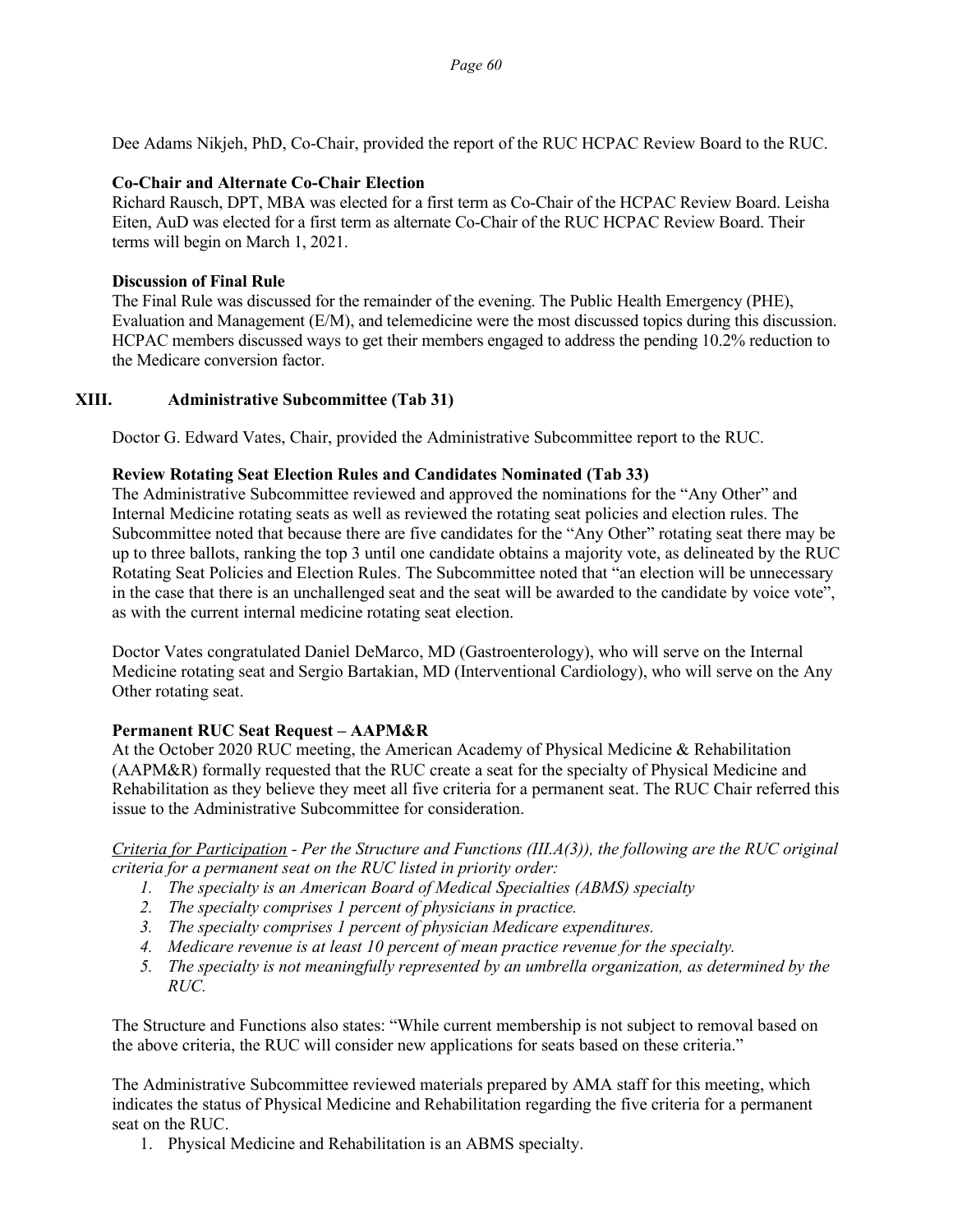Dee Adams Nikjeh, PhD, Co-Chair, provided the report of the RUC HCPAC Review Board to the RUC.

**Co-Chair and Alternate Co-Chair Election**
Richard Rausch, DPT, MBA was elected for a first term as Co-Chair of the HCPAC Review Board. Leisha Eiten, AuD was elected for a first term as alternate Co-Chair of the RUC HCPAC Review Board. Their terms will begin on March 1, 2021.

**Discussion of Final Rule**
The Final Rule was discussed for the remainder of the evening. The Public Health Emergency (PHE), Evaluation and Management (E/M), and telemedicine were the most discussed topics during this discussion. HCPAC members discussed ways to get their members engaged to address the pending 10.2% reduction to the Medicare conversion factor.

## XIII. Administrative Subcommittee (Tab 31)

Doctor G. Edward Vates, Chair, provided the Administrative Subcommittee report to the RUC.

**Review Rotating Seat Election Rules and Candidates Nominated (Tab 33)**
The Administrative Subcommittee reviewed and approved the nominations for the "Any Other" and Internal Medicine rotating seats as well as reviewed the rotating seat policies and election rules. The Subcommittee noted that because there are five candidates for the "Any Other" rotating seat there may be up to three ballots, ranking the top 3 until one candidate obtains a majority vote, as delineated by the RUC Rotating Seat Policies and Election Rules. The Subcommittee noted that "an election will be unnecessary in the case that there is an unchallenged seat and the seat will be awarded to the candidate by voice vote", as with the current internal medicine rotating seat election.

Doctor Vates congratulated Daniel DeMarco, MD (Gastroenterology), who will serve on the Internal Medicine rotating seat and Sergio Bartakian, MD (Interventional Cardiology), who will serve on the Any Other rotating seat.

**Permanent RUC Seat Request – AAPM&R**
At the October 2020 RUC meeting, the American Academy of Physical Medicine & Rehabilitation (AAPM&R) formally requested that the RUC create a seat for the specialty of Physical Medicine and Rehabilitation as they believe they meet all five criteria for a permanent seat. The RUC Chair referred this issue to the Administrative Subcommittee for consideration.

<u>*Criteria for Participation*</u> *- Per the Structure and Functions (III.A(3)), the following are the RUC original criteria for a permanent seat on the RUC listed in priority order:*

1. *The specialty is an American Board of Medical Specialties (ABMS) specialty*
2. *The specialty comprises 1 percent of physicians in practice.*
3. *The specialty comprises 1 percent of physician Medicare expenditures.*
4. *Medicare revenue is at least 10 percent of mean practice revenue for the specialty.*
5. *The specialty is not meaningfully represented by an umbrella organization, as determined by the RUC.*

The Structure and Functions also states: "While current membership is not subject to removal based on the above criteria, the RUC will consider new applications for seats based on these criteria."

The Administrative Subcommittee reviewed materials prepared by AMA staff for this meeting, which indicates the status of Physical Medicine and Rehabilitation regarding the five criteria for a permanent seat on the RUC.

1. Physical Medicine and Rehabilitation is an ABMS specialty.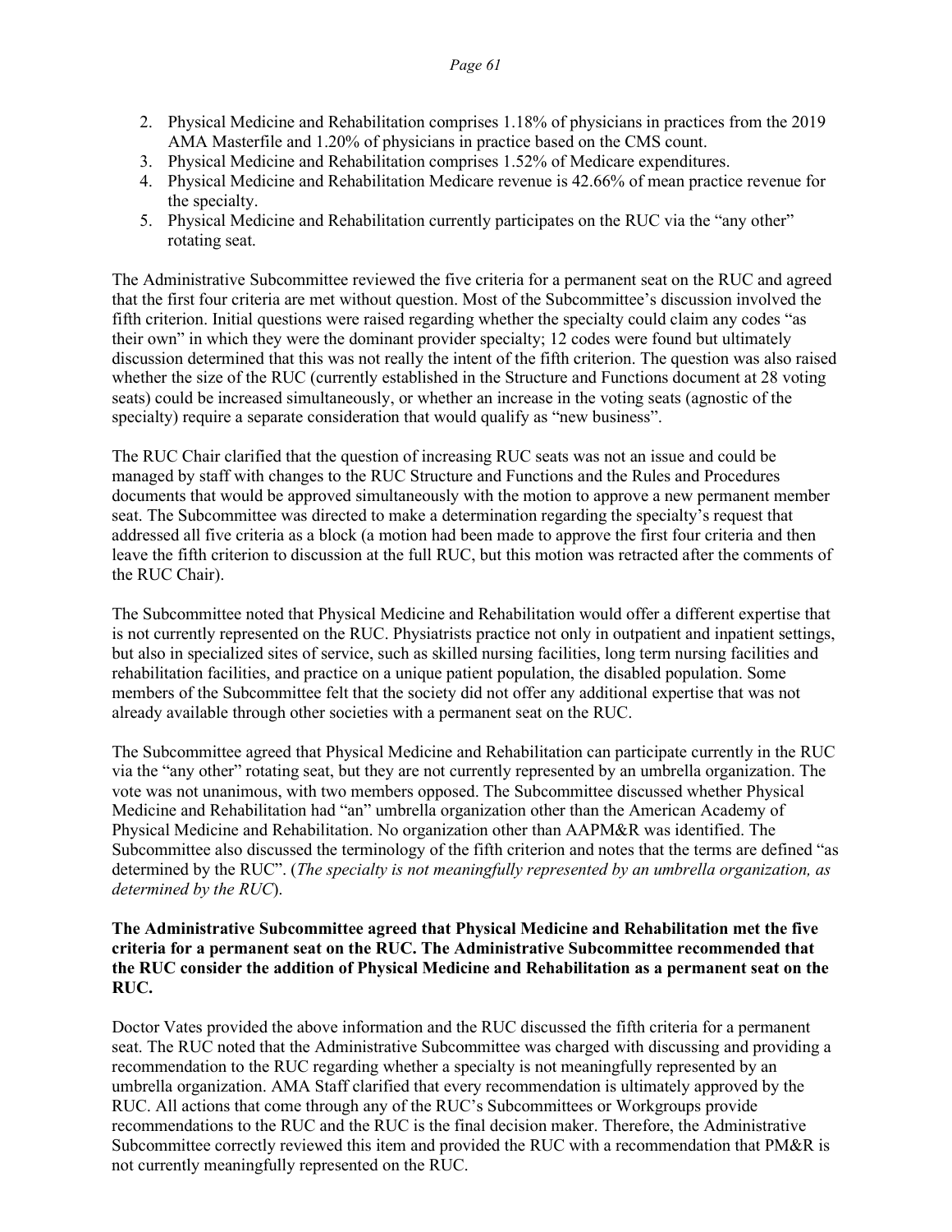2. Physical Medicine and Rehabilitation comprises 1.18% of physicians in practices from the 2019 AMA Masterfile and 1.20% of physicians in practice based on the CMS count.
3. Physical Medicine and Rehabilitation comprises 1.52% of Medicare expenditures.
4. Physical Medicine and Rehabilitation Medicare revenue is 42.66% of mean practice revenue for the specialty.
5. Physical Medicine and Rehabilitation currently participates on the RUC via the "any other" rotating seat.

The Administrative Subcommittee reviewed the five criteria for a permanent seat on the RUC and agreed that the first four criteria are met without question. Most of the Subcommittee's discussion involved the fifth criterion. Initial questions were raised regarding whether the specialty could claim any codes "as their own" in which they were the dominant provider specialty; 12 codes were found but ultimately discussion determined that this was not really the intent of the fifth criterion. The question was also raised whether the size of the RUC (currently established in the Structure and Functions document at 28 voting seats) could be increased simultaneously, or whether an increase in the voting seats (agnostic of the specialty) require a separate consideration that would qualify as "new business".

The RUC Chair clarified that the question of increasing RUC seats was not an issue and could be managed by staff with changes to the RUC Structure and Functions and the Rules and Procedures documents that would be approved simultaneously with the motion to approve a new permanent member seat. The Subcommittee was directed to make a determination regarding the specialty's request that addressed all five criteria as a block (a motion had been made to approve the first four criteria and then leave the fifth criterion to discussion at the full RUC, but this motion was retracted after the comments of the RUC Chair).

The Subcommittee noted that Physical Medicine and Rehabilitation would offer a different expertise that is not currently represented on the RUC. Physiatrists practice not only in outpatient and inpatient settings, but also in specialized sites of service, such as skilled nursing facilities, long term nursing facilities and rehabilitation facilities, and practice on a unique patient population, the disabled population. Some members of the Subcommittee felt that the society did not offer any additional expertise that was not already available through other societies with a permanent seat on the RUC.

The Subcommittee agreed that Physical Medicine and Rehabilitation can participate currently in the RUC via the "any other" rotating seat, but they are not currently represented by an umbrella organization. The vote was not unanimous, with two members opposed. The Subcommittee discussed whether Physical Medicine and Rehabilitation had "an" umbrella organization other than the American Academy of Physical Medicine and Rehabilitation. No organization other than AAPM&R was identified. The Subcommittee also discussed the terminology of the fifth criterion and notes that the terms are defined "as determined by the RUC". (*The specialty is not meaningfully represented by an umbrella organization, as determined by the RUC*).

**The Administrative Subcommittee agreed that Physical Medicine and Rehabilitation met the five criteria for a permanent seat on the RUC. The Administrative Subcommittee recommended that the RUC consider the addition of Physical Medicine and Rehabilitation as a permanent seat on the RUC.**

Doctor Vates provided the above information and the RUC discussed the fifth criteria for a permanent seat. The RUC noted that the Administrative Subcommittee was charged with discussing and providing a recommendation to the RUC regarding whether a specialty is not meaningfully represented by an umbrella organization. AMA Staff clarified that every recommendation is ultimately approved by the RUC. All actions that come through any of the RUC's Subcommittees or Workgroups provide recommendations to the RUC and the RUC is the final decision maker. Therefore, the Administrative Subcommittee correctly reviewed this item and provided the RUC with a recommendation that PM&R is not currently meaningfully represented on the RUC.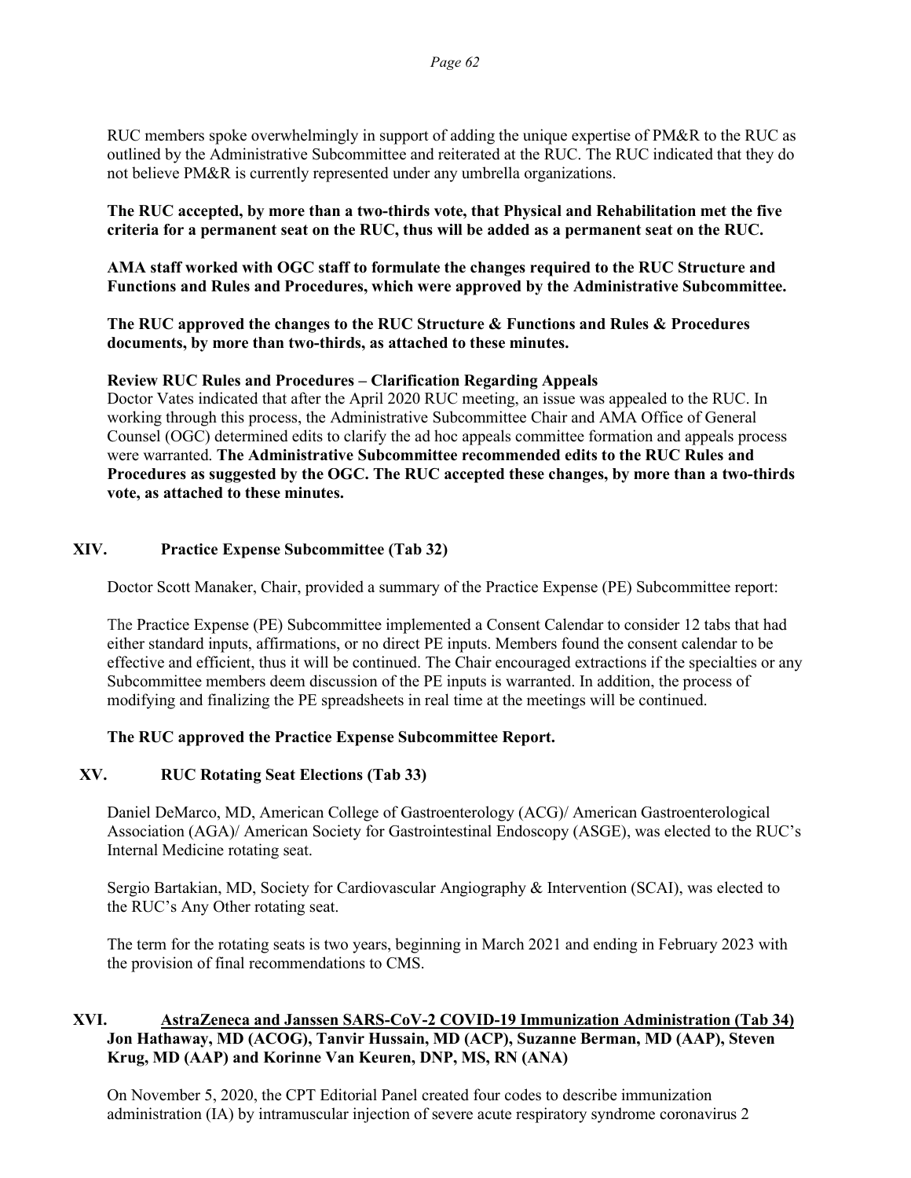RUC members spoke overwhelmingly in support of adding the unique expertise of PM&R to the RUC as outlined by the Administrative Subcommittee and reiterated at the RUC. The RUC indicated that they do not believe PM&R is currently represented under any umbrella organizations.

**The RUC accepted, by more than a two-thirds vote, that Physical and Rehabilitation met the five criteria for a permanent seat on the RUC, thus will be added as a permanent seat on the RUC.**

**AMA staff worked with OGC staff to formulate the changes required to the RUC Structure and Functions and Rules and Procedures, which were approved by the Administrative Subcommittee.**

**The RUC approved the changes to the RUC Structure & Functions and Rules & Procedures documents, by more than two-thirds, as attached to these minutes.**

**Review RUC Rules and Procedures – Clarification Regarding Appeals**
Doctor Vates indicated that after the April 2020 RUC meeting, an issue was appealed to the RUC. In working through this process, the Administrative Subcommittee Chair and AMA Office of General Counsel (OGC) determined edits to clarify the ad hoc appeals committee formation and appeals process were warranted. **The Administrative Subcommittee recommended edits to the RUC Rules and Procedures as suggested by the OGC. The RUC accepted these changes, by more than a two-thirds vote, as attached to these minutes.**

## XIV. Practice Expense Subcommittee (Tab 32)

Doctor Scott Manaker, Chair, provided a summary of the Practice Expense (PE) Subcommittee report:

The Practice Expense (PE) Subcommittee implemented a Consent Calendar to consider 12 tabs that had either standard inputs, affirmations, or no direct PE inputs. Members found the consent calendar to be effective and efficient, thus it will be continued. The Chair encouraged extractions if the specialties or any Subcommittee members deem discussion of the PE inputs is warranted. In addition, the process of modifying and finalizing the PE spreadsheets in real time at the meetings will be continued.

**The RUC approved the Practice Expense Subcommittee Report.**

## XV. RUC Rotating Seat Elections (Tab 33)

Daniel DeMarco, MD, American College of Gastroenterology (ACG)/ American Gastroenterological Association (AGA)/ American Society for Gastrointestinal Endoscopy (ASGE), was elected to the RUC's Internal Medicine rotating seat.

Sergio Bartakian, MD, Society for Cardiovascular Angiography & Intervention (SCAI), was elected to the RUC's Any Other rotating seat.

The term for the rotating seats is two years, beginning in March 2021 and ending in February 2023 with the provision of final recommendations to CMS.

## XVI. AstraZeneca and Janssen SARS-CoV-2 COVID-19 Immunization Administration (Tab 34)

**Jon Hathaway, MD (ACOG), Tanvir Hussain, MD (ACP), Suzanne Berman, MD (AAP), Steven Krug, MD (AAP) and Korinne Van Keuren, DNP, MS, RN (ANA)**

On November 5, 2020, the CPT Editorial Panel created four codes to describe immunization administration (IA) by intramuscular injection of severe acute respiratory syndrome coronavirus 2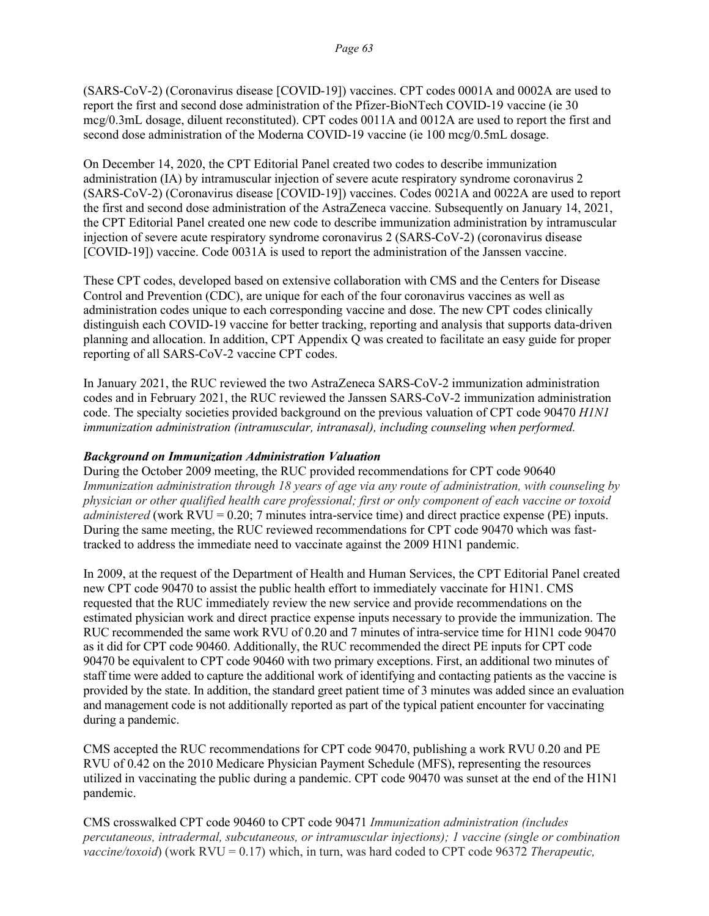(SARS-CoV-2) (Coronavirus disease [COVID-19]) vaccines. CPT codes 0001A and 0002A are used to report the first and second dose administration of the Pfizer-BioNTech COVID-19 vaccine (ie 30 mcg/0.3mL dosage, diluent reconstituted). CPT codes 0011A and 0012A are used to report the first and second dose administration of the Moderna COVID-19 vaccine (ie 100 mcg/0.5mL dosage.

On December 14, 2020, the CPT Editorial Panel created two codes to describe immunization administration (IA) by intramuscular injection of severe acute respiratory syndrome coronavirus 2 (SARS-CoV-2) (Coronavirus disease [COVID-19]) vaccines. Codes 0021A and 0022A are used to report the first and second dose administration of the AstraZeneca vaccine. Subsequently on January 14, 2021, the CPT Editorial Panel created one new code to describe immunization administration by intramuscular injection of severe acute respiratory syndrome coronavirus 2 (SARS-CoV-2) (coronavirus disease [COVID-19]) vaccine. Code 0031A is used to report the administration of the Janssen vaccine.

These CPT codes, developed based on extensive collaboration with CMS and the Centers for Disease Control and Prevention (CDC), are unique for each of the four coronavirus vaccines as well as administration codes unique to each corresponding vaccine and dose. The new CPT codes clinically distinguish each COVID-19 vaccine for better tracking, reporting and analysis that supports data-driven planning and allocation. In addition, CPT Appendix Q was created to facilitate an easy guide for proper reporting of all SARS-CoV-2 vaccine CPT codes.

In January 2021, the RUC reviewed the two AstraZeneca SARS-CoV-2 immunization administration codes and in February 2021, the RUC reviewed the Janssen SARS-CoV-2 immunization administration code. The specialty societies provided background on the previous valuation of CPT code 90470 *H1N1 immunization administration (intramuscular, intranasal), including counseling when performed.*

***Background on Immunization Administration Valuation***

During the October 2009 meeting, the RUC provided recommendations for CPT code 90640 *Immunization administration through 18 years of age via any route of administration, with counseling by physician or other qualified health care professional; first or only component of each vaccine or toxoid administered* (work RVU = 0.20; 7 minutes intra-service time) and direct practice expense (PE) inputs. During the same meeting, the RUC reviewed recommendations for CPT code 90470 which was fast-tracked to address the immediate need to vaccinate against the 2009 H1N1 pandemic.

In 2009, at the request of the Department of Health and Human Services, the CPT Editorial Panel created new CPT code 90470 to assist the public health effort to immediately vaccinate for H1N1. CMS requested that the RUC immediately review the new service and provide recommendations on the estimated physician work and direct practice expense inputs necessary to provide the immunization. The RUC recommended the same work RVU of 0.20 and 7 minutes of intra-service time for H1N1 code 90470 as it did for CPT code 90460. Additionally, the RUC recommended the direct PE inputs for CPT code 90470 be equivalent to CPT code 90460 with two primary exceptions. First, an additional two minutes of staff time were added to capture the additional work of identifying and contacting patients as the vaccine is provided by the state. In addition, the standard greet patient time of 3 minutes was added since an evaluation and management code is not additionally reported as part of the typical patient encounter for vaccinating during a pandemic.

CMS accepted the RUC recommendations for CPT code 90470, publishing a work RVU 0.20 and PE RVU of 0.42 on the 2010 Medicare Physician Payment Schedule (MFS), representing the resources utilized in vaccinating the public during a pandemic. CPT code 90470 was sunset at the end of the H1N1 pandemic.

CMS crosswalked CPT code 90460 to CPT code 90471 *Immunization administration (includes percutaneous, intradermal, subcutaneous, or intramuscular injections); 1 vaccine (single or combination vaccine/toxoid)* (work RVU = 0.17) which, in turn, was hard coded to CPT code 96372 *Therapeutic,*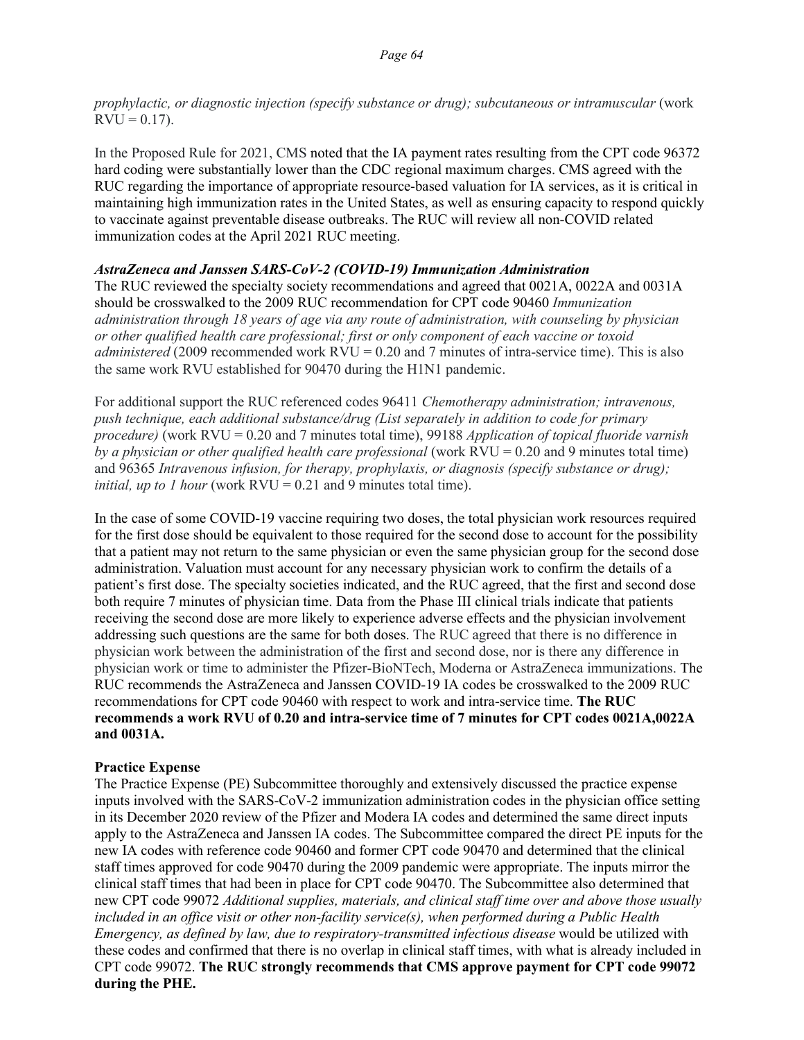*prophylactic, or diagnostic injection (specify substance or drug); subcutaneous or intramuscular* (work RVU = 0.17).

In the Proposed Rule for 2021, CMS noted that the IA payment rates resulting from the CPT code 96372 hard coding were substantially lower than the CDC regional maximum charges. CMS agreed with the RUC regarding the importance of appropriate resource-based valuation for IA services, as it is critical in maintaining high immunization rates in the United States, as well as ensuring capacity to respond quickly to vaccinate against preventable disease outbreaks. The RUC will review all non-COVID related immunization codes at the April 2021 RUC meeting.

***AstraZeneca and Janssen SARS-CoV-2 (COVID-19) Immunization Administration***

The RUC reviewed the specialty society recommendations and agreed that 0021A, 0022A and 0031A should be crosswalked to the 2009 RUC recommendation for CPT code 90460 *Immunization administration through 18 years of age via any route of administration, with counseling by physician or other qualified health care professional; first or only component of each vaccine or toxoid administered* (2009 recommended work RVU = 0.20 and 7 minutes of intra-service time). This is also the same work RVU established for 90470 during the H1N1 pandemic.

For additional support the RUC referenced codes 96411 *Chemotherapy administration; intravenous, push technique, each additional substance/drug (List separately in addition to code for primary procedure)* (work RVU = 0.20 and 7 minutes total time), 99188 *Application of topical fluoride varnish by a physician or other qualified health care professional* (work RVU = 0.20 and 9 minutes total time) and 96365 *Intravenous infusion, for therapy, prophylaxis, or diagnosis (specify substance or drug); initial, up to 1 hour* (work RVU = 0.21 and 9 minutes total time).

In the case of some COVID-19 vaccine requiring two doses, the total physician work resources required for the first dose should be equivalent to those required for the second dose to account for the possibility that a patient may not return to the same physician or even the same physician group for the second dose administration. Valuation must account for any necessary physician work to confirm the details of a patient's first dose. The specialty societies indicated, and the RUC agreed, that the first and second dose both require 7 minutes of physician time. Data from the Phase III clinical trials indicate that patients receiving the second dose are more likely to experience adverse effects and the physician involvement addressing such questions are the same for both doses. The RUC agreed that there is no difference in physician work between the administration of the first and second dose, nor is there any difference in physician work or time to administer the Pfizer-BioNTech, Moderna or AstraZeneca immunizations. The RUC recommends the AstraZeneca and Janssen COVID-19 IA codes be crosswalked to the 2009 RUC recommendations for CPT code 90460 with respect to work and intra-service time. **The RUC recommends a work RVU of 0.20 and intra-service time of 7 minutes for CPT codes 0021A,0022A and 0031A.**

**Practice Expense**

The Practice Expense (PE) Subcommittee thoroughly and extensively discussed the practice expense inputs involved with the SARS-CoV-2 immunization administration codes in the physician office setting in its December 2020 review of the Pfizer and Modera IA codes and determined the same direct inputs apply to the AstraZeneca and Janssen IA codes. The Subcommittee compared the direct PE inputs for the new IA codes with reference code 90460 and former CPT code 90470 and determined that the clinical staff times approved for code 90470 during the 2009 pandemic were appropriate. The inputs mirror the clinical staff times that had been in place for CPT code 90470. The Subcommittee also determined that new CPT code 99072 *Additional supplies, materials, and clinical staff time over and above those usually included in an office visit or other non-facility service(s), when performed during a Public Health Emergency, as defined by law, due to respiratory-transmitted infectious disease* would be utilized with these codes and confirmed that there is no overlap in clinical staff times, with what is already included in CPT code 99072. **The RUC strongly recommends that CMS approve payment for CPT code 99072 during the PHE.**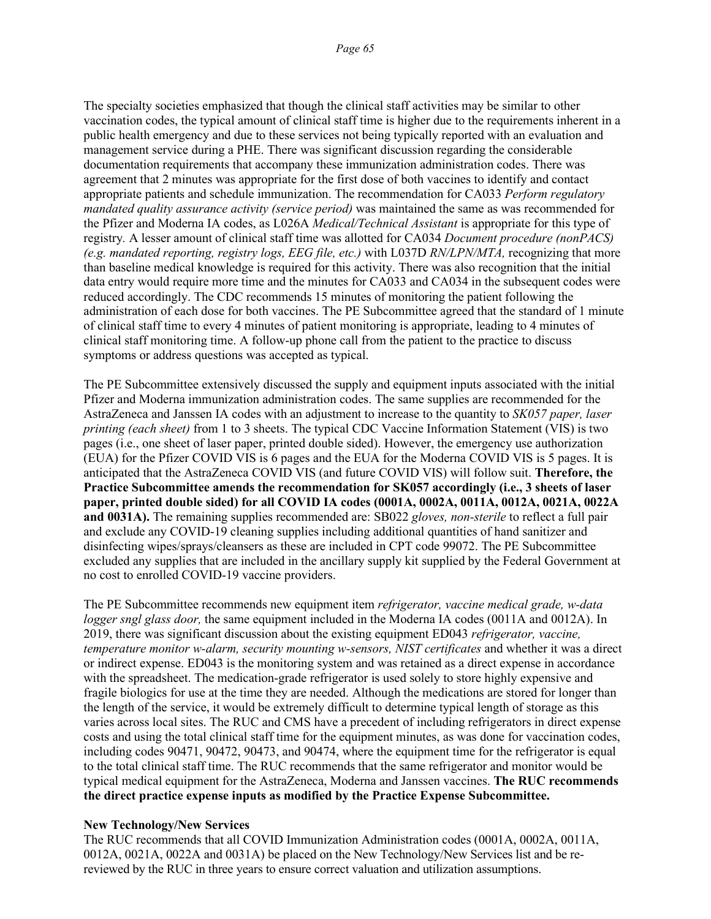The specialty societies emphasized that though the clinical staff activities may be similar to other vaccination codes, the typical amount of clinical staff time is higher due to the requirements inherent in a public health emergency and due to these services not being typically reported with an evaluation and management service during a PHE. There was significant discussion regarding the considerable documentation requirements that accompany these immunization administration codes. There was agreement that 2 minutes was appropriate for the first dose of both vaccines to identify and contact appropriate patients and schedule immunization. The recommendation for CA033 *Perform regulatory mandated quality assurance activity (service period)* was maintained the same as was recommended for the Pfizer and Moderna IA codes, as L026A *Medical/Technical Assistant* is appropriate for this type of registry. A lesser amount of clinical staff time was allotted for CA034 *Document procedure (nonPACS) (e.g. mandated reporting, registry logs, EEG file, etc.)* with L037D *RN/LPN/MTA,* recognizing that more than baseline medical knowledge is required for this activity. There was also recognition that the initial data entry would require more time and the minutes for CA033 and CA034 in the subsequent codes were reduced accordingly. The CDC recommends 15 minutes of monitoring the patient following the administration of each dose for both vaccines. The PE Subcommittee agreed that the standard of 1 minute of clinical staff time to every 4 minutes of patient monitoring is appropriate, leading to 4 minutes of clinical staff monitoring time. A follow-up phone call from the patient to the practice to discuss symptoms or address questions was accepted as typical.

The PE Subcommittee extensively discussed the supply and equipment inputs associated with the initial Pfizer and Moderna immunization administration codes. The same supplies are recommended for the AstraZeneca and Janssen IA codes with an adjustment to increase to the quantity to *SK057 paper, laser printing (each sheet)* from 1 to 3 sheets. The typical CDC Vaccine Information Statement (VIS) is two pages (i.e., one sheet of laser paper, printed double sided). However, the emergency use authorization (EUA) for the Pfizer COVID VIS is 6 pages and the EUA for the Moderna COVID VIS is 5 pages. It is anticipated that the AstraZeneca COVID VIS (and future COVID VIS) will follow suit. **Therefore, the Practice Subcommittee amends the recommendation for SK057 accordingly (i.e., 3 sheets of laser paper, printed double sided) for all COVID IA codes (0001A, 0002A, 0011A, 0012A, 0021A, 0022A and 0031A).** The remaining supplies recommended are: SB022 *gloves, non-sterile* to reflect a full pair and exclude any COVID-19 cleaning supplies including additional quantities of hand sanitizer and disinfecting wipes/sprays/cleansers as these are included in CPT code 99072. The PE Subcommittee excluded any supplies that are included in the ancillary supply kit supplied by the Federal Government at no cost to enrolled COVID-19 vaccine providers.

The PE Subcommittee recommends new equipment item *refrigerator, vaccine medical grade, w-data logger sngl glass door,* the same equipment included in the Moderna IA codes (0011A and 0012A). In 2019, there was significant discussion about the existing equipment ED043 *refrigerator, vaccine, temperature monitor w-alarm, security mounting w-sensors, NIST certificates* and whether it was a direct or indirect expense. ED043 is the monitoring system and was retained as a direct expense in accordance with the spreadsheet. The medication-grade refrigerator is used solely to store highly expensive and fragile biologics for use at the time they are needed. Although the medications are stored for longer than the length of the service, it would be extremely difficult to determine typical length of storage as this varies across local sites. The RUC and CMS have a precedent of including refrigerators in direct expense costs and using the total clinical staff time for the equipment minutes, as was done for vaccination codes, including codes 90471, 90472, 90473, and 90474, where the equipment time for the refrigerator is equal to the total clinical staff time. The RUC recommends that the same refrigerator and monitor would be typical medical equipment for the AstraZeneca, Moderna and Janssen vaccines. **The RUC recommends the direct practice expense inputs as modified by the Practice Expense Subcommittee.**

**New Technology/New Services**

The RUC recommends that all COVID Immunization Administration codes (0001A, 0002A, 0011A, 0012A, 0021A, 0022A and 0031A) be placed on the New Technology/New Services list and be re-reviewed by the RUC in three years to ensure correct valuation and utilization assumptions.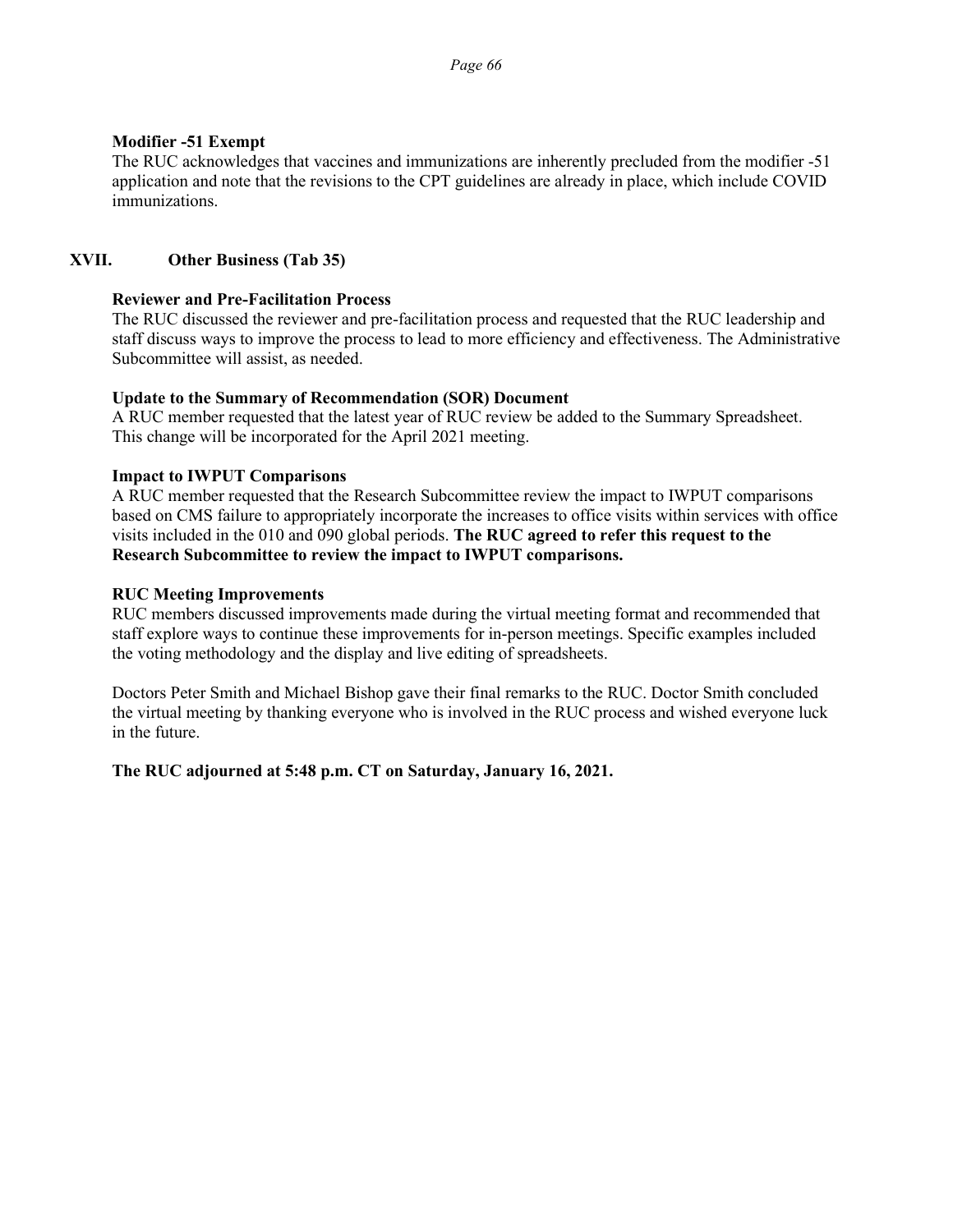### Modifier -51 Exempt

The RUC acknowledges that vaccines and immunizations are inherently precluded from the modifier -51 application and note that the revisions to the CPT guidelines are already in place, which include COVID immunizations.

## XVII. Other Business (Tab 35)

### Reviewer and Pre-Facilitation Process

The RUC discussed the reviewer and pre-facilitation process and requested that the RUC leadership and staff discuss ways to improve the process to lead to more efficiency and effectiveness. The Administrative Subcommittee will assist, as needed.

### Update to the Summary of Recommendation (SOR) Document

A RUC member requested that the latest year of RUC review be added to the Summary Spreadsheet. This change will be incorporated for the April 2021 meeting.

### Impact to IWPUT Comparisons

A RUC member requested that the Research Subcommittee review the impact to IWPUT comparisons based on CMS failure to appropriately incorporate the increases to office visits within services with office visits included in the 010 and 090 global periods. **The RUC agreed to refer this request to the Research Subcommittee to review the impact to IWPUT comparisons.**

### RUC Meeting Improvements

RUC members discussed improvements made during the virtual meeting format and recommended that staff explore ways to continue these improvements for in-person meetings. Specific examples included the voting methodology and the display and live editing of spreadsheets.

Doctors Peter Smith and Michael Bishop gave their final remarks to the RUC. Doctor Smith concluded the virtual meeting by thanking everyone who is involved in the RUC process and wished everyone luck in the future.

**The RUC adjourned at 5:48 p.m. CT on Saturday, January 16, 2021.**